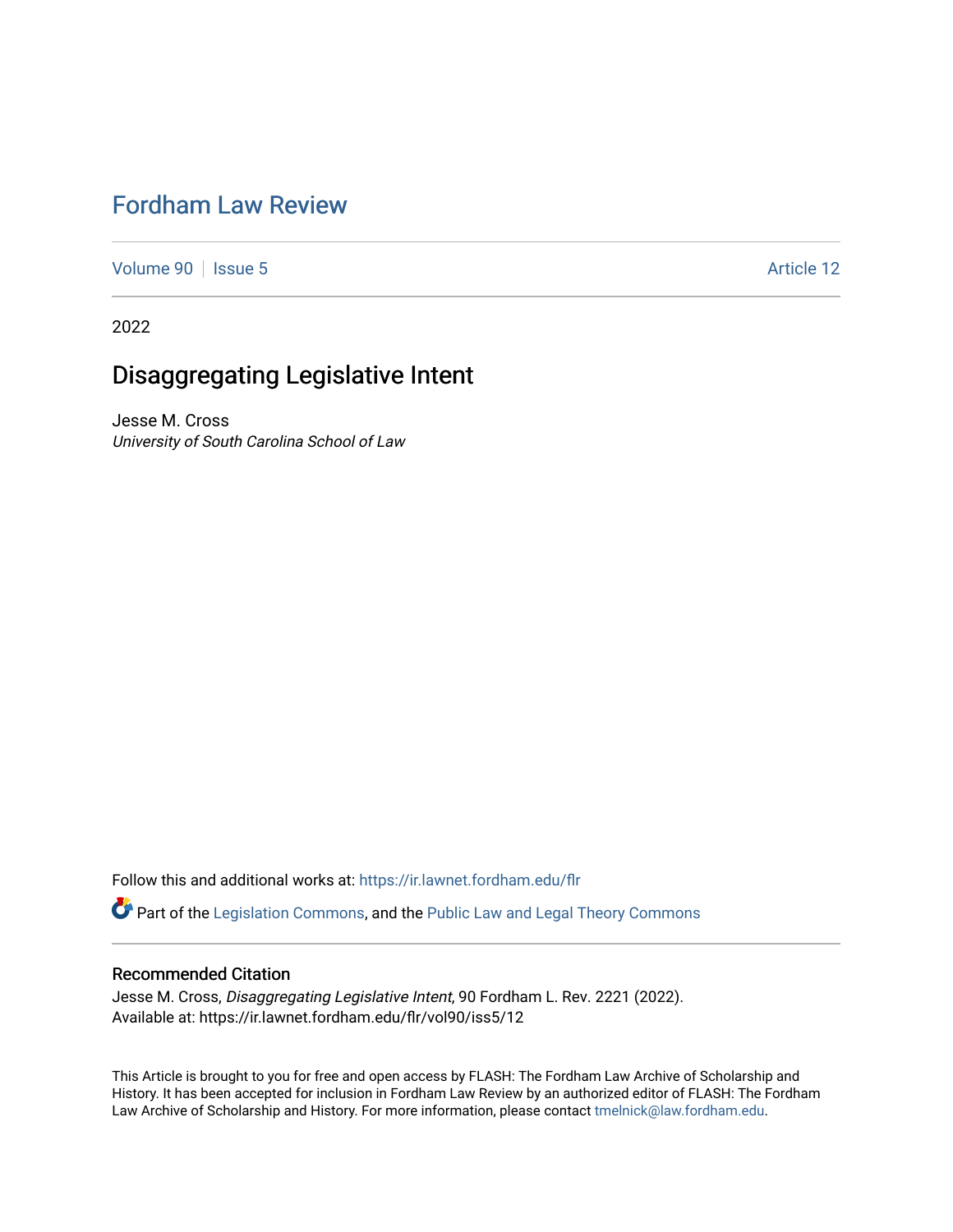# Fordham Law Review

Volume 90 | Issue 5 | Article 12

2022

## Disaggregating Legislative Intent

Jesse M. Cross
*University of South Carolina School of Law*

Follow this and additional works at: https://ir.lawnet.fordham.edu/flr

Part of the Legislation Commons, and the Public Law and Legal Theory Commons

### Recommended Citation

Jesse M. Cross, *Disaggregating Legislative Intent*, 90 Fordham L. Rev. 2221 (2022).
Available at: https://ir.lawnet.fordham.edu/flr/vol90/iss5/12

This Article is brought to you for free and open access by FLASH: The Fordham Law Archive of Scholarship and History. It has been accepted for inclusion in Fordham Law Review by an authorized editor of FLASH: The Fordham Law Archive of Scholarship and History. For more information, please contact tmelnick@law.fordham.edu.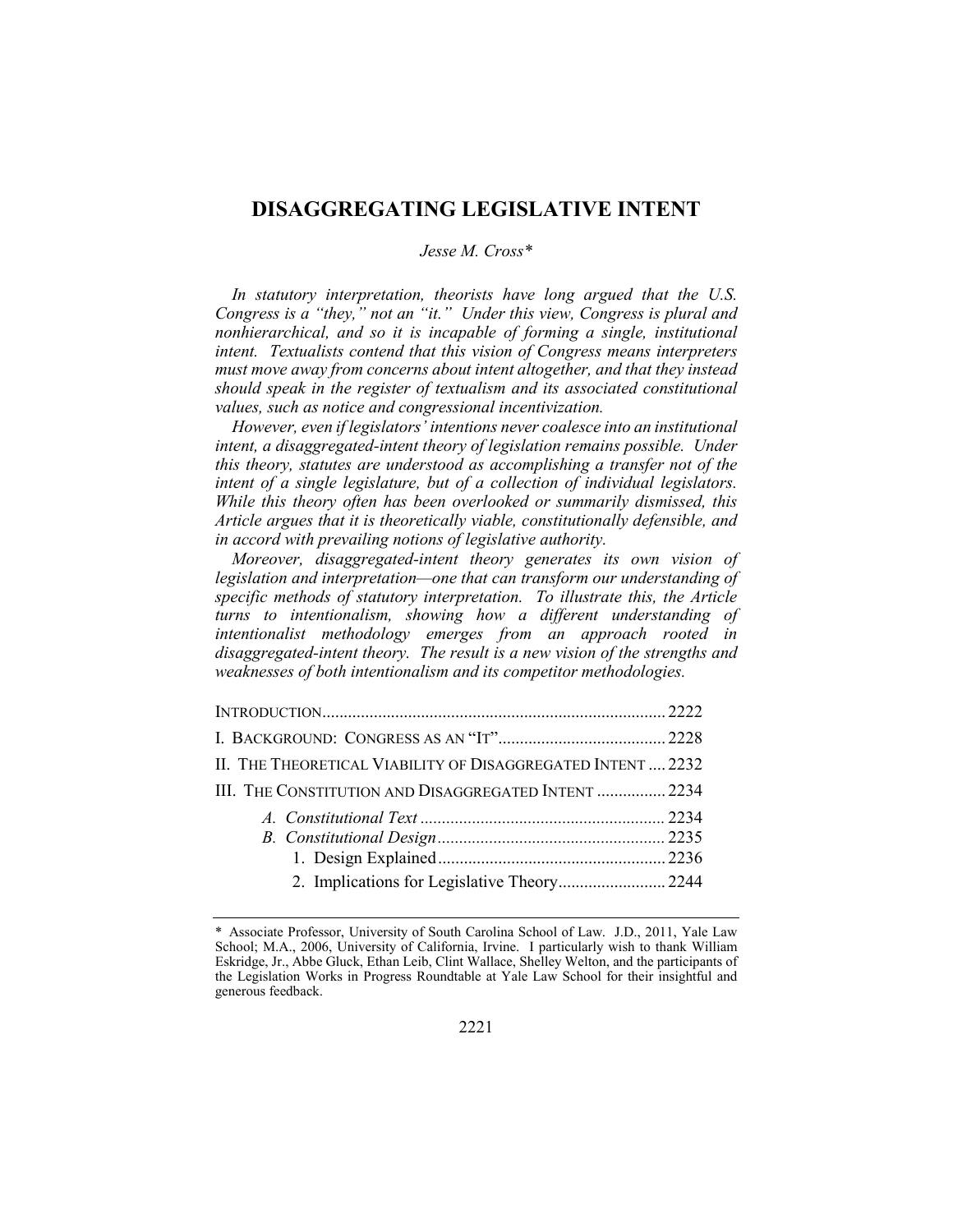# DISAGGREGATING LEGISLATIVE INTENT

*Jesse M. Cross**

*In statutory interpretation, theorists have long argued that the U.S. Congress is a "they," not an "it." Under this view, Congress is plural and nonhierarchical, and so it is incapable of forming a single, institutional intent. Textualists contend that this vision of Congress means interpreters must move away from concerns about intent altogether, and that they instead should speak in the register of textualism and its associated constitutional values, such as notice and congressional incentivization.*

*However, even if legislators' intentions never coalesce into an institutional intent, a disaggregated-intent theory of legislation remains possible. Under this theory, statutes are understood as accomplishing a transfer not of the intent of a single legislature, but of a collection of individual legislators. While this theory often has been overlooked or summarily dismissed, this Article argues that it is theoretically viable, constitutionally defensible, and in accord with prevailing notions of legislative authority.*

*Moreover, disaggregated-intent theory generates its own vision of legislation and interpretation—one that can transform our understanding of specific methods of statutory interpretation. To illustrate this, the Article turns to intentionalism, showing how a different understanding of intentionalist methodology emerges from an approach rooted in disaggregated-intent theory. The result is a new vision of the strengths and weaknesses of both intentionalism and its competitor methodologies.*

INTRODUCTION ............................................................ 2222

I. BACKGROUND: CONGRESS AS AN "IT" ............................ 2228

II. THE THEORETICAL VIABILITY OF DISAGGREGATED INTENT .... 2232

III. THE CONSTITUTION AND DISAGGREGATED INTENT ............... 2234

*A. Constitutional Text* ................................................ 2234

*B. Constitutional Design* ............................................ 2235

1. Design Explained ................................................ 2236

2. Implications for Legislative Theory ......................... 2244

---

\* Associate Professor, University of South Carolina School of Law. J.D., 2011, Yale Law School; M.A., 2006, University of California, Irvine. I particularly wish to thank William Eskridge, Jr., Abbe Gluck, Ethan Leib, Clint Wallace, Shelley Welton, and the participants of the Legislation Works in Progress Roundtable at Yale Law School for their insightful and generous feedback.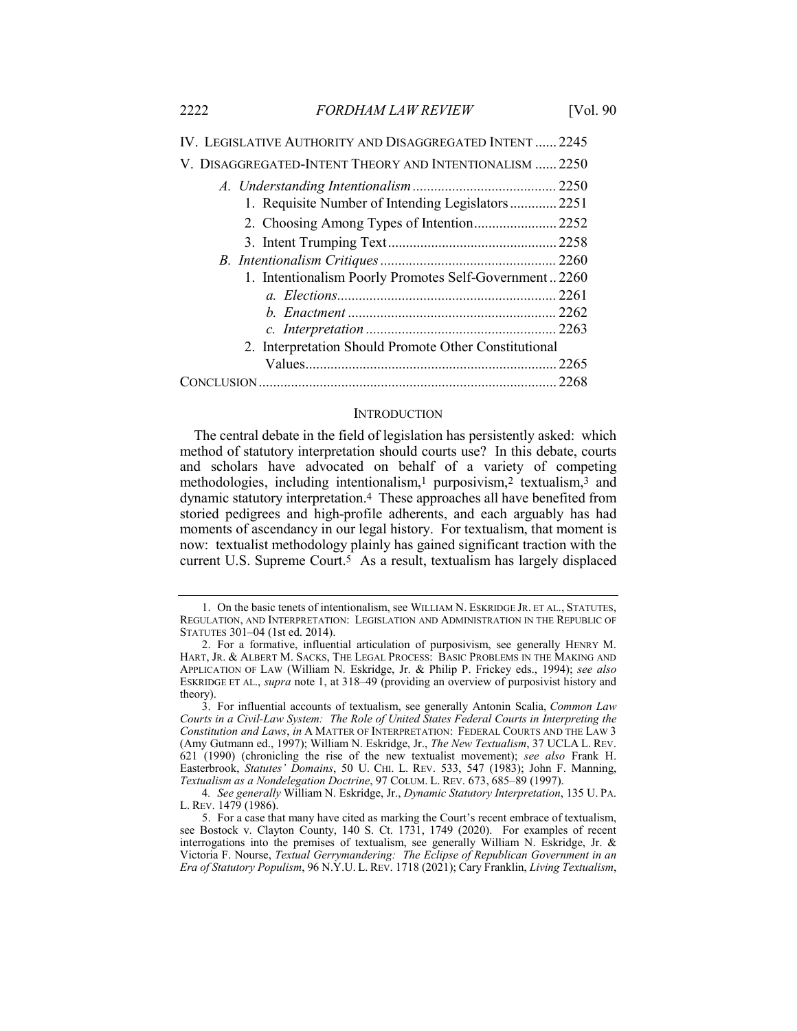IV. LEGISLATIVE AUTHORITY AND DISAGGREGATED INTENT ...... 2245

V. DISAGGREGATED-INTENT THEORY AND INTENTIONALISM ...... 2250

*A. Understanding Intentionalism* ........................................ 2250

1. Requisite Number of Intending Legislators ............. 2251

2. Choosing Among Types of Intention....................... 2252

3. Intent Trumping Text............................................... 2258

*B. Intentionalism Critiques* ................................................ 2260

1. Intentionalism Poorly Promotes Self-Government .. 2260

*a. Elections*............................................................. 2261

*b. Enactment* .......................................................... 2262

*c. Interpretation* ..................................................... 2263

2. Interpretation Should Promote Other Constitutional Values...................................................................... 2265

CONCLUSION................................................................................... 2268

## INTRODUCTION

The central debate in the field of legislation has persistently asked: which method of statutory interpretation should courts use? In this debate, courts and scholars have advocated on behalf of a variety of competing methodologies, including intentionalism,[1] purposivism,[2] textualism,[3] and dynamic statutory interpretation.[4] These approaches all have benefited from storied pedigrees and high-profile adherents, and each arguably has had moments of ascendancy in our legal history. For textualism, that moment is now: textualist methodology plainly has gained significant traction with the current U.S. Supreme Court.[5] As a result, textualism has largely displaced

---

1. On the basic tenets of intentionalism, see WILLIAM N. ESKRIDGE JR. ET AL., STATUTES, REGULATION, AND INTERPRETATION: LEGISLATION AND ADMINISTRATION IN THE REPUBLIC OF STATUTES 301–04 (1st ed. 2014).

2. For a formative, influential articulation of purposivism, see generally HENRY M. HART, JR. & ALBERT M. SACKS, THE LEGAL PROCESS: BASIC PROBLEMS IN THE MAKING AND APPLICATION OF LAW (William N. Eskridge, Jr. & Philip P. Frickey eds., 1994); *see also* ESKRIDGE ET AL., *supra* note 1, at 318–49 (providing an overview of purposivist history and theory).

3. For influential accounts of textualism, see generally Antonin Scalia, *Common Law Courts in a Civil-Law System: The Role of United States Federal Courts in Interpreting the Constitution and Laws*, *in* A MATTER OF INTERPRETATION: FEDERAL COURTS AND THE LAW 3 (Amy Gutmann ed., 1997); William N. Eskridge, Jr., *The New Textualism*, 37 UCLA L. REV. 621 (1990) (chronicling the rise of the new textualist movement); *see also* Frank H. Easterbrook, *Statutes' Domains*, 50 U. CHI. L. REV. 533, 547 (1983); John F. Manning, *Textualism as a Nondelegation Doctrine*, 97 COLUM. L. REV. 673, 685–89 (1997).

4. *See generally* William N. Eskridge, Jr., *Dynamic Statutory Interpretation*, 135 U. PA. L. REV. 1479 (1986).

5. For a case that many have cited as marking the Court's recent embrace of textualism, see Bostock v. Clayton County, 140 S. Ct. 1731, 1749 (2020). For examples of recent interrogations into the premises of textualism, see generally William N. Eskridge, Jr. & Victoria F. Nourse, *Textual Gerrymandering: The Eclipse of Republican Government in an Era of Statutory Populism*, 96 N.Y.U. L. REV. 1718 (2021); Cary Franklin, *Living Textualism*,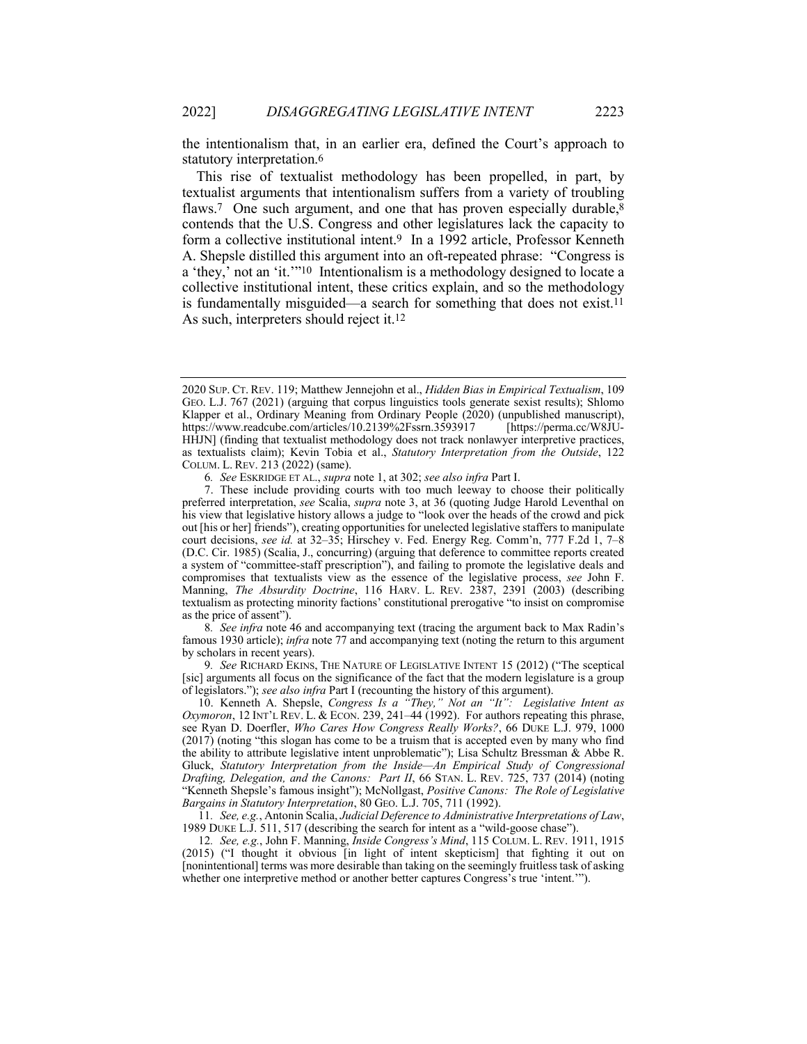the intentionalism that, in an earlier era, defined the Court's approach to statutory interpretation.[6]

This rise of textualist methodology has been propelled, in part, by textualist arguments that intentionalism suffers from a variety of troubling flaws.[7] One such argument, and one that has proven especially durable,[8] contends that the U.S. Congress and other legislatures lack the capacity to form a collective institutional intent.[9] In a 1992 article, Professor Kenneth A. Shepsle distilled this argument into an oft-repeated phrase: "Congress is a 'they,' not an 'it.'"[10] Intentionalism is a methodology designed to locate a collective institutional intent, these critics explain, and so the methodology is fundamentally misguided—a search for something that does not exist.[11] As such, interpreters should reject it.[12]

---

2020 SUP. CT. REV. 119; Matthew Jennejohn et al., *Hidden Bias in Empirical Textualism*, 109 GEO. L.J. 767 (2021) (arguing that corpus linguistics tools generate sexist results); Shlomo Klapper et al., Ordinary Meaning from Ordinary People (2020) (unpublished manuscript), https://www.readcube.com/articles/10.2139%2Fssrn.3593917 [https://perma.cc/W8JU-HHJN] (finding that textualist methodology does not track nonlawyer interpretive practices, as textualists claim); Kevin Tobia et al., *Statutory Interpretation from the Outside*, 122 COLUM. L. REV. 213 (2022) (same).

6. *See* ESKRIDGE ET AL., *supra* note 1, at 302; *see also infra* Part I.

7. These include providing courts with too much leeway to choose their politically preferred interpretation, *see* Scalia, *supra* note 3, at 36 (quoting Judge Harold Leventhal on his view that legislative history allows a judge to "look over the heads of the crowd and pick out [his or her] friends"), creating opportunities for unelected legislative staffers to manipulate court decisions, *see id.* at 32–35; Hirschey v. Fed. Energy Reg. Comm'n, 777 F.2d 1, 7–8 (D.C. Cir. 1985) (Scalia, J., concurring) (arguing that deference to committee reports created a system of "committee-staff prescription"), and failing to promote the legislative deals and compromises that textualists view as the essence of the legislative process, *see* John F. Manning, *The Absurdity Doctrine*, 116 HARV. L. REV. 2387, 2391 (2003) (describing textualism as protecting minority factions' constitutional prerogative "to insist on compromise as the price of assent").

8. *See infra* note 46 and accompanying text (tracing the argument back to Max Radin's famous 1930 article); *infra* note 77 and accompanying text (noting the return to this argument by scholars in recent years).

9. *See* RICHARD EKINS, THE NATURE OF LEGISLATIVE INTENT 15 (2012) ("The sceptical [sic] arguments all focus on the significance of the fact that the modern legislature is a group of legislators."); *see also infra* Part I (recounting the history of this argument).

10. Kenneth A. Shepsle, *Congress Is a "They," Not an "It": Legislative Intent as Oxymoron*, 12 INT'L REV. L. & ECON. 239, 241–44 (1992). For authors repeating this phrase, see Ryan D. Doerfler, *Who Cares How Congress Really Works?*, 66 DUKE L.J. 979, 1000 (2017) (noting "this slogan has come to be a truism that is accepted even by many who find the ability to attribute legislative intent unproblematic"); Lisa Schultz Bressman & Abbe R. Gluck, *Statutory Interpretation from the Inside—An Empirical Study of Congressional Drafting, Delegation, and the Canons: Part II*, 66 STAN. L. REV. 725, 737 (2014) (noting "Kenneth Shepsle's famous insight"); McNollgast, *Positive Canons: The Role of Legislative Bargains in Statutory Interpretation*, 80 GEO. L.J. 705, 711 (1992).

11. *See, e.g.*, Antonin Scalia, *Judicial Deference to Administrative Interpretations of Law*, 1989 DUKE L.J. 511, 517 (describing the search for intent as a "wild-goose chase").

12. *See, e.g.*, John F. Manning, *Inside Congress's Mind*, 115 COLUM. L. REV. 1911, 1915 (2015) ("I thought it obvious [in light of intent skepticism] that fighting it out on [nonintentional] terms was more desirable than taking on the seemingly fruitless task of asking whether one interpretive method or another better captures Congress's true 'intent.'").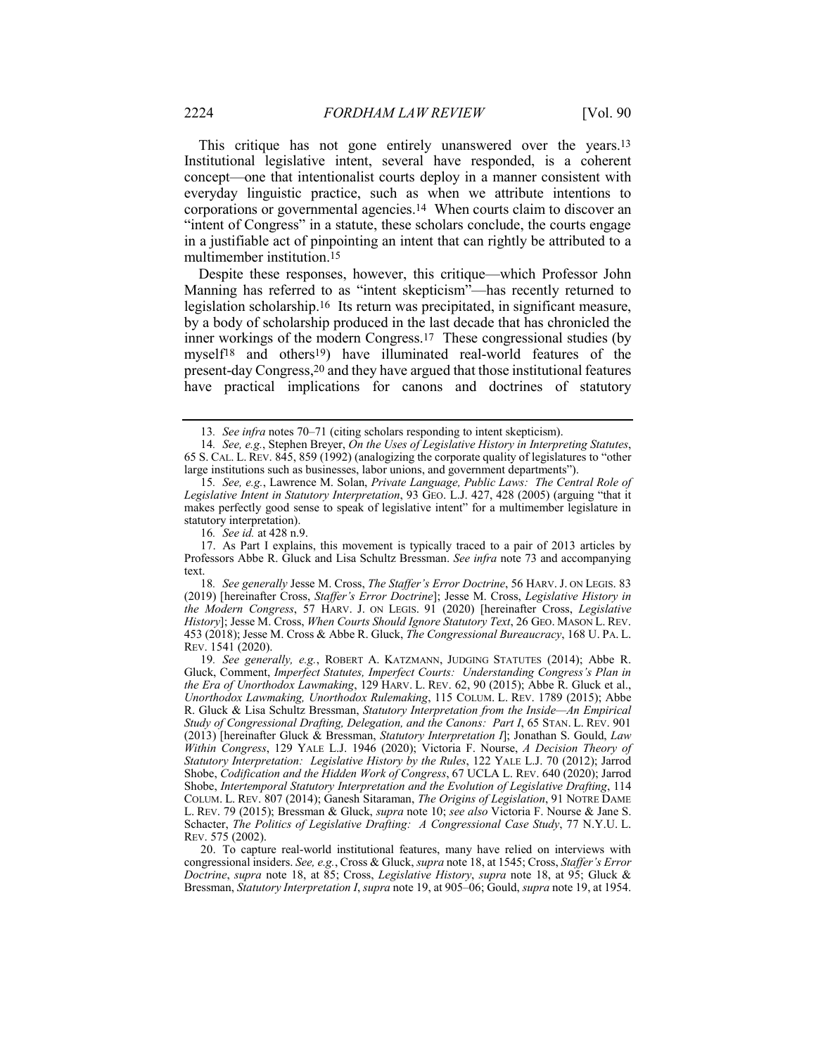This critique has not gone entirely unanswered over the years.[13] Institutional legislative intent, several have responded, is a coherent concept—one that intentionalist courts deploy in a manner consistent with everyday linguistic practice, such as when we attribute intentions to corporations or governmental agencies.[14] When courts claim to discover an "intent of Congress" in a statute, these scholars conclude, the courts engage in a justifiable act of pinpointing an intent that can rightly be attributed to a multimember institution.[15]

Despite these responses, however, this critique—which Professor John Manning has referred to as "intent skepticism"—has recently returned to legislation scholarship.[16] Its return was precipitated, in significant measure, by a body of scholarship produced in the last decade that has chronicled the inner workings of the modern Congress.[17] These congressional studies (by myself[18] and others[19]) have illuminated real-world features of the present-day Congress,[20] and they have argued that those institutional features have practical implications for canons and doctrines of statutory

---

13. *See infra* notes 70–71 (citing scholars responding to intent skepticism).

14. *See, e.g.*, Stephen Breyer, *On the Uses of Legislative History in Interpreting Statutes*, 65 S. CAL. L. REV. 845, 859 (1992) (analogizing the corporate quality of legislatures to "other large institutions such as businesses, labor unions, and government departments").

15. *See, e.g.*, Lawrence M. Solan, *Private Language, Public Laws: The Central Role of Legislative Intent in Statutory Interpretation*, 93 GEO. L.J. 427, 428 (2005) (arguing "that it makes perfectly good sense to speak of legislative intent" for a multimember legislature in statutory interpretation).

16. *See id.* at 428 n.9.

17. As Part I explains, this movement is typically traced to a pair of 2013 articles by Professors Abbe R. Gluck and Lisa Schultz Bressman. *See infra* note 73 and accompanying text.

18. *See generally* Jesse M. Cross, *The Staffer's Error Doctrine*, 56 HARV. J. ON LEGIS. 83 (2019) [hereinafter Cross, *Staffer's Error Doctrine*]; Jesse M. Cross, *Legislative History in the Modern Congress*, 57 HARV. J. ON LEGIS. 91 (2020) [hereinafter Cross, *Legislative History*]; Jesse M. Cross, *When Courts Should Ignore Statutory Text*, 26 GEO. MASON L. REV. 453 (2018); Jesse M. Cross & Abbe R. Gluck, *The Congressional Bureaucracy*, 168 U. PA. L. REV. 1541 (2020).

19. *See generally, e.g.*, ROBERT A. KATZMANN, JUDGING STATUTES (2014); Abbe R. Gluck, Comment, *Imperfect Statutes, Imperfect Courts: Understanding Congress's Plan in the Era of Unorthodox Lawmaking*, 129 HARV. L. REV. 62, 90 (2015); Abbe R. Gluck et al., *Unorthodox Lawmaking, Unorthodox Rulemaking*, 115 COLUM. L. REV. 1789 (2015); Abbe R. Gluck & Lisa Schultz Bressman, *Statutory Interpretation from the Inside—An Empirical Study of Congressional Drafting, Delegation, and the Canons: Part I*, 65 STAN. L. REV. 901 (2013) [hereinafter Gluck & Bressman, *Statutory Interpretation I*]; Jonathan S. Gould, *Law Within Congress*, 129 YALE L.J. 1946 (2020); Victoria F. Nourse, *A Decision Theory of Statutory Interpretation: Legislative History by the Rules*, 122 YALE L.J. 70 (2012); Jarrod Shobe, *Codification and the Hidden Work of Congress*, 67 UCLA L. REV. 640 (2020); Jarrod Shobe, *Intertemporal Statutory Interpretation and the Evolution of Legislative Drafting*, 114 COLUM. L. REV. 807 (2014); Ganesh Sitaraman, *The Origins of Legislation*, 91 NOTRE DAME L. REV. 79 (2015); Bressman & Gluck, *supra* note 10; *see also* Victoria F. Nourse & Jane S. Schacter, *The Politics of Legislative Drafting: A Congressional Case Study*, 77 N.Y.U. L. REV. 575 (2002).

20. To capture real-world institutional features, many have relied on interviews with congressional insiders. *See, e.g.*, Cross & Gluck, *supra* note 18, at 1545; Cross, *Staffer's Error Doctrine*, *supra* note 18, at 85; Cross, *Legislative History*, *supra* note 18, at 95; Gluck & Bressman, *Statutory Interpretation I*, *supra* note 19, at 905–06; Gould, *supra* note 19, at 1954.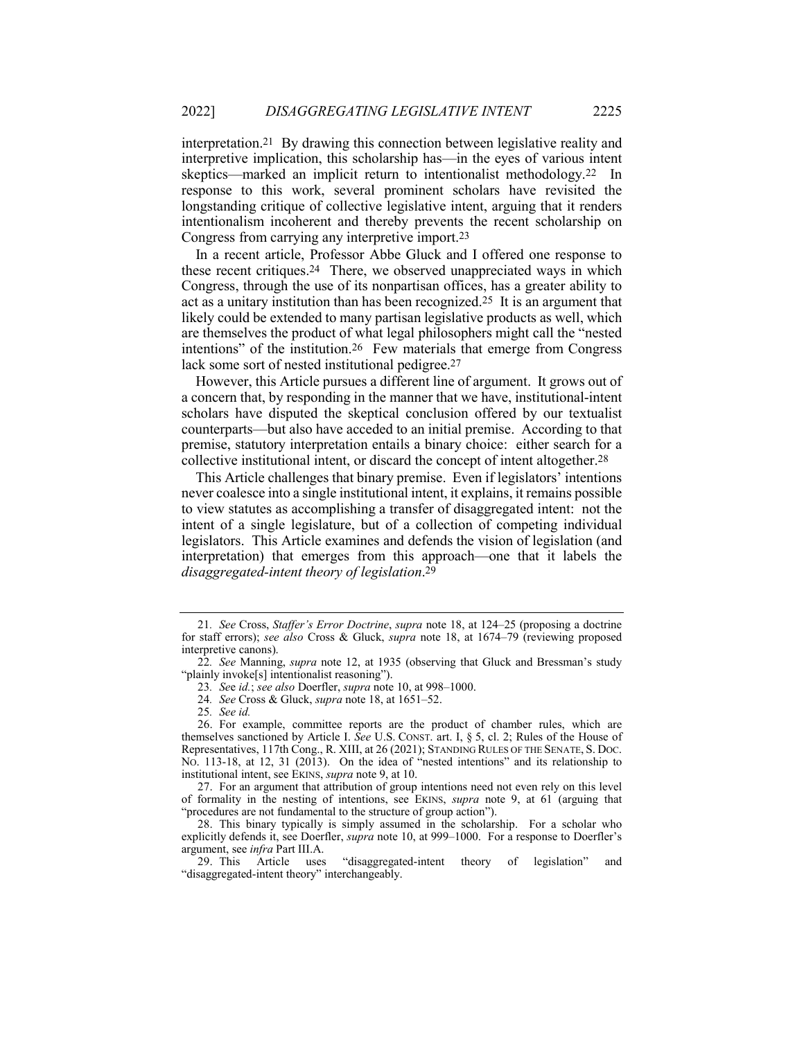interpretation.[21] By drawing this connection between legislative reality and interpretive implication, this scholarship has—in the eyes of various intent skeptics—marked an implicit return to intentionalist methodology.[22] In response to this work, several prominent scholars have revisited the longstanding critique of collective legislative intent, arguing that it renders intentionalism incoherent and thereby prevents the recent scholarship on Congress from carrying any interpretive import.[23]

In a recent article, Professor Abbe Gluck and I offered one response to these recent critiques.[24] There, we observed unappreciated ways in which Congress, through the use of its nonpartisan offices, has a greater ability to act as a unitary institution than has been recognized.[25] It is an argument that likely could be extended to many partisan legislative products as well, which are themselves the product of what legal philosophers might call the "nested intentions" of the institution.[26] Few materials that emerge from Congress lack some sort of nested institutional pedigree.[27]

However, this Article pursues a different line of argument. It grows out of a concern that, by responding in the manner that we have, institutional-intent scholars have disputed the skeptical conclusion offered by our textualist counterparts—but also have acceded to an initial premise. According to that premise, statutory interpretation entails a binary choice: either search for a collective institutional intent, or discard the concept of intent altogether.[28]

This Article challenges that binary premise. Even if legislators' intentions never coalesce into a single institutional intent, it explains, it remains possible to view statutes as accomplishing a transfer of disaggregated intent: not the intent of a single legislature, but of a collection of competing individual legislators. This Article examines and defends the vision of legislation (and interpretation) that emerges from this approach—one that it labels the *disaggregated-intent theory of legislation*.[29]

---

21. *See* Cross, *Staffer's Error Doctrine*, *supra* note 18, at 124–25 (proposing a doctrine for staff errors); *see also* Cross & Gluck, *supra* note 18, at 1674–79 (reviewing proposed interpretive canons).

22. *See* Manning, *supra* note 12, at 1935 (observing that Gluck and Bressman's study "plainly invoke[s] intentionalist reasoning").

23. *See id.*; *see also* Doerfler, *supra* note 10, at 998–1000.

24. *See* Cross & Gluck, *supra* note 18, at 1651–52.

25. *See id.*

26. For example, committee reports are the product of chamber rules, which are themselves sanctioned by Article I. *See* U.S. CONST. art. I, § 5, cl. 2; Rules of the House of Representatives, 117th Cong., R. XIII, at 26 (2021); STANDING RULES OF THE SENATE, S. DOC. NO. 113-18, at 12, 31 (2013). On the idea of "nested intentions" and its relationship to institutional intent, see EKINS, *supra* note 9, at 10.

27. For an argument that attribution of group intentions need not even rely on this level of formality in the nesting of intentions, see EKINS, *supra* note 9, at 61 (arguing that "procedures are not fundamental to the structure of group action").

28. This binary typically is simply assumed in the scholarship. For a scholar who explicitly defends it, see Doerfler, *supra* note 10, at 999–1000. For a response to Doerfler's argument, see *infra* Part III.A.

29. This Article uses "disaggregated-intent theory of legislation" and "disaggregated-intent theory" interchangeably.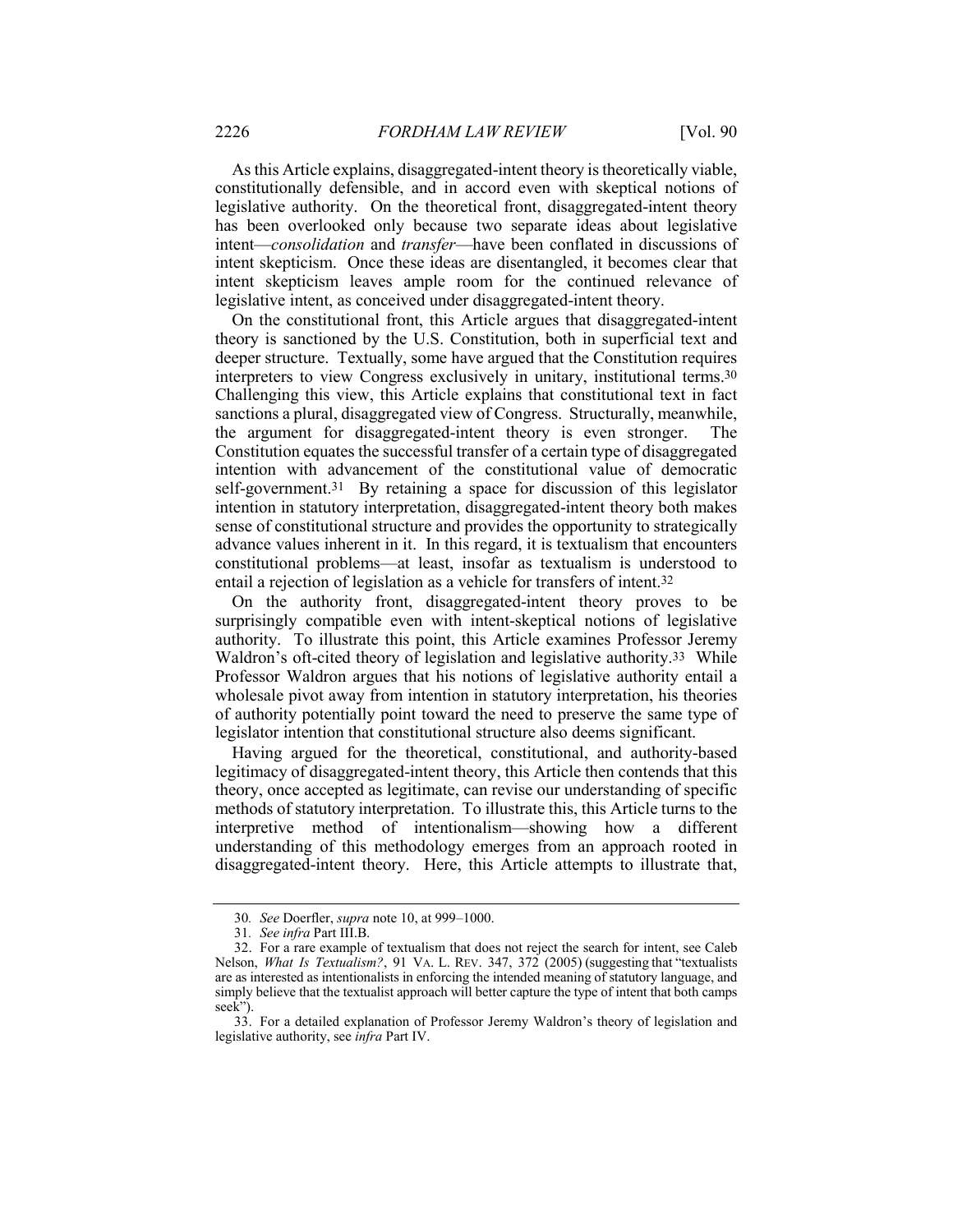As this Article explains, disaggregated-intent theory is theoretically viable, constitutionally defensible, and in accord even with skeptical notions of legislative authority. On the theoretical front, disaggregated-intent theory has been overlooked only because two separate ideas about legislative intent—*consolidation* and *transfer*—have been conflated in discussions of intent skepticism. Once these ideas are disentangled, it becomes clear that intent skepticism leaves ample room for the continued relevance of legislative intent, as conceived under disaggregated-intent theory.

On the constitutional front, this Article argues that disaggregated-intent theory is sanctioned by the U.S. Constitution, both in superficial text and deeper structure. Textually, some have argued that the Constitution requires interpreters to view Congress exclusively in unitary, institutional terms.[30] Challenging this view, this Article explains that constitutional text in fact sanctions a plural, disaggregated view of Congress. Structurally, meanwhile, the argument for disaggregated-intent theory is even stronger. The Constitution equates the successful transfer of a certain type of disaggregated intention with advancement of the constitutional value of democratic self-government.[31] By retaining a space for discussion of this legislator intention in statutory interpretation, disaggregated-intent theory both makes sense of constitutional structure and provides the opportunity to strategically advance values inherent in it. In this regard, it is textualism that encounters constitutional problems—at least, insofar as textualism is understood to entail a rejection of legislation as a vehicle for transfers of intent.[32]

On the authority front, disaggregated-intent theory proves to be surprisingly compatible even with intent-skeptical notions of legislative authority. To illustrate this point, this Article examines Professor Jeremy Waldron's oft-cited theory of legislation and legislative authority.[33] While Professor Waldron argues that his notions of legislative authority entail a wholesale pivot away from intention in statutory interpretation, his theories of authority potentially point toward the need to preserve the same type of legislator intention that constitutional structure also deems significant.

Having argued for the theoretical, constitutional, and authority-based legitimacy of disaggregated-intent theory, this Article then contends that this theory, once accepted as legitimate, can revise our understanding of specific methods of statutory interpretation. To illustrate this, this Article turns to the interpretive method of intentionalism—showing how a different understanding of this methodology emerges from an approach rooted in disaggregated-intent theory. Here, this Article attempts to illustrate that,

---

30. *See* Doerfler, *supra* note 10, at 999–1000.

31. *See infra* Part III.B.

32. For a rare example of textualism that does not reject the search for intent, see Caleb Nelson, *What Is Textualism?*, 91 VA. L. REV. 347, 372 (2005) (suggesting that "textualists are as interested as intentionalists in enforcing the intended meaning of statutory language, and simply believe that the textualist approach will better capture the type of intent that both camps seek").

33. For a detailed explanation of Professor Jeremy Waldron's theory of legislation and legislative authority, see *infra* Part IV.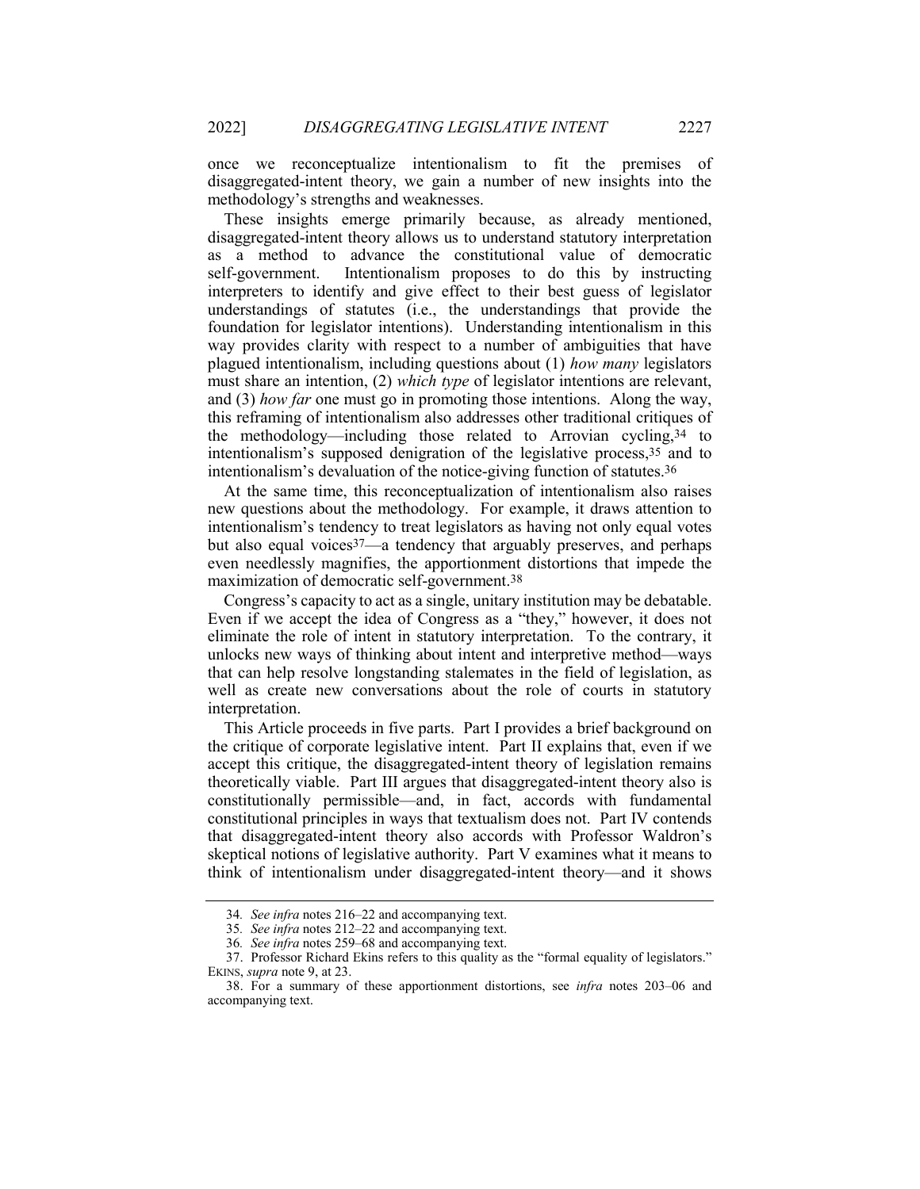once we reconceptualize intentionalism to fit the premises of disaggregated-intent theory, we gain a number of new insights into the methodology's strengths and weaknesses.

These insights emerge primarily because, as already mentioned, disaggregated-intent theory allows us to understand statutory interpretation as a method to advance the constitutional value of democratic self-government. Intentionalism proposes to do this by instructing interpreters to identify and give effect to their best guess of legislator understandings of statutes (i.e., the understandings that provide the foundation for legislator intentions). Understanding intentionalism in this way provides clarity with respect to a number of ambiguities that have plagued intentionalism, including questions about (1) *how many* legislators must share an intention, (2) *which type* of legislator intentions are relevant, and (3) *how far* one must go in promoting those intentions. Along the way, this reframing of intentionalism also addresses other traditional critiques of the methodology—including those related to Arrovian cycling,[34] to intentionalism's supposed denigration of the legislative process,[35] and to intentionalism's devaluation of the notice-giving function of statutes.[36]

At the same time, this reconceptualization of intentionalism also raises new questions about the methodology. For example, it draws attention to intentionalism's tendency to treat legislators as having not only equal votes but also equal voices[37]—a tendency that arguably preserves, and perhaps even needlessly magnifies, the apportionment distortions that impede the maximization of democratic self-government.[38]

Congress's capacity to act as a single, unitary institution may be debatable. Even if we accept the idea of Congress as a "they," however, it does not eliminate the role of intent in statutory interpretation. To the contrary, it unlocks new ways of thinking about intent and interpretive method—ways that can help resolve longstanding stalemates in the field of legislation, as well as create new conversations about the role of courts in statutory interpretation.

This Article proceeds in five parts. Part I provides a brief background on the critique of corporate legislative intent. Part II explains that, even if we accept this critique, the disaggregated-intent theory of legislation remains theoretically viable. Part III argues that disaggregated-intent theory also is constitutionally permissible—and, in fact, accords with fundamental constitutional principles in ways that textualism does not. Part IV contends that disaggregated-intent theory also accords with Professor Waldron's skeptical notions of legislative authority. Part V examines what it means to think of intentionalism under disaggregated-intent theory—and it shows

---

34. *See infra* notes 216–22 and accompanying text.

35. *See infra* notes 212–22 and accompanying text.

36. *See infra* notes 259–68 and accompanying text.

37. Professor Richard Ekins refers to this quality as the "formal equality of legislators." EKINS, *supra* note 9, at 23.

38. For a summary of these apportionment distortions, see *infra* notes 203–06 and accompanying text.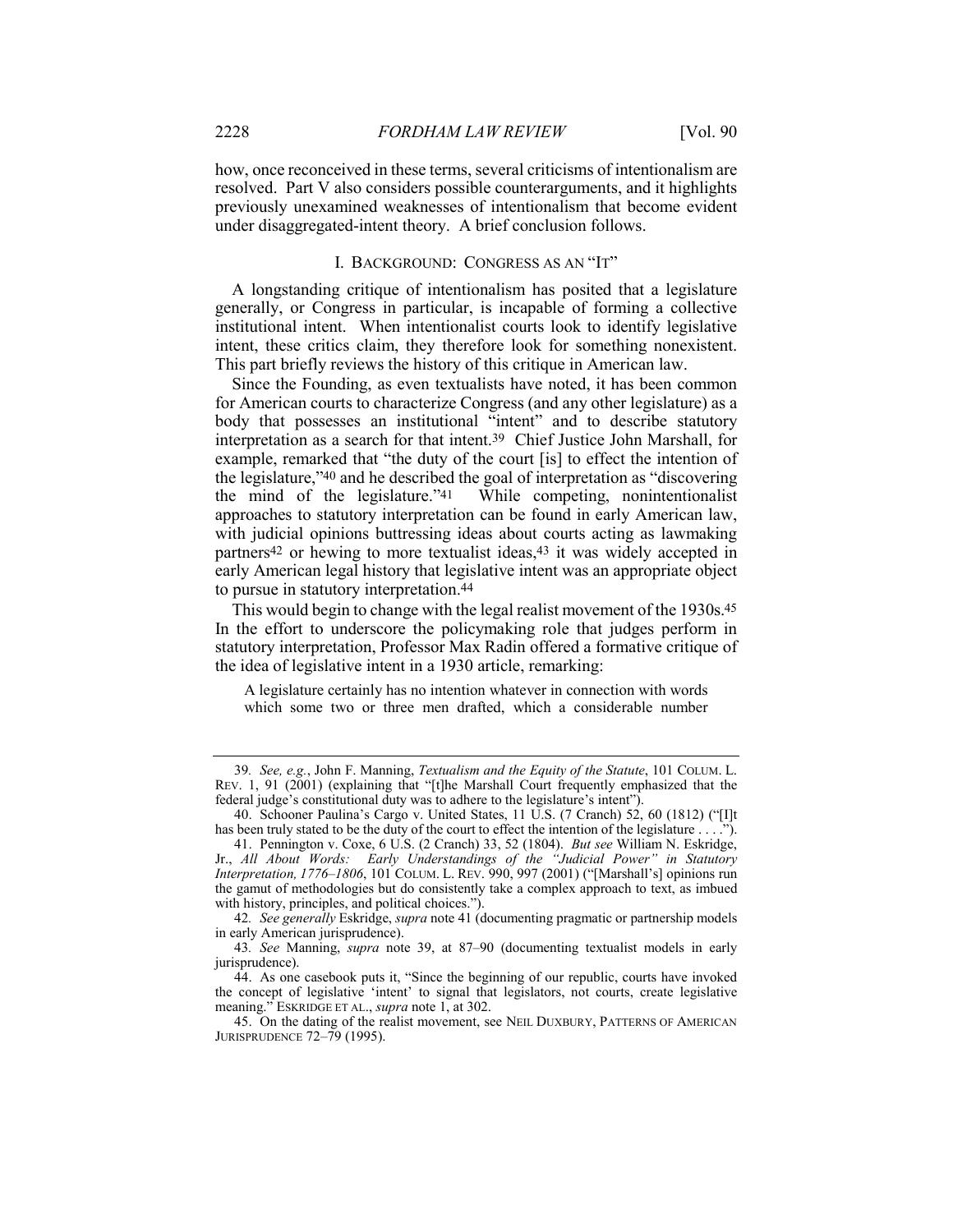how, once reconceived in these terms, several criticisms of intentionalism are resolved. Part V also considers possible counterarguments, and it highlights previously unexamined weaknesses of intentionalism that become evident under disaggregated-intent theory. A brief conclusion follows.

## I. BACKGROUND: CONGRESS AS AN "IT"

A longstanding critique of intentionalism has posited that a legislature generally, or Congress in particular, is incapable of forming a collective institutional intent. When intentionalist courts look to identify legislative intent, these critics claim, they therefore look for something nonexistent. This part briefly reviews the history of this critique in American law.

Since the Founding, as even textualists have noted, it has been common for American courts to characterize Congress (and any other legislature) as a body that possesses an institutional "intent" and to describe statutory interpretation as a search for that intent.[39] Chief Justice John Marshall, for example, remarked that "the duty of the court [is] to effect the intention of the legislature,"[40] and he described the goal of interpretation as "discovering the mind of the legislature."[41] While competing, nonintentionalist approaches to statutory interpretation can be found in early American law, with judicial opinions buttressing ideas about courts acting as lawmaking partners[42] or hewing to more textualist ideas,[43] it was widely accepted in early American legal history that legislative intent was an appropriate object to pursue in statutory interpretation.[44]

This would begin to change with the legal realist movement of the 1930s.[45] In the effort to underscore the policymaking role that judges perform in statutory interpretation, Professor Max Radin offered a formative critique of the idea of legislative intent in a 1930 article, remarking:

> A legislature certainly has no intention whatever in connection with words which some two or three men drafted, which a considerable number

---

39. *See, e.g.*, John F. Manning, *Textualism and the Equity of the Statute*, 101 COLUM. L. REV. 1, 91 (2001) (explaining that "[t]he Marshall Court frequently emphasized that the federal judge's constitutional duty was to adhere to the legislature's intent").

40. Schooner Paulina's Cargo v. United States, 11 U.S. (7 Cranch) 52, 60 (1812) ("[I]t has been truly stated to be the duty of the court to effect the intention of the legislature . . . .").

41. Pennington v. Coxe, 6 U.S. (2 Cranch) 33, 52 (1804). *But see* William N. Eskridge, Jr., *All About Words: Early Understandings of the "Judicial Power" in Statutory Interpretation, 1776–1806*, 101 COLUM. L. REV. 990, 997 (2001) ("[Marshall's] opinions run the gamut of methodologies but do consistently take a complex approach to text, as imbued with history, principles, and political choices.").

42. *See generally* Eskridge, *supra* note 41 (documenting pragmatic or partnership models in early American jurisprudence).

43. *See* Manning, *supra* note 39, at 87–90 (documenting textualist models in early jurisprudence).

44. As one casebook puts it, "Since the beginning of our republic, courts have invoked the concept of legislative 'intent' to signal that legislators, not courts, create legislative meaning." ESKRIDGE ET AL., *supra* note 1, at 302.

45. On the dating of the realist movement, see NEIL DUXBURY, PATTERNS OF AMERICAN JURISPRUDENCE 72–79 (1995).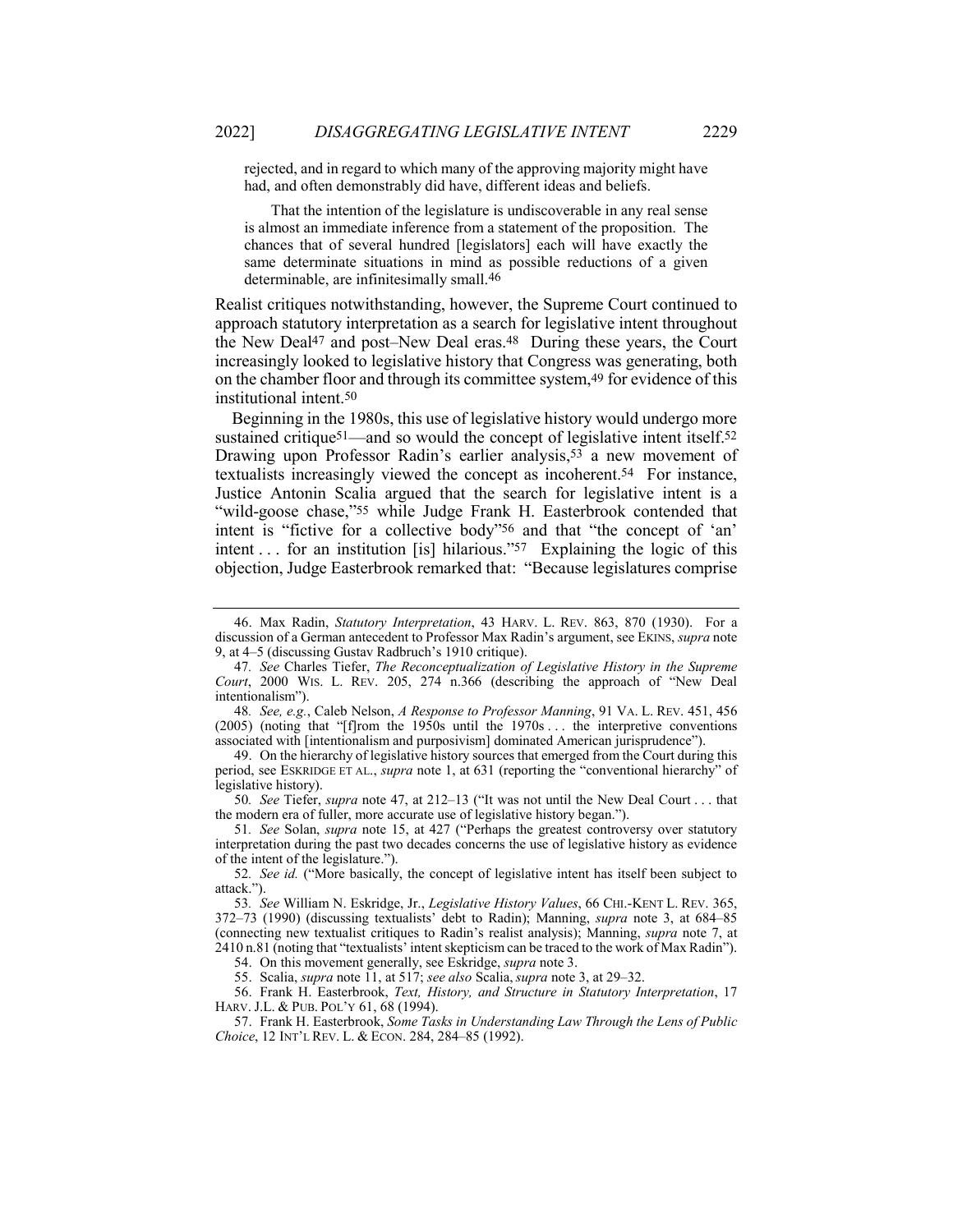rejected, and in regard to which many of the approving majority might have had, and often demonstrably did have, different ideas and beliefs.

That the intention of the legislature is undiscoverable in any real sense is almost an immediate inference from a statement of the proposition. The chances that of several hundred [legislators] each will have exactly the same determinate situations in mind as possible reductions of a given determinable, are infinitesimally small.[46]

Realist critiques notwithstanding, however, the Supreme Court continued to approach statutory interpretation as a search for legislative intent throughout the New Deal[47] and post–New Deal eras.[48] During these years, the Court increasingly looked to legislative history that Congress was generating, both on the chamber floor and through its committee system,[49] for evidence of this institutional intent.[50]

Beginning in the 1980s, this use of legislative history would undergo more sustained critique[51]—and so would the concept of legislative intent itself.[52] Drawing upon Professor Radin's earlier analysis,[53] a new movement of textualists increasingly viewed the concept as incoherent.[54] For instance, Justice Antonin Scalia argued that the search for legislative intent is a "wild-goose chase,"[55] while Judge Frank H. Easterbrook contended that intent is "fictive for a collective body"[56] and that "the concept of 'an' intent . . . for an institution [is] hilarious."[57] Explaining the logic of this objection, Judge Easterbrook remarked that: "Because legislatures comprise

46. Max Radin, *Statutory Interpretation*, 43 HARV. L. REV. 863, 870 (1930). For a discussion of a German antecedent to Professor Max Radin's argument, see EKINS, *supra* note 9, at 4–5 (discussing Gustav Radbruch's 1910 critique).

47. *See* Charles Tiefer, *The Reconceptualization of Legislative History in the Supreme Court*, 2000 WIS. L. REV. 205, 274 n.366 (describing the approach of "New Deal intentionalism").

48. *See, e.g.*, Caleb Nelson, *A Response to Professor Manning*, 91 VA. L. REV. 451, 456 (2005) (noting that "[f]rom the 1950s until the 1970s . . . the interpretive conventions associated with [intentionalism and purposivism] dominated American jurisprudence").

49. On the hierarchy of legislative history sources that emerged from the Court during this period, see ESKRIDGE ET AL., *supra* note 1, at 631 (reporting the "conventional hierarchy" of legislative history).

50. *See* Tiefer, *supra* note 47, at 212–13 ("It was not until the New Deal Court . . . that the modern era of fuller, more accurate use of legislative history began.").

51. *See* Solan, *supra* note 15, at 427 ("Perhaps the greatest controversy over statutory interpretation during the past two decades concerns the use of legislative history as evidence of the intent of the legislature.").

52. *See id.* ("More basically, the concept of legislative intent has itself been subject to attack.").

53. *See* William N. Eskridge, Jr., *Legislative History Values*, 66 CHI.-KENT L. REV. 365, 372–73 (1990) (discussing textualists' debt to Radin); Manning, *supra* note 3, at 684–85 (connecting new textualist critiques to Radin's realist analysis); Manning, *supra* note 7, at 2410 n.81 (noting that "textualists' intent skepticism can be traced to the work of Max Radin").

54. On this movement generally, see Eskridge, *supra* note 3.

55. Scalia, *supra* note 11, at 517; *see also* Scalia, *supra* note 3, at 29–32.

56. Frank H. Easterbrook, *Text, History, and Structure in Statutory Interpretation*, 17 HARV. J.L. & PUB. POL'Y 61, 68 (1994).

57. Frank H. Easterbrook, *Some Tasks in Understanding Law Through the Lens of Public Choice*, 12 INT'L REV. L. & ECON. 284, 284–85 (1992).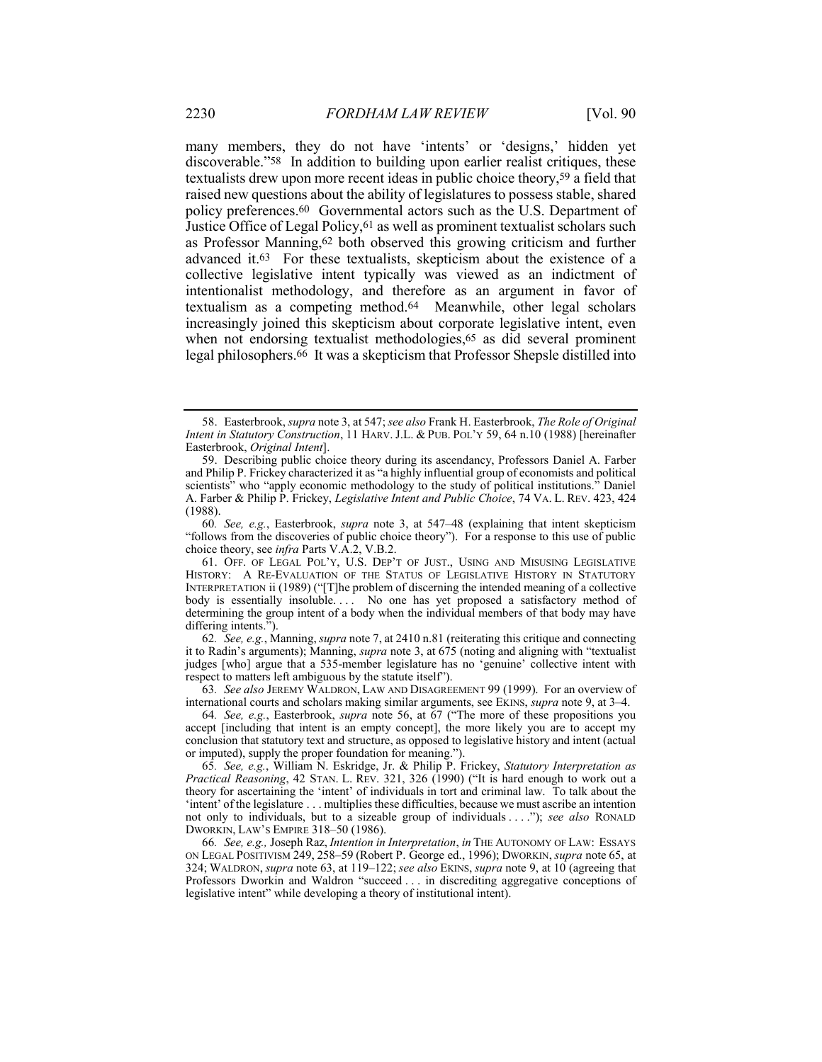many members, they do not have 'intents' or 'designs,' hidden yet discoverable."[58] In addition to building upon earlier realist critiques, these textualists drew upon more recent ideas in public choice theory,[59] a field that raised new questions about the ability of legislatures to possess stable, shared policy preferences.[60] Governmental actors such as the U.S. Department of Justice Office of Legal Policy,[61] as well as prominent textualist scholars such as Professor Manning,[62] both observed this growing criticism and further advanced it.[63] For these textualists, skepticism about the existence of a collective legislative intent typically was viewed as an indictment of intentionalist methodology, and therefore as an argument in favor of textualism as a competing method.[64] Meanwhile, other legal scholars increasingly joined this skepticism about corporate legislative intent, even when not endorsing textualist methodologies,[65] as did several prominent legal philosophers.[66] It was a skepticism that Professor Shepsle distilled into

---

58. Easterbrook, *supra* note 3, at 547; *see also* Frank H. Easterbrook, *The Role of Original Intent in Statutory Construction*, 11 HARV. J.L. & PUB. POL'Y 59, 64 n.10 (1988) [hereinafter Easterbrook, *Original Intent*].

59. Describing public choice theory during its ascendancy, Professors Daniel A. Farber and Philip P. Frickey characterized it as "a highly influential group of economists and political scientists" who "apply economic methodology to the study of political institutions." Daniel A. Farber & Philip P. Frickey, *Legislative Intent and Public Choice*, 74 VA. L. REV. 423, 424 (1988).

60. *See, e.g.*, Easterbrook, *supra* note 3, at 547–48 (explaining that intent skepticism "follows from the discoveries of public choice theory"). For a response to this use of public choice theory, see *infra* Parts V.A.2, V.B.2.

61. OFF. OF LEGAL POL'Y, U.S. DEP'T OF JUST., USING AND MISUSING LEGISLATIVE HISTORY: A RE-EVALUATION OF THE STATUS OF LEGISLATIVE HISTORY IN STATUTORY INTERPRETATION ii (1989) ("[T]he problem of discerning the intended meaning of a collective body is essentially insoluble. . . . No one has yet proposed a satisfactory method of determining the group intent of a body when the individual members of that body may have differing intents.").

62. *See, e.g.*, Manning, *supra* note 7, at 2410 n.81 (reiterating this critique and connecting it to Radin's arguments); Manning, *supra* note 3, at 675 (noting and aligning with "textualist judges [who] argue that a 535-member legislature has no 'genuine' collective intent with respect to matters left ambiguous by the statute itself").

63. *See also* JEREMY WALDRON, LAW AND DISAGREEMENT 99 (1999). For an overview of international courts and scholars making similar arguments, see EKINS, *supra* note 9, at 3–4.

64. *See, e.g.*, Easterbrook, *supra* note 56, at 67 ("The more of these propositions you accept [including that intent is an empty concept], the more likely you are to accept my conclusion that statutory text and structure, as opposed to legislative history and intent (actual or imputed), supply the proper foundation for meaning.").

65. *See, e.g.*, William N. Eskridge, Jr. & Philip P. Frickey, *Statutory Interpretation as Practical Reasoning*, 42 STAN. L. REV. 321, 326 (1990) ("It is hard enough to work out a theory for ascertaining the 'intent' of individuals in tort and criminal law. To talk about the 'intent' of the legislature . . . multiplies these difficulties, because we must ascribe an intention not only to individuals, but to a sizeable group of individuals . . . ."); *see also* RONALD DWORKIN, LAW'S EMPIRE 318–50 (1986).

66. *See, e.g.,* Joseph Raz, *Intention in Interpretation*, *in* THE AUTONOMY OF LAW: ESSAYS ON LEGAL POSITIVISM 249, 258–59 (Robert P. George ed., 1996); DWORKIN, *supra* note 65, at 324; WALDRON, *supra* note 63, at 119–122; *see also* EKINS, *supra* note 9, at 10 (agreeing that Professors Dworkin and Waldron "succeed . . . in discrediting aggregative conceptions of legislative intent" while developing a theory of institutional intent).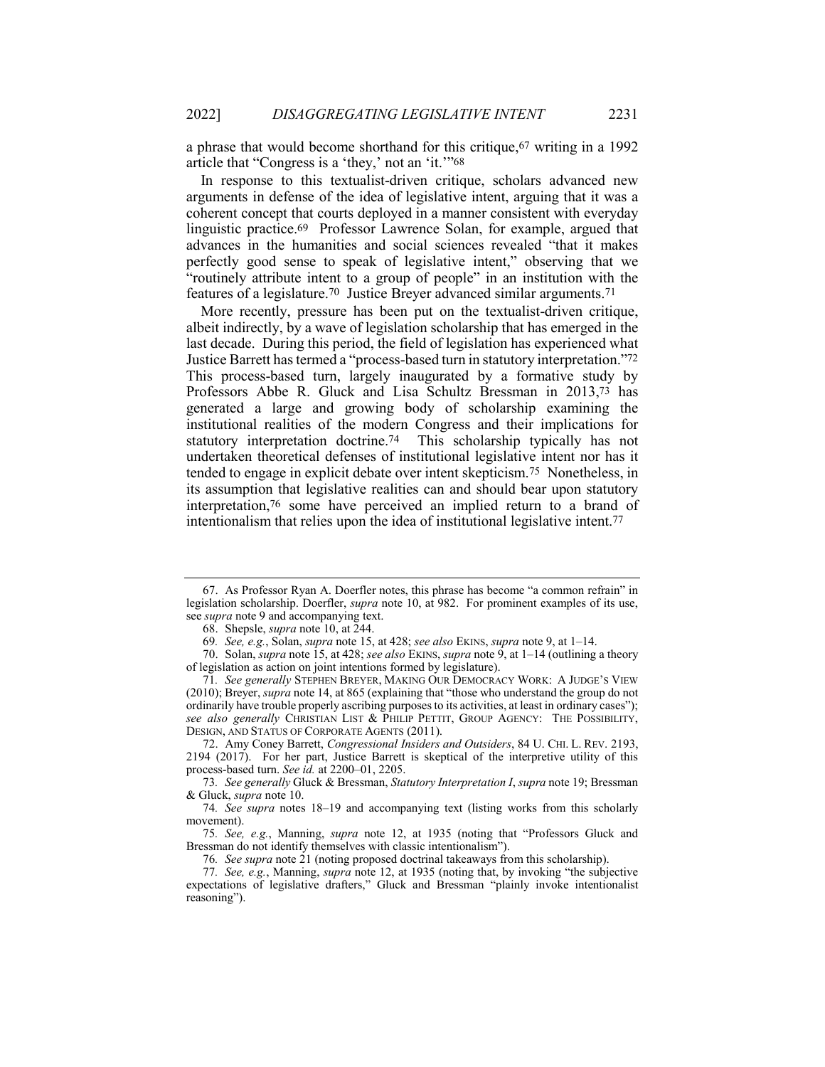a phrase that would become shorthand for this critique,[67] writing in a 1992 article that "Congress is a 'they,' not an 'it.'"[68]

In response to this textualist-driven critique, scholars advanced new arguments in defense of the idea of legislative intent, arguing that it was a coherent concept that courts deployed in a manner consistent with everyday linguistic practice.[69] Professor Lawrence Solan, for example, argued that advances in the humanities and social sciences revealed "that it makes perfectly good sense to speak of legislative intent," observing that we "routinely attribute intent to a group of people" in an institution with the features of a legislature.[70] Justice Breyer advanced similar arguments.[71]

More recently, pressure has been put on the textualist-driven critique, albeit indirectly, by a wave of legislation scholarship that has emerged in the last decade. During this period, the field of legislation has experienced what Justice Barrett has termed a "process-based turn in statutory interpretation."[72] This process-based turn, largely inaugurated by a formative study by Professors Abbe R. Gluck and Lisa Schultz Bressman in 2013,[73] has generated a large and growing body of scholarship examining the institutional realities of the modern Congress and their implications for statutory interpretation doctrine.[74] This scholarship typically has not undertaken theoretical defenses of institutional legislative intent nor has it tended to engage in explicit debate over intent skepticism.[75] Nonetheless, in its assumption that legislative realities can and should bear upon statutory interpretation,[76] some have perceived an implied return to a brand of intentionalism that relies upon the idea of institutional legislative intent.[77]

---

67. As Professor Ryan A. Doerfler notes, this phrase has become "a common refrain" in legislation scholarship. Doerfler, *supra* note 10, at 982. For prominent examples of its use, see *supra* note 9 and accompanying text.

68. Shepsle, *supra* note 10, at 244.

69. *See, e.g.*, Solan, *supra* note 15, at 428; *see also* EKINS, *supra* note 9, at 1–14.

70. Solan, *supra* note 15, at 428; *see also* EKINS, *supra* note 9, at 1–14 (outlining a theory of legislation as action on joint intentions formed by legislature).

71. *See generally* STEPHEN BREYER, MAKING OUR DEMOCRACY WORK: A JUDGE'S VIEW (2010); Breyer, *supra* note 14, at 865 (explaining that "those who understand the group do not ordinarily have trouble properly ascribing purposes to its activities, at least in ordinary cases"); *see also generally* CHRISTIAN LIST & PHILIP PETTIT, GROUP AGENCY: THE POSSIBILITY, DESIGN, AND STATUS OF CORPORATE AGENTS (2011).

72. Amy Coney Barrett, *Congressional Insiders and Outsiders*, 84 U. CHI. L. REV. 2193, 2194 (2017). For her part, Justice Barrett is skeptical of the interpretive utility of this process-based turn. *See id.* at 2200–01, 2205.

73. *See generally* Gluck & Bressman, *Statutory Interpretation I*, *supra* note 19; Bressman & Gluck, *supra* note 10.

74. *See supra* notes 18–19 and accompanying text (listing works from this scholarly movement).

75. *See, e.g.*, Manning, *supra* note 12, at 1935 (noting that "Professors Gluck and Bressman do not identify themselves with classic intentionalism").

76. *See supra* note 21 (noting proposed doctrinal takeaways from this scholarship).

77. *See, e.g.*, Manning, *supra* note 12, at 1935 (noting that, by invoking "the subjective expectations of legislative drafters," Gluck and Bressman "plainly invoke intentionalist reasoning").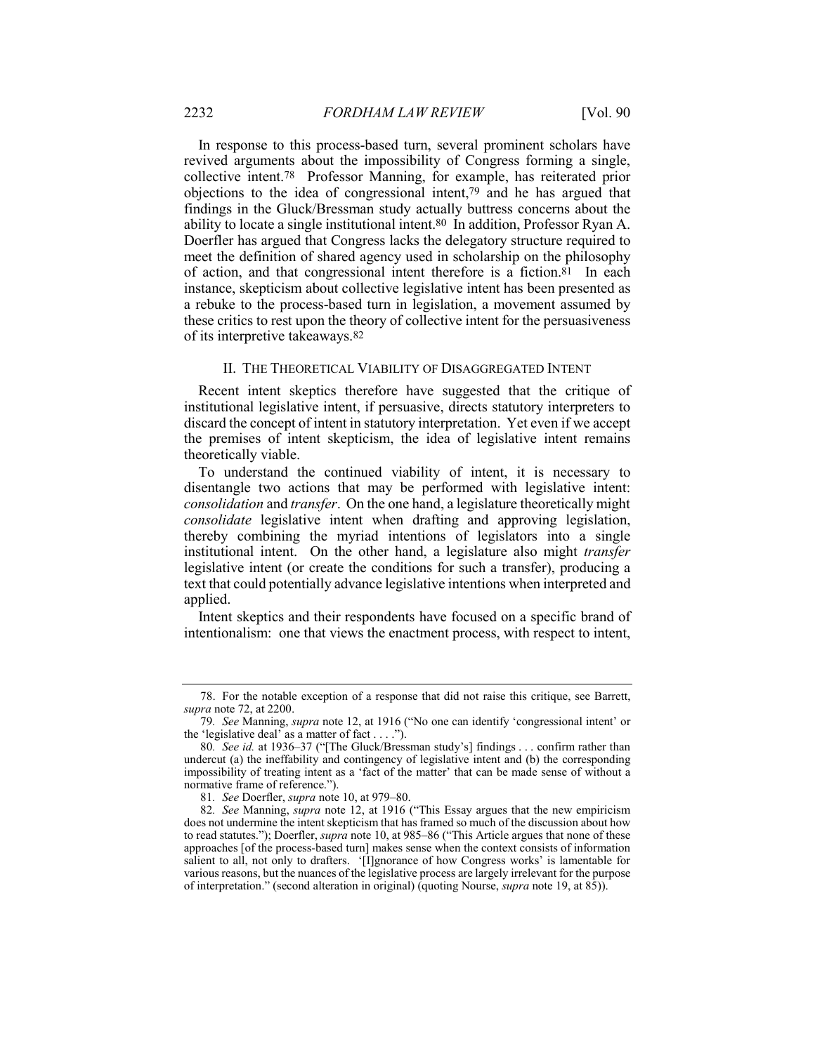In response to this process-based turn, several prominent scholars have revived arguments about the impossibility of Congress forming a single, collective intent.[78] Professor Manning, for example, has reiterated prior objections to the idea of congressional intent,[79] and he has argued that findings in the Gluck/Bressman study actually buttress concerns about the ability to locate a single institutional intent.[80] In addition, Professor Ryan A. Doerfler has argued that Congress lacks the delegatory structure required to meet the definition of shared agency used in scholarship on the philosophy of action, and that congressional intent therefore is a fiction.[81] In each instance, skepticism about collective legislative intent has been presented as a rebuke to the process-based turn in legislation, a movement assumed by these critics to rest upon the theory of collective intent for the persuasiveness of its interpretive takeaways.[82]

## II. THE THEORETICAL VIABILITY OF DISAGGREGATED INTENT

Recent intent skeptics therefore have suggested that the critique of institutional legislative intent, if persuasive, directs statutory interpreters to discard the concept of intent in statutory interpretation. Yet even if we accept the premises of intent skepticism, the idea of legislative intent remains theoretically viable.

To understand the continued viability of intent, it is necessary to disentangle two actions that may be performed with legislative intent: *consolidation* and *transfer*. On the one hand, a legislature theoretically might *consolidate* legislative intent when drafting and approving legislation, thereby combining the myriad intentions of legislators into a single institutional intent. On the other hand, a legislature also might *transfer* legislative intent (or create the conditions for such a transfer), producing a text that could potentially advance legislative intentions when interpreted and applied.

Intent skeptics and their respondents have focused on a specific brand of intentionalism: one that views the enactment process, with respect to intent,

---

78. For the notable exception of a response that did not raise this critique, see Barrett, *supra* note 72, at 2200.

79. *See* Manning, *supra* note 12, at 1916 ("No one can identify 'congressional intent' or the 'legislative deal' as a matter of fact . . . .").

80. *See id.* at 1936–37 ("[The Gluck/Bressman study's] findings . . . confirm rather than undercut (a) the ineffability and contingency of legislative intent and (b) the corresponding impossibility of treating intent as a 'fact of the matter' that can be made sense of without a normative frame of reference.").

81. *See* Doerfler, *supra* note 10, at 979–80.

82. *See* Manning, *supra* note 12, at 1916 ("This Essay argues that the new empiricism does not undermine the intent skepticism that has framed so much of the discussion about how to read statutes."); Doerfler, *supra* note 10, at 985–86 ("This Article argues that none of these approaches [of the process-based turn] makes sense when the context consists of information salient to all, not only to drafters. '[I]gnorance of how Congress works' is lamentable for various reasons, but the nuances of the legislative process are largely irrelevant for the purpose of interpretation." (second alteration in original) (quoting Nourse, *supra* note 19, at 85)).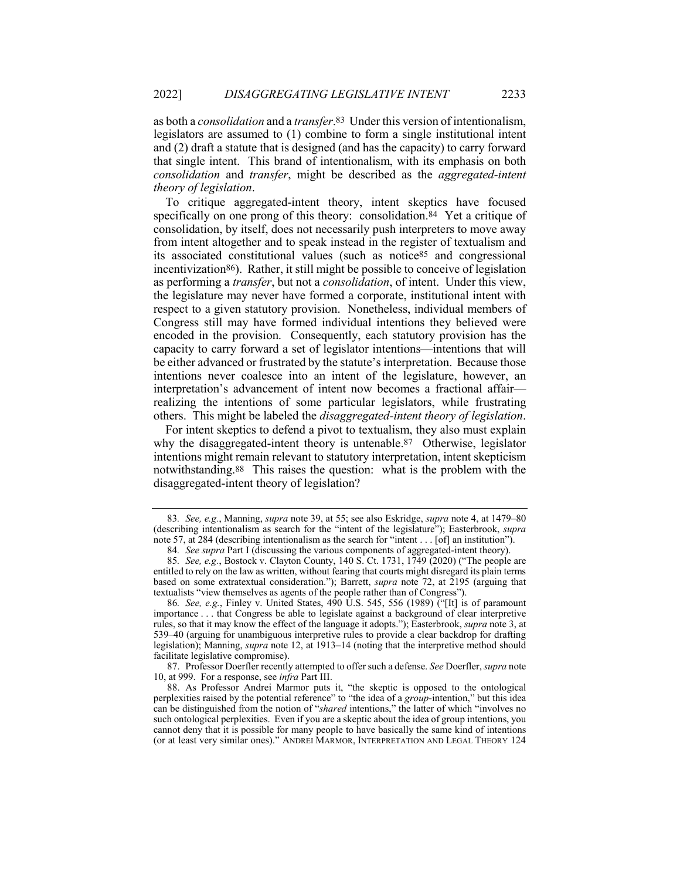as both a *consolidation* and a *transfer*.[83] Under this version of intentionalism, legislators are assumed to (1) combine to form a single institutional intent and (2) draft a statute that is designed (and has the capacity) to carry forward that single intent. This brand of intentionalism, with its emphasis on both *consolidation* and *transfer*, might be described as the *aggregated-intent theory of legislation*.

To critique aggregated-intent theory, intent skeptics have focused specifically on one prong of this theory: consolidation.[84] Yet a critique of consolidation, by itself, does not necessarily push interpreters to move away from intent altogether and to speak instead in the register of textualism and its associated constitutional values (such as notice[85] and congressional incentivization[86]). Rather, it still might be possible to conceive of legislation as performing a *transfer*, but not a *consolidation*, of intent. Under this view, the legislature may never have formed a corporate, institutional intent with respect to a given statutory provision. Nonetheless, individual members of Congress still may have formed individual intentions they believed were encoded in the provision. Consequently, each statutory provision has the capacity to carry forward a set of legislator intentions—intentions that will be either advanced or frustrated by the statute's interpretation. Because those intentions never coalesce into an intent of the legislature, however, an interpretation's advancement of intent now becomes a fractional affair—realizing the intentions of some particular legislators, while frustrating others. This might be labeled the *disaggregated-intent theory of legislation*.

For intent skeptics to defend a pivot to textualism, they also must explain why the disaggregated-intent theory is untenable.[87] Otherwise, legislator intentions might remain relevant to statutory interpretation, intent skepticism notwithstanding.[88] This raises the question: what is the problem with the disaggregated-intent theory of legislation?

---

83. *See, e.g.*, Manning, *supra* note 39, at 55; see also Eskridge, *supra* note 4, at 1479–80 (describing intentionalism as search for the "intent of the legislature"); Easterbrook, *supra* note 57, at 284 (describing intentionalism as the search for "intent . . . [of] an institution").

84. *See supra* Part I (discussing the various components of aggregated-intent theory).

85. *See, e.g.*, Bostock v. Clayton County, 140 S. Ct. 1731, 1749 (2020) ("The people are entitled to rely on the law as written, without fearing that courts might disregard its plain terms based on some extratextual consideration."); Barrett, *supra* note 72, at 2195 (arguing that textualists "view themselves as agents of the people rather than of Congress").

86. *See, e.g.*, Finley v. United States, 490 U.S. 545, 556 (1989) ("[It] is of paramount importance . . . that Congress be able to legislate against a background of clear interpretive rules, so that it may know the effect of the language it adopts."); Easterbrook, *supra* note 3, at 539–40 (arguing for unambiguous interpretive rules to provide a clear backdrop for drafting legislation); Manning, *supra* note 12, at 1913–14 (noting that the interpretive method should facilitate legislative compromise).

87. Professor Doerfler recently attempted to offer such a defense. *See* Doerfler, *supra* note 10, at 999. For a response, see *infra* Part III.

88. As Professor Andrei Marmor puts it, "the skeptic is opposed to the ontological perplexities raised by the potential reference" to "the idea of a *group*-intention," but this idea can be distinguished from the notion of "*shared* intentions," the latter of which "involves no such ontological perplexities. Even if you are a skeptic about the idea of group intentions, you cannot deny that it is possible for many people to have basically the same kind of intentions (or at least very similar ones)." ANDREI MARMOR, INTERPRETATION AND LEGAL THEORY 124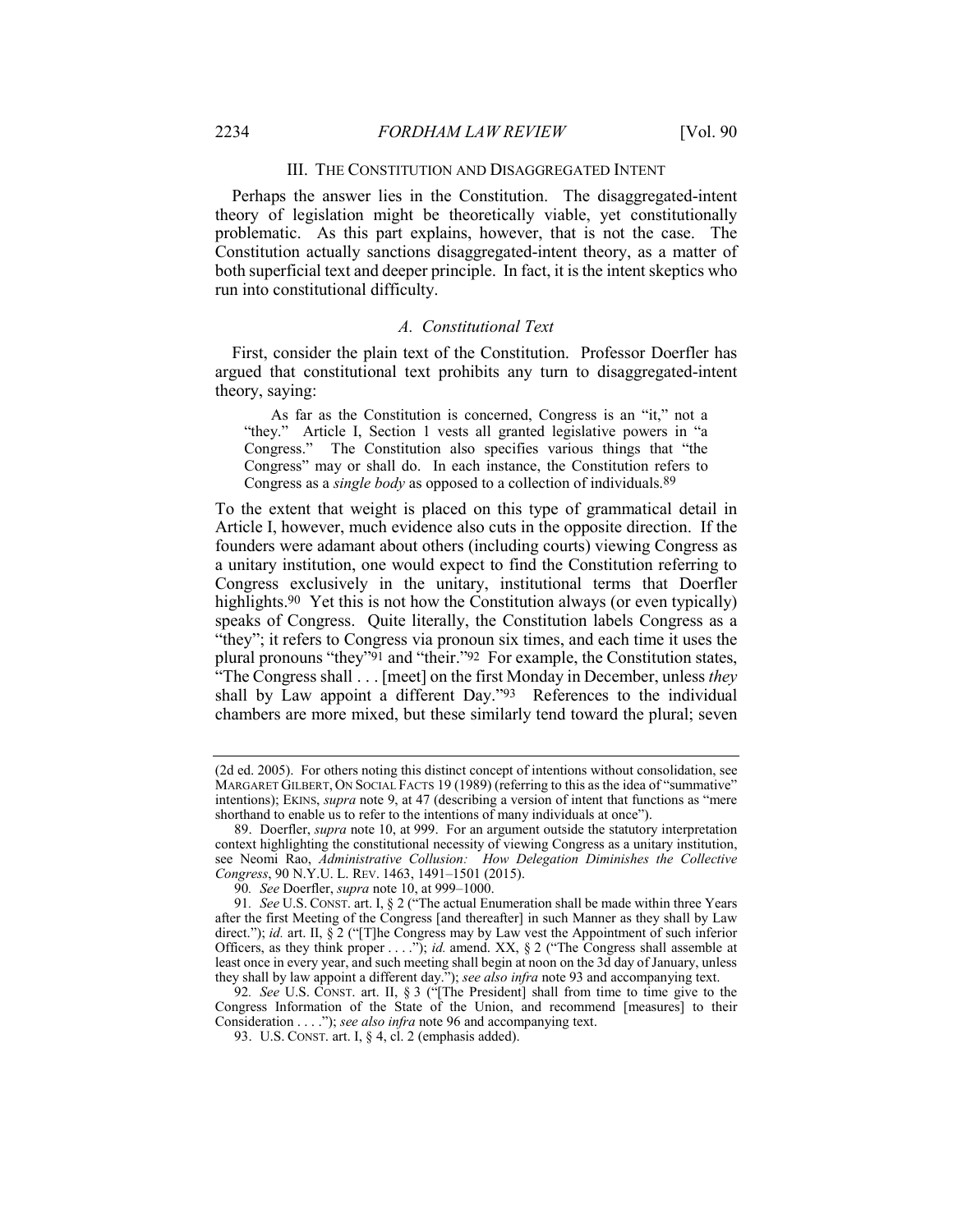## III. THE CONSTITUTION AND DISAGGREGATED INTENT

Perhaps the answer lies in the Constitution. The disaggregated-intent theory of legislation might be theoretically viable, yet constitutionally problematic. As this part explains, however, that is not the case. The Constitution actually sanctions disaggregated-intent theory, as a matter of both superficial text and deeper principle. In fact, it is the intent skeptics who run into constitutional difficulty.

### *A. Constitutional Text*

First, consider the plain text of the Constitution. Professor Doerfler has argued that constitutional text prohibits any turn to disaggregated-intent theory, saying:

> As far as the Constitution is concerned, Congress is an "it," not a "they." Article I, Section 1 vests all granted legislative powers in "a Congress." The Constitution also specifies various things that "the Congress" may or shall do. In each instance, the Constitution refers to Congress as a *single body* as opposed to a collection of individuals.[89]

To the extent that weight is placed on this type of grammatical detail in Article I, however, much evidence also cuts in the opposite direction. If the founders were adamant about others (including courts) viewing Congress as a unitary institution, one would expect to find the Constitution referring to Congress exclusively in the unitary, institutional terms that Doerfler highlights.[90] Yet this is not how the Constitution always (or even typically) speaks of Congress. Quite literally, the Constitution labels Congress as a "they"; it refers to Congress via pronoun six times, and each time it uses the plural pronouns "they"[91] and "their."[92] For example, the Constitution states, "The Congress shall . . . [meet] on the first Monday in December, unless *they* shall by Law appoint a different Day."[93] References to the individual chambers are more mixed, but these similarly tend toward the plural; seven

---

(2d ed. 2005). For others noting this distinct concept of intentions without consolidation, see MARGARET GILBERT, ON SOCIAL FACTS 19 (1989) (referring to this as the idea of "summative" intentions); EKINS, *supra* note 9, at 47 (describing a version of intent that functions as "mere shorthand to enable us to refer to the intentions of many individuals at once").

89. Doerfler, *supra* note 10, at 999. For an argument outside the statutory interpretation context highlighting the constitutional necessity of viewing Congress as a unitary institution, see Neomi Rao, *Administrative Collusion: How Delegation Diminishes the Collective Congress*, 90 N.Y.U. L. REV. 1463, 1491–1501 (2015).

90. *See* Doerfler, *supra* note 10, at 999–1000.

91. *See* U.S. CONST. art. I, § 2 ("The actual Enumeration shall be made within three Years after the first Meeting of the Congress [and thereafter] in such Manner as they shall by Law direct."); *id.* art. II, § 2 ("[T]he Congress may by Law vest the Appointment of such inferior Officers, as they think proper . . . ."); *id.* amend. XX, § 2 ("The Congress shall assemble at least once in every year, and such meeting shall begin at noon on the 3d day of January, unless they shall by law appoint a different day."); *see also infra* note 93 and accompanying text.

92. *See* U.S. CONST. art. II, § 3 ("[The President] shall from time to time give to the Congress Information of the State of the Union, and recommend [measures] to their Consideration . . . ."); *see also infra* note 96 and accompanying text.

93. U.S. CONST. art. I, § 4, cl. 2 (emphasis added).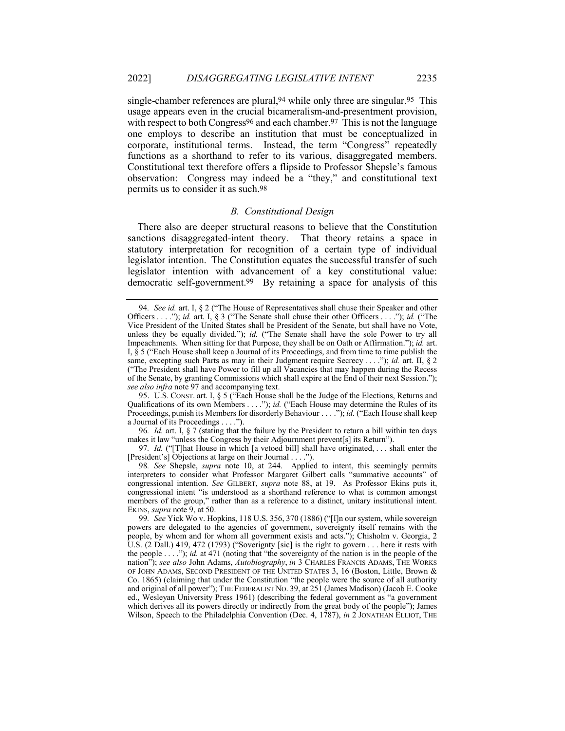single-chamber references are plural,[94] while only three are singular.[95] This usage appears even in the crucial bicameralism-and-presentment provision, with respect to both Congress[96] and each chamber.[97] This is not the language one employs to describe an institution that must be conceptualized in corporate, institutional terms. Instead, the term "Congress" repeatedly functions as a shorthand to refer to its various, disaggregated members. Constitutional text therefore offers a flipside to Professor Shepsle's famous observation: Congress may indeed be a "they," and constitutional text permits us to consider it as such.[98]

### *B. Constitutional Design*

There also are deeper structural reasons to believe that the Constitution sanctions disaggregated-intent theory. That theory retains a space in statutory interpretation for recognition of a certain type of individual legislator intention. The Constitution equates the successful transfer of such legislator intention with advancement of a key constitutional value: democratic self-government.[99] By retaining a space for analysis of this

---

94. *See id.* art. I, § 2 ("The House of Representatives shall chuse their Speaker and other Officers . . . ."); *id.* art. I, § 3 ("The Senate shall chuse their other Officers . . . ."); *id.* ("The Vice President of the United States shall be President of the Senate, but shall have no Vote, unless they be equally divided."); *id.* ("The Senate shall have the sole Power to try all Impeachments. When sitting for that Purpose, they shall be on Oath or Affirmation."); *id.* art. I, § 5 ("Each House shall keep a Journal of its Proceedings, and from time to time publish the same, excepting such Parts as may in their Judgment require Secrecy . . . ."); *id.* art. II, § 2 ("The President shall have Power to fill up all Vacancies that may happen during the Recess of the Senate, by granting Commissions which shall expire at the End of their next Session."); *see also infra* note 97 and accompanying text.

95. U.S. CONST. art. I, § 5 ("Each House shall be the Judge of the Elections, Returns and Qualifications of its own Members . . . ."); *id.* ("Each House may determine the Rules of its Proceedings, punish its Members for disorderly Behaviour . . . ."); *id.* ("Each House shall keep a Journal of its Proceedings . . . .").

96. *Id.* art. I, § 7 (stating that the failure by the President to return a bill within ten days makes it law "unless the Congress by their Adjournment prevent[s] its Return").

97. *Id.* ("[T]hat House in which [a vetoed bill] shall have originated, . . . shall enter the [President's] Objections at large on their Journal . . . .").

98. *See* Shepsle, *supra* note 10, at 244. Applied to intent, this seemingly permits interpreters to consider what Professor Margaret Gilbert calls "summative accounts" of congressional intention. *See* GILBERT, *supra* note 88, at 19. As Professor Ekins puts it, congressional intent "is understood as a shorthand reference to what is common amongst members of the group," rather than as a reference to a distinct, unitary institutional intent. EKINS, *supra* note 9, at 50.

99. *See* Yick Wo v. Hopkins, 118 U.S. 356, 370 (1886) ("[I]n our system, while sovereign powers are delegated to the agencies of government, sovereignty itself remains with the people, by whom and for whom all government exists and acts."); Chisholm v. Georgia, 2 U.S. (2 Dall.) 419, 472 (1793) ("Soverignty [sic] is the right to govern . . . here it rests with the people . . . ."); *id.* at 471 (noting that "the sovereignty of the nation is in the people of the nation"); *see also* John Adams, *Autobiography*, *in* 3 CHARLES FRANCIS ADAMS, THE WORKS OF JOHN ADAMS, SECOND PRESIDENT OF THE UNITED STATES 3, 16 (Boston, Little, Brown & Co. 1865) (claiming that under the Constitution "the people were the source of all authority and original of all power"); THE FEDERALIST NO. 39, at 251 (James Madison) (Jacob E. Cooke ed., Wesleyan University Press 1961) (describing the federal government as "a government which derives all its powers directly or indirectly from the great body of the people"); James Wilson, Speech to the Philadelphia Convention (Dec. 4, 1787), *in* 2 JONATHAN ELLIOT, THE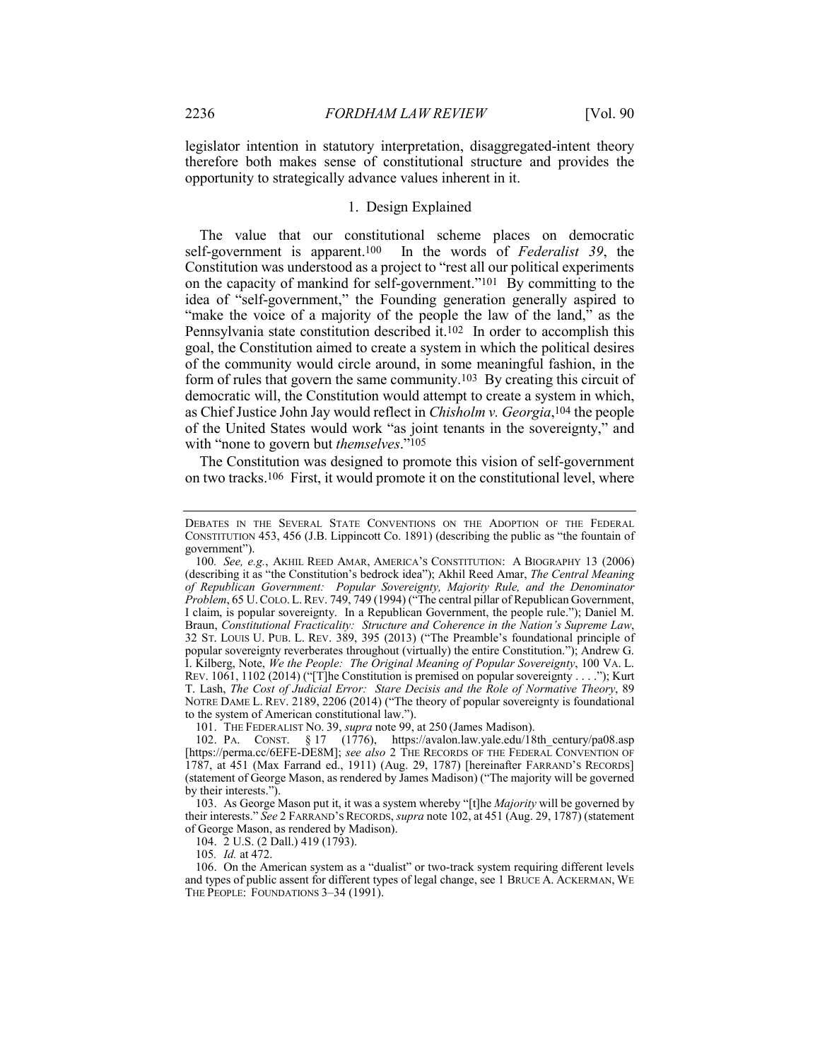legislator intention in statutory interpretation, disaggregated-intent theory therefore both makes sense of constitutional structure and provides the opportunity to strategically advance values inherent in it.

### 1. Design Explained

The value that our constitutional scheme places on democratic self-government is apparent.[100] In the words of *Federalist 39*, the Constitution was understood as a project to "rest all our political experiments on the capacity of mankind for self-government."[101] By committing to the idea of "self-government," the Founding generation generally aspired to "make the voice of a majority of the people the law of the land," as the Pennsylvania state constitution described it.[102] In order to accomplish this goal, the Constitution aimed to create a system in which the political desires of the community would circle around, in some meaningful fashion, in the form of rules that govern the same community.[103] By creating this circuit of democratic will, the Constitution would attempt to create a system in which, as Chief Justice John Jay would reflect in *Chisholm v. Georgia*,[104] the people of the United States would work "as joint tenants in the sovereignty," and with "none to govern but *themselves*."[105]

The Constitution was designed to promote this vision of self-government on two tracks.[106] First, it would promote it on the constitutional level, where

---

DEBATES IN THE SEVERAL STATE CONVENTIONS ON THE ADOPTION OF THE FEDERAL CONSTITUTION 453, 456 (J.B. Lippincott Co. 1891) (describing the public as "the fountain of government").

100. *See, e.g.*, AKHIL REED AMAR, AMERICA'S CONSTITUTION: A BIOGRAPHY 13 (2006) (describing it as "the Constitution's bedrock idea"); Akhil Reed Amar, *The Central Meaning of Republican Government: Popular Sovereignty, Majority Rule, and the Denominator Problem*, 65 U. COLO. L. REV. 749, 749 (1994) ("The central pillar of Republican Government, I claim, is popular sovereignty. In a Republican Government, the people rule."); Daniel M. Braun, *Constitutional Fracticality: Structure and Coherence in the Nation's Supreme Law*, 32 ST. LOUIS U. PUB. L. REV. 389, 395 (2013) ("The Preamble's foundational principle of popular sovereignty reverberates throughout (virtually) the entire Constitution."); Andrew G. I. Kilberg, Note, *We the People: The Original Meaning of Popular Sovereignty*, 100 VA. L. REV. 1061, 1102 (2014) ("[T]he Constitution is premised on popular sovereignty . . . ."); Kurt T. Lash, *The Cost of Judicial Error: Stare Decisis and the Role of Normative Theory*, 89 NOTRE DAME L. REV. 2189, 2206 (2014) ("The theory of popular sovereignty is foundational to the system of American constitutional law.").

101. THE FEDERALIST NO. 39, *supra* note 99, at 250 (James Madison).

102. PA. CONST. § 17 (1776), https://avalon.law.yale.edu/18th_century/pa08.asp [https://perma.cc/6EFE-DE8M]; *see also* 2 THE RECORDS OF THE FEDERAL CONVENTION OF 1787, at 451 (Max Farrand ed., 1911) (Aug. 29, 1787) [hereinafter FARRAND'S RECORDS] (statement of George Mason, as rendered by James Madison) ("The majority will be governed by their interests.").

103. As George Mason put it, it was a system whereby "[t]he *Majority* will be governed by their interests." *See* 2 FARRAND'S RECORDS, *supra* note 102, at 451 (Aug. 29, 1787) (statement of George Mason, as rendered by Madison).

104. 2 U.S. (2 Dall.) 419 (1793).

105. *Id.* at 472.

106. On the American system as a "dualist" or two-track system requiring different levels and types of public assent for different types of legal change, see 1 BRUCE A. ACKERMAN, WE THE PEOPLE: FOUNDATIONS 3–34 (1991).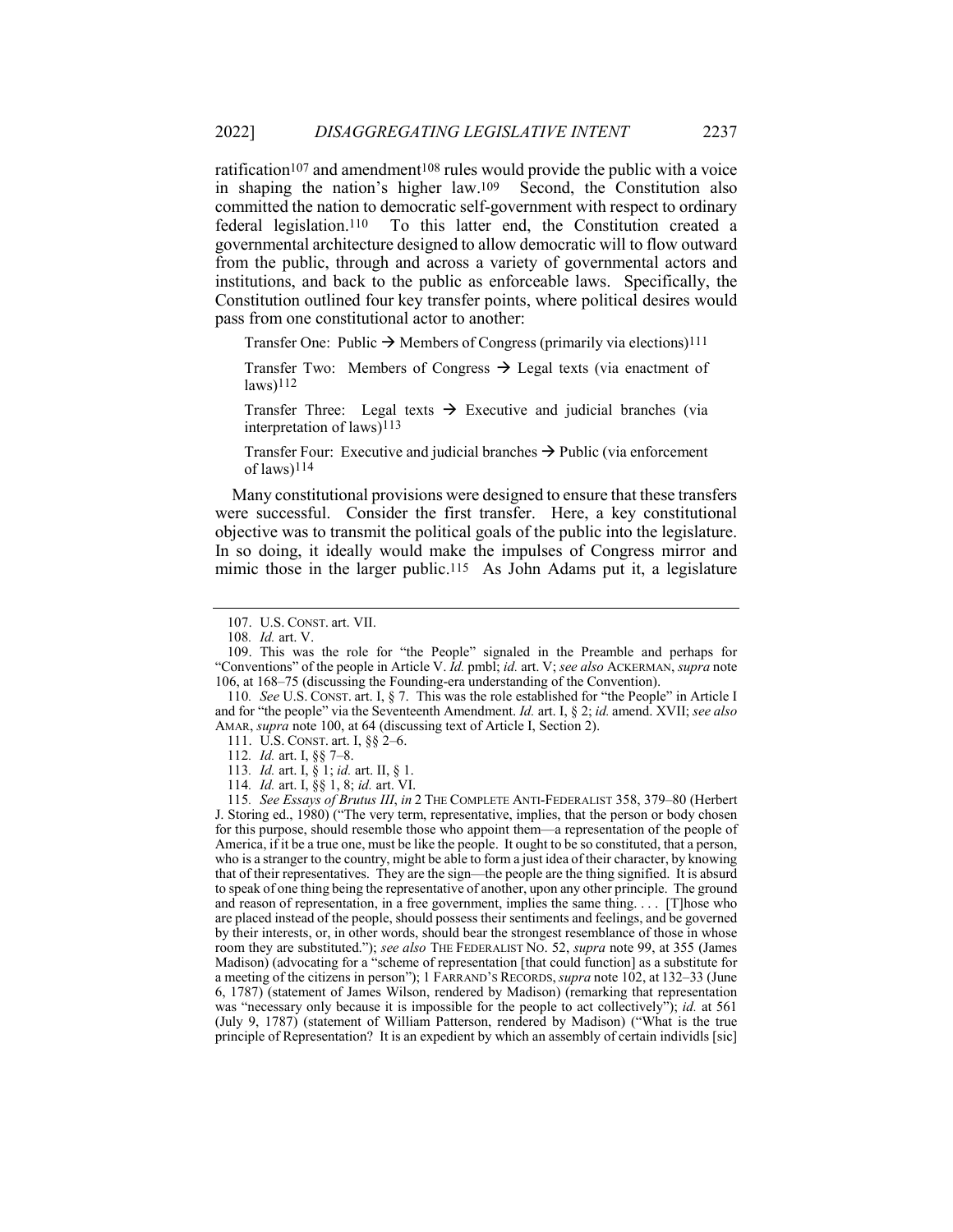ratification[107] and amendment[108] rules would provide the public with a voice in shaping the nation's higher law.[109] Second, the Constitution also committed the nation to democratic self-government with respect to ordinary federal legislation.[110] To this latter end, the Constitution created a governmental architecture designed to allow democratic will to flow outward from the public, through and across a variety of governmental actors and institutions, and back to the public as enforceable laws. Specifically, the Constitution outlined four key transfer points, where political desires would pass from one constitutional actor to another:

> Transfer One: Public → Members of Congress (primarily via elections)[111]
>
> Transfer Two: Members of Congress → Legal texts (via enactment of laws)[112]
>
> Transfer Three: Legal texts → Executive and judicial branches (via interpretation of laws)[113]
>
> Transfer Four: Executive and judicial branches → Public (via enforcement of laws)[114]

Many constitutional provisions were designed to ensure that these transfers were successful. Consider the first transfer. Here, a key constitutional objective was to transmit the political goals of the public into the legislature. In so doing, it ideally would make the impulses of Congress mirror and mimic those in the larger public.[115] As John Adams put it, a legislature

---

107. U.S. CONST. art. VII.

108. *Id.* art. V.

109. This was the role for "the People" signaled in the Preamble and perhaps for "Conventions" of the people in Article V. *Id.* pmbl; *id.* art. V; *see also* ACKERMAN, *supra* note 106, at 168–75 (discussing the Founding-era understanding of the Convention).

110. *See* U.S. CONST. art. I, § 7. This was the role established for "the People" in Article I and for "the people" via the Seventeenth Amendment. *Id.* art. I, § 2; *id.* amend. XVII; *see also* AMAR, *supra* note 100, at 64 (discussing text of Article I, Section 2).

111. U.S. CONST. art. I, §§ 2–6.

112. *Id.* art. I, §§ 7–8.

113. *Id.* art. I, § 1; *id.* art. II, § 1.

114. *Id.* art. I, §§ 1, 8; *id.* art. VI.

115. *See Essays of Brutus III*, *in* 2 THE COMPLETE ANTI-FEDERALIST 358, 379–80 (Herbert J. Storing ed., 1980) ("The very term, representative, implies, that the person or body chosen for this purpose, should resemble those who appoint them—a representation of the people of America, if it be a true one, must be like the people. It ought to be so constituted, that a person, who is a stranger to the country, might be able to form a just idea of their character, by knowing that of their representatives. They are the sign—the people are the thing signified. It is absurd to speak of one thing being the representative of another, upon any other principle. The ground and reason of representation, in a free government, implies the same thing. . . . [T]hose who are placed instead of the people, should possess their sentiments and feelings, and be governed by their interests, or, in other words, should bear the strongest resemblance of those in whose room they are substituted."); *see also* THE FEDERALIST NO. 52, *supra* note 99, at 355 (James Madison) (advocating for a "scheme of representation [that could function] as a substitute for a meeting of the citizens in person"); 1 FARRAND'S RECORDS, *supra* note 102, at 132–33 (June 6, 1787) (statement of James Wilson, rendered by Madison) (remarking that representation was "necessary only because it is impossible for the people to act collectively"); *id.* at 561 (July 9, 1787) (statement of William Patterson, rendered by Madison) ("What is the true principle of Representation? It is an expedient by which an assembly of certain individls [sic]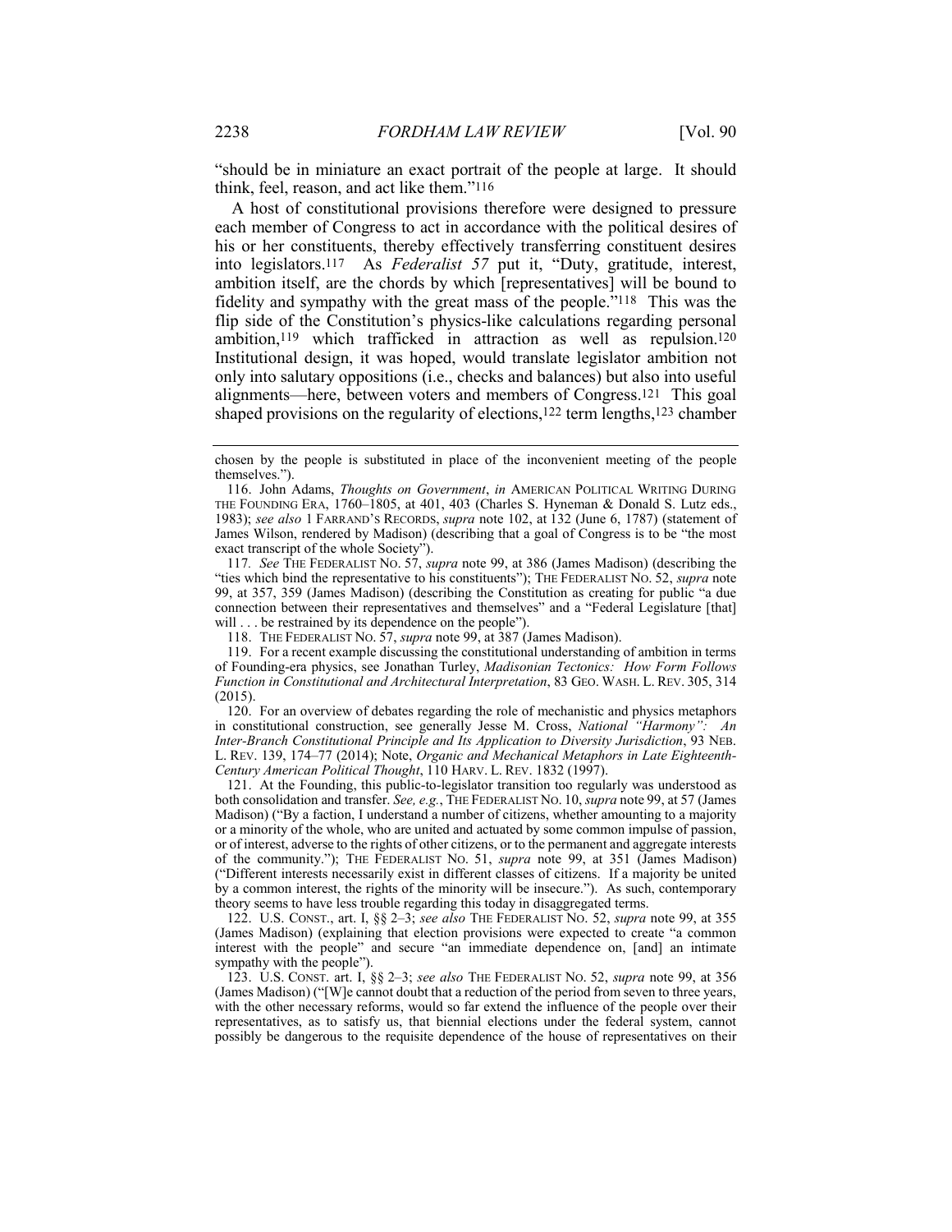"should be in miniature an exact portrait of the people at large. It should think, feel, reason, and act like them."[116]

A host of constitutional provisions therefore were designed to pressure each member of Congress to act in accordance with the political desires of his or her constituents, thereby effectively transferring constituent desires into legislators.[117] As *Federalist 57* put it, "Duty, gratitude, interest, ambition itself, are the chords by which [representatives] will be bound to fidelity and sympathy with the great mass of the people."[118] This was the flip side of the Constitution's physics-like calculations regarding personal ambition,[119] which trafficked in attraction as well as repulsion.[120] Institutional design, it was hoped, would translate legislator ambition not only into salutary oppositions (i.e., checks and balances) but also into useful alignments—here, between voters and members of Congress.[121] This goal shaped provisions on the regularity of elections,[122] term lengths,[123] chamber

---

chosen by the people is substituted in place of the inconvenient meeting of the people themselves.").

116. John Adams, *Thoughts on Government*, *in* AMERICAN POLITICAL WRITING DURING THE FOUNDING ERA, 1760–1805, at 401, 403 (Charles S. Hyneman & Donald S. Lutz eds., 1983); *see also* 1 FARRAND'S RECORDS, *supra* note 102, at 132 (June 6, 1787) (statement of James Wilson, rendered by Madison) (describing that a goal of Congress is to be "the most exact transcript of the whole Society").

117. *See* THE FEDERALIST NO. 57, *supra* note 99, at 386 (James Madison) (describing the "ties which bind the representative to his constituents"); THE FEDERALIST NO. 52, *supra* note 99, at 357, 359 (James Madison) (describing the Constitution as creating for public "a due connection between their representatives and themselves" and a "Federal Legislature [that] will . . . be restrained by its dependence on the people").

118. THE FEDERALIST NO. 57, *supra* note 99, at 387 (James Madison).

119. For a recent example discussing the constitutional understanding of ambition in terms of Founding-era physics, see Jonathan Turley, *Madisonian Tectonics: How Form Follows Function in Constitutional and Architectural Interpretation*, 83 GEO. WASH. L. REV. 305, 314 (2015).

120. For an overview of debates regarding the role of mechanistic and physics metaphors in constitutional construction, see generally Jesse M. Cross, *National "Harmony": An Inter-Branch Constitutional Principle and Its Application to Diversity Jurisdiction*, 93 NEB. L. REV. 139, 174–77 (2014); Note, *Organic and Mechanical Metaphors in Late Eighteenth-Century American Political Thought*, 110 HARV. L. REV. 1832 (1997).

121. At the Founding, this public-to-legislator transition too regularly was understood as both consolidation and transfer. *See, e.g.*, THE FEDERALIST NO. 10, *supra* note 99, at 57 (James Madison) ("By a faction, I understand a number of citizens, whether amounting to a majority or a minority of the whole, who are united and actuated by some common impulse of passion, or of interest, adverse to the rights of other citizens, or to the permanent and aggregate interests of the community."); THE FEDERALIST NO. 51, *supra* note 99, at 351 (James Madison) ("Different interests necessarily exist in different classes of citizens. If a majority be united by a common interest, the rights of the minority will be insecure."). As such, contemporary theory seems to have less trouble regarding this today in disaggregated terms.

122. U.S. CONST., art. I, §§ 2–3; *see also* THE FEDERALIST NO. 52, *supra* note 99, at 355 (James Madison) (explaining that election provisions were expected to create "a common interest with the people" and secure "an immediate dependence on, [and] an intimate sympathy with the people").

123. U.S. CONST. art. I, §§ 2–3; *see also* THE FEDERALIST NO. 52, *supra* note 99, at 356 (James Madison) ("[W]e cannot doubt that a reduction of the period from seven to three years, with the other necessary reforms, would so far extend the influence of the people over their representatives, as to satisfy us, that biennial elections under the federal system, cannot possibly be dangerous to the requisite dependence of the house of representatives on their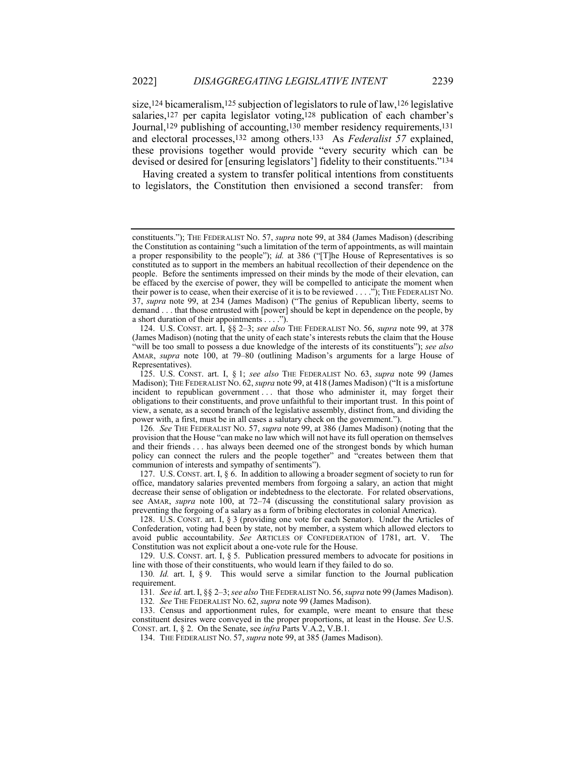size,[124] bicameralism,[125] subjection of legislators to rule of law,[126] legislative salaries,[127] per capita legislator voting,[128] publication of each chamber's Journal,[129] publishing of accounting,[130] member residency requirements,[131] and electoral processes,[132] among others.[133] As *Federalist 57* explained, these provisions together would provide "every security which can be devised or desired for [ensuring legislators'] fidelity to their constituents."[134]

Having created a system to transfer political intentions from constituents to legislators, the Constitution then envisioned a second transfer: from

---

constituents."); THE FEDERALIST NO. 57, *supra* note 99, at 384 (James Madison) (describing the Constitution as containing "such a limitation of the term of appointments, as will maintain a proper responsibility to the people"); *id.* at 386 ("[T]he House of Representatives is so constituted as to support in the members an habitual recollection of their dependence on the people. Before the sentiments impressed on their minds by the mode of their elevation, can be effaced by the exercise of power, they will be compelled to anticipate the moment when their power is to cease, when their exercise of it is to be reviewed . . . ."); THE FEDERALIST NO. 37, *supra* note 99, at 234 (James Madison) ("The genius of Republican liberty, seems to demand . . . that those entrusted with [power] should be kept in dependence on the people, by a short duration of their appointments . . . .").

124. U.S. CONST. art. I, §§ 2–3; *see also* THE FEDERALIST NO. 56, *supra* note 99, at 378 (James Madison) (noting that the unity of each state's interests rebuts the claim that the House "will be too small to possess a due knowledge of the interests of its constituents"); *see also* AMAR, *supra* note 100, at 79–80 (outlining Madison's arguments for a large House of Representatives).

125. U.S. CONST. art. I, § 1; *see also* THE FEDERALIST NO. 63, *supra* note 99 (James Madison); THE FEDERALIST NO. 62, *supra* note 99, at 418 (James Madison) ("It is a misfortune incident to republican government . . . that those who administer it, may forget their obligations to their constituents, and prove unfaithful to their important trust. In this point of view, a senate, as a second branch of the legislative assembly, distinct from, and dividing the power with, a first, must be in all cases a salutary check on the government.").

126. *See* THE FEDERALIST NO. 57, *supra* note 99, at 386 (James Madison) (noting that the provision that the House "can make no law which will not have its full operation on themselves and their friends . . . has always been deemed one of the strongest bonds by which human policy can connect the rulers and the people together" and "creates between them that communion of interests and sympathy of sentiments").

127. U.S. CONST. art. I, § 6. In addition to allowing a broader segment of society to run for office, mandatory salaries prevented members from forgoing a salary, an action that might decrease their sense of obligation or indebtedness to the electorate. For related observations, see AMAR, *supra* note 100, at 72–74 (discussing the constitutional salary provision as preventing the forgoing of a salary as a form of bribing electorates in colonial America).

128. U.S. CONST. art. I, § 3 (providing one vote for each Senator). Under the Articles of Confederation, voting had been by state, not by member, a system which allowed electors to avoid public accountability. *See* ARTICLES OF CONFEDERATION of 1781, art. V. The Constitution was not explicit about a one-vote rule for the House.

129. U.S. CONST. art. I, § 5. Publication pressured members to advocate for positions in line with those of their constituents, who would learn if they failed to do so.

130. *Id.* art. I, § 9. This would serve a similar function to the Journal publication requirement.

131. *See id.* art. I, §§ 2–3; *see also* THE FEDERALIST NO. 56, *supra* note 99 (James Madison).

132. *See* THE FEDERALIST NO. 62, *supra* note 99 (James Madison).

133. Census and apportionment rules, for example, were meant to ensure that these constituent desires were conveyed in the proper proportions, at least in the House. *See* U.S. CONST. art. I, § 2. On the Senate, see *infra* Parts V.A.2, V.B.1.

134. THE FEDERALIST NO. 57, *supra* note 99, at 385 (James Madison).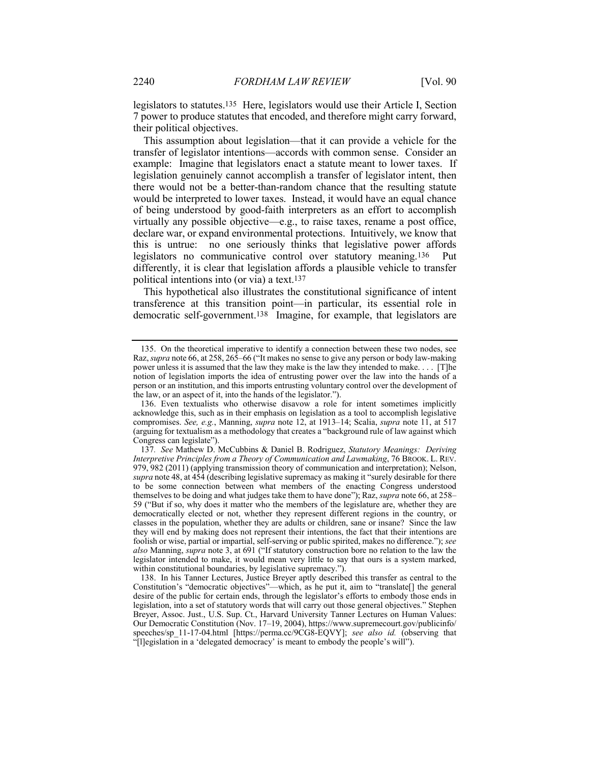legislators to statutes.[135] Here, legislators would use their Article I, Section 7 power to produce statutes that encoded, and therefore might carry forward, their political objectives.

This assumption about legislation—that it can provide a vehicle for the transfer of legislator intentions—accords with common sense. Consider an example: Imagine that legislators enact a statute meant to lower taxes. If legislation genuinely cannot accomplish a transfer of legislator intent, then there would not be a better-than-random chance that the resulting statute would be interpreted to lower taxes. Instead, it would have an equal chance of being understood by good-faith interpreters as an effort to accomplish virtually any possible objective—e.g., to raise taxes, rename a post office, declare war, or expand environmental protections. Intuitively, we know that this is untrue: no one seriously thinks that legislative power affords legislators no communicative control over statutory meaning.[136] Put differently, it is clear that legislation affords a plausible vehicle to transfer political intentions into (or via) a text.[137]

This hypothetical also illustrates the constitutional significance of intent transference at this transition point—in particular, its essential role in democratic self-government.[138] Imagine, for example, that legislators are

---

135. On the theoretical imperative to identify a connection between these two nodes, see Raz, *supra* note 66, at 258, 265–66 ("It makes no sense to give any person or body law-making power unless it is assumed that the law they make is the law they intended to make. . . . [T]he notion of legislation imports the idea of entrusting power over the law into the hands of a person or an institution, and this imports entrusting voluntary control over the development of the law, or an aspect of it, into the hands of the legislator.").

136. Even textualists who otherwise disavow a role for intent sometimes implicitly acknowledge this, such as in their emphasis on legislation as a tool to accomplish legislative compromises. *See, e.g.*, Manning, *supra* note 12, at 1913–14; Scalia, *supra* note 11, at 517 (arguing for textualism as a methodology that creates a "background rule of law against which Congress can legislate").

137. *See* Mathew D. McCubbins & Daniel B. Rodriguez, *Statutory Meanings: Deriving Interpretive Principles from a Theory of Communication and Lawmaking*, 76 BROOK. L. REV. 979, 982 (2011) (applying transmission theory of communication and interpretation); Nelson, *supra* note 48, at 454 (describing legislative supremacy as making it "surely desirable for there to be some connection between what members of the enacting Congress understood themselves to be doing and what judges take them to have done"); Raz, *supra* note 66, at 258–59 ("But if so, why does it matter who the members of the legislature are, whether they are democratically elected or not, whether they represent different regions in the country, or classes in the population, whether they are adults or children, sane or insane? Since the law they will end by making does not represent their intentions, the fact that their intentions are foolish or wise, partial or impartial, self-serving or public spirited, makes no difference."); *see also* Manning, *supra* note 3, at 691 ("If statutory construction bore no relation to the law the legislator intended to make, it would mean very little to say that ours is a system marked, within constitutional boundaries, by legislative supremacy.").

138. In his Tanner Lectures, Justice Breyer aptly described this transfer as central to the Constitution's "democratic objectives"—which, as he put it, aim to "translate[] the general desire of the public for certain ends, through the legislator's efforts to embody those ends in legislation, into a set of statutory words that will carry out those general objectives." Stephen Breyer, Assoc. Just., U.S. Sup. Ct., Harvard University Tanner Lectures on Human Values: Our Democratic Constitution (Nov. 17–19, 2004), https://www.supremecourt.gov/publicinfo/speeches/sp_11-17-04.html [https://perma.cc/9CG8-EQVY]; *see also id.* (observing that "[l]egislation in a 'delegated democracy' is meant to embody the people's will").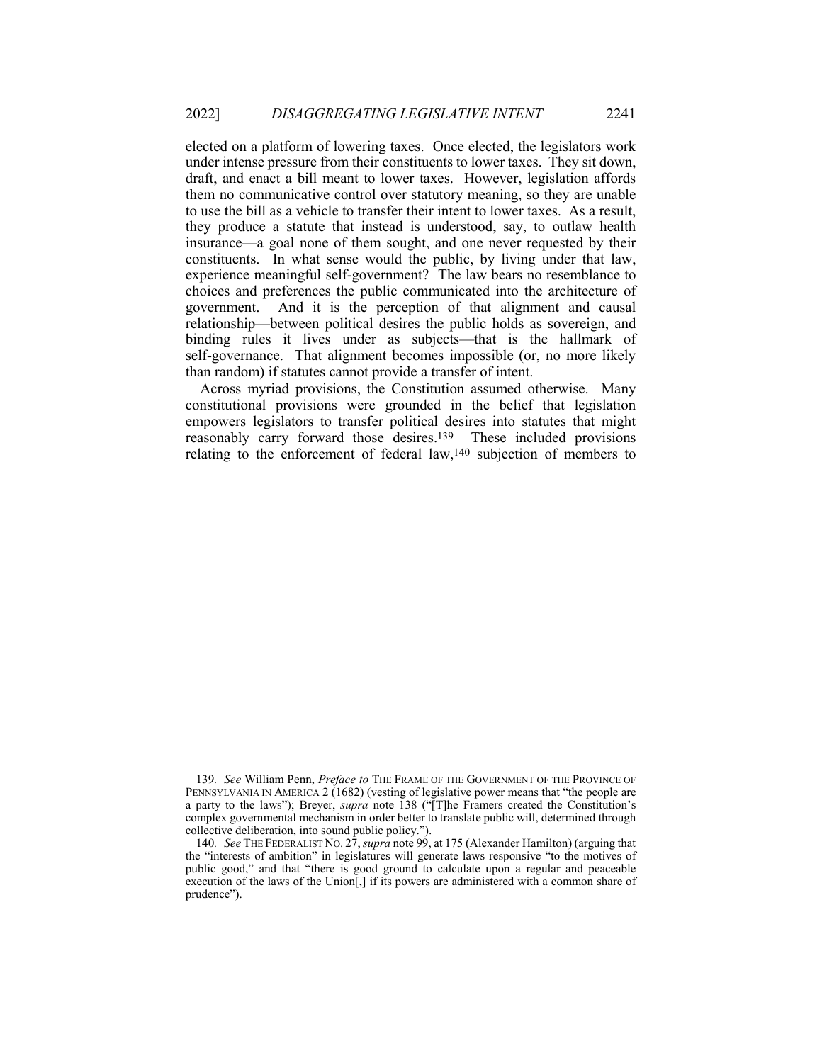elected on a platform of lowering taxes. Once elected, the legislators work under intense pressure from their constituents to lower taxes. They sit down, draft, and enact a bill meant to lower taxes. However, legislation affords them no communicative control over statutory meaning, so they are unable to use the bill as a vehicle to transfer their intent to lower taxes. As a result, they produce a statute that instead is understood, say, to outlaw health insurance—a goal none of them sought, and one never requested by their constituents. In what sense would the public, by living under that law, experience meaningful self-government? The law bears no resemblance to choices and preferences the public communicated into the architecture of government. And it is the perception of that alignment and causal relationship—between political desires the public holds as sovereign, and binding rules it lives under as subjects—that is the hallmark of self-governance. That alignment becomes impossible (or, no more likely than random) if statutes cannot provide a transfer of intent.

Across myriad provisions, the Constitution assumed otherwise. Many constitutional provisions were grounded in the belief that legislation empowers legislators to transfer political desires into statutes that might reasonably carry forward those desires.[139] These included provisions relating to the enforcement of federal law,[140] subjection of members to

---

139. *See* William Penn, *Preface to* THE FRAME OF THE GOVERNMENT OF THE PROVINCE OF PENNSYLVANIA IN AMERICA 2 (1682) (vesting of legislative power means that "the people are a party to the laws"); Breyer, *supra* note 138 ("[T]he Framers created the Constitution's complex governmental mechanism in order better to translate public will, determined through collective deliberation, into sound public policy.").

140. *See* THE FEDERALIST NO. 27, *supra* note 99, at 175 (Alexander Hamilton) (arguing that the "interests of ambition" in legislatures will generate laws responsive "to the motives of public good," and that "there is good ground to calculate upon a regular and peaceable execution of the laws of the Union[,] if its powers are administered with a common share of prudence").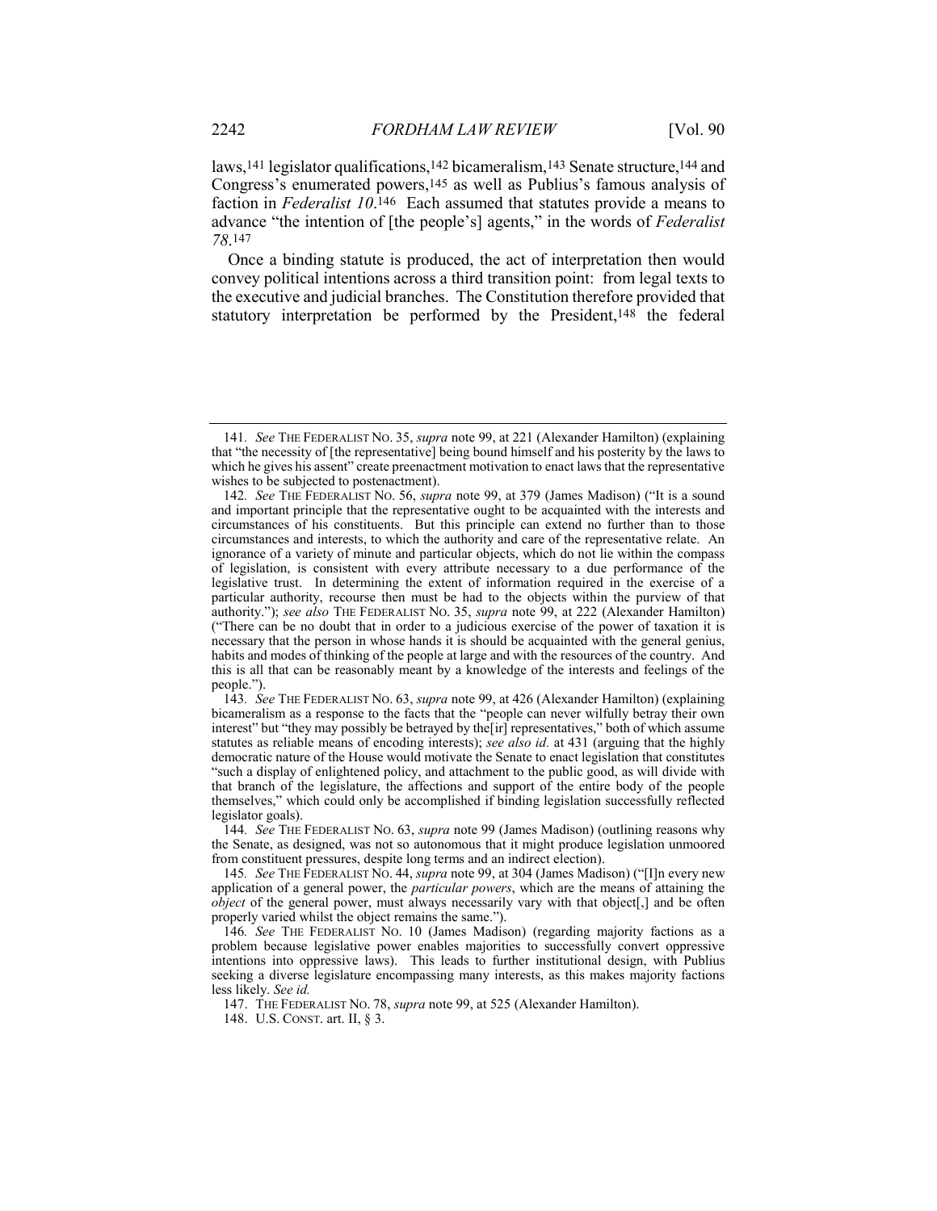laws,[141] legislator qualifications,[142] bicameralism,[143] Senate structure,[144] and Congress's enumerated powers,[145] as well as Publius's famous analysis of faction in *Federalist 10*.[146] Each assumed that statutes provide a means to advance "the intention of [the people's] agents," in the words of *Federalist 78*.[147]

Once a binding statute is produced, the act of interpretation then would convey political intentions across a third transition point: from legal texts to the executive and judicial branches. The Constitution therefore provided that statutory interpretation be performed by the President,[148] the federal

---

141. *See* THE FEDERALIST NO. 35, *supra* note 99, at 221 (Alexander Hamilton) (explaining that "the necessity of [the representative] being bound himself and his posterity by the laws to which he gives his assent" create preenactment motivation to enact laws that the representative wishes to be subjected to postenactment).

142. *See* THE FEDERALIST NO. 56, *supra* note 99, at 379 (James Madison) ("It is a sound and important principle that the representative ought to be acquainted with the interests and circumstances of his constituents. But this principle can extend no further than to those circumstances and interests, to which the authority and care of the representative relate. An ignorance of a variety of minute and particular objects, which do not lie within the compass of legislation, is consistent with every attribute necessary to a due performance of the legislative trust. In determining the extent of information required in the exercise of a particular authority, recourse then must be had to the objects within the purview of that authority."); *see also* THE FEDERALIST NO. 35, *supra* note 99, at 222 (Alexander Hamilton) ("There can be no doubt that in order to a judicious exercise of the power of taxation it is necessary that the person in whose hands it is should be acquainted with the general genius, habits and modes of thinking of the people at large and with the resources of the country. And this is all that can be reasonably meant by a knowledge of the interests and feelings of the people.").

143. *See* THE FEDERALIST NO. 63, *supra* note 99, at 426 (Alexander Hamilton) (explaining bicameralism as a response to the facts that the "people can never wilfully betray their own interest" but "they may possibly be betrayed by the[ir] representatives," both of which assume statutes as reliable means of encoding interests); *see also id.* at 431 (arguing that the highly democratic nature of the House would motivate the Senate to enact legislation that constitutes "such a display of enlightened policy, and attachment to the public good, as will divide with that branch of the legislature, the affections and support of the entire body of the people themselves," which could only be accomplished if binding legislation successfully reflected legislator goals).

144. *See* THE FEDERALIST NO. 63, *supra* note 99 (James Madison) (outlining reasons why the Senate, as designed, was not so autonomous that it might produce legislation unmoored from constituent pressures, despite long terms and an indirect election).

145. *See* THE FEDERALIST NO. 44, *supra* note 99, at 304 (James Madison) ("[I]n every new application of a general power, the *particular powers*, which are the means of attaining the *object* of the general power, must always necessarily vary with that object[,] and be often properly varied whilst the object remains the same.").

146. *See* THE FEDERALIST NO. 10 (James Madison) (regarding majority factions as a problem because legislative power enables majorities to successfully convert oppressive intentions into oppressive laws). This leads to further institutional design, with Publius seeking a diverse legislature encompassing many interests, as this makes majority factions less likely. *See id.*

147. THE FEDERALIST NO. 78, *supra* note 99, at 525 (Alexander Hamilton).

148. U.S. CONST. art. II, § 3.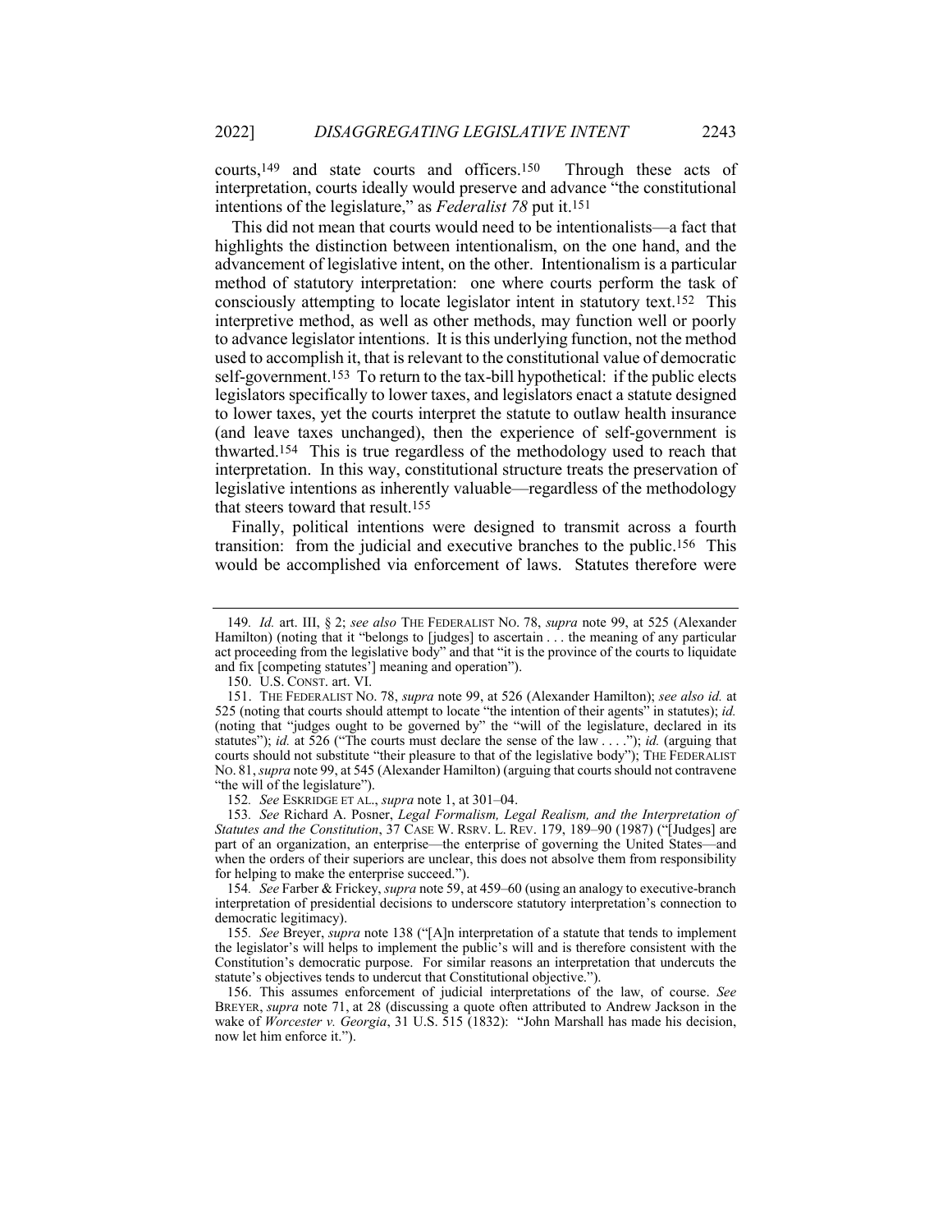courts,[149] and state courts and officers.[150] Through these acts of interpretation, courts ideally would preserve and advance "the constitutional intentions of the legislature," as *Federalist 78* put it.[151]

This did not mean that courts would need to be intentionalists—a fact that highlights the distinction between intentionalism, on the one hand, and the advancement of legislative intent, on the other. Intentionalism is a particular method of statutory interpretation: one where courts perform the task of consciously attempting to locate legislator intent in statutory text.[152] This interpretive method, as well as other methods, may function well or poorly to advance legislator intentions. It is this underlying function, not the method used to accomplish it, that is relevant to the constitutional value of democratic self-government.[153] To return to the tax-bill hypothetical: if the public elects legislators specifically to lower taxes, and legislators enact a statute designed to lower taxes, yet the courts interpret the statute to outlaw health insurance (and leave taxes unchanged), then the experience of self-government is thwarted.[154] This is true regardless of the methodology used to reach that interpretation. In this way, constitutional structure treats the preservation of legislative intentions as inherently valuable—regardless of the methodology that steers toward that result.[155]

Finally, political intentions were designed to transmit across a fourth transition: from the judicial and executive branches to the public.[156] This would be accomplished via enforcement of laws. Statutes therefore were

---

149. *Id.* art. III, § 2; *see also* THE FEDERALIST NO. 78, *supra* note 99, at 525 (Alexander Hamilton) (noting that it "belongs to [judges] to ascertain . . . the meaning of any particular act proceeding from the legislative body" and that "it is the province of the courts to liquidate and fix [competing statutes'] meaning and operation").

150. U.S. CONST. art. VI.

151. THE FEDERALIST NO. 78, *supra* note 99, at 526 (Alexander Hamilton); *see also id.* at 525 (noting that courts should attempt to locate "the intention of their agents" in statutes); *id.* (noting that "judges ought to be governed by" the "will of the legislature, declared in its statutes"); *id.* at 526 ("The courts must declare the sense of the law . . . ."); *id.* (arguing that courts should not substitute "their pleasure to that of the legislative body"); THE FEDERALIST NO. 81, *supra* note 99, at 545 (Alexander Hamilton) (arguing that courts should not contravene "the will of the legislature").

152. *See* ESKRIDGE ET AL., *supra* note 1, at 301–04.

153. *See* Richard A. Posner, *Legal Formalism, Legal Realism, and the Interpretation of Statutes and the Constitution*, 37 CASE W. RSRV. L. REV. 179, 189–90 (1987) ("[Judges] are part of an organization, an enterprise—the enterprise of governing the United States—and when the orders of their superiors are unclear, this does not absolve them from responsibility for helping to make the enterprise succeed.").

154. *See* Farber & Frickey, *supra* note 59, at 459–60 (using an analogy to executive-branch interpretation of presidential decisions to underscore statutory interpretation's connection to democratic legitimacy).

155. *See* Breyer, *supra* note 138 ("[A]n interpretation of a statute that tends to implement the legislator's will helps to implement the public's will and is therefore consistent with the Constitution's democratic purpose. For similar reasons an interpretation that undercuts the statute's objectives tends to undercut that Constitutional objective.").

156. This assumes enforcement of judicial interpretations of the law, of course. *See* BREYER, *supra* note 71, at 28 (discussing a quote often attributed to Andrew Jackson in the wake of *Worcester v. Georgia*, 31 U.S. 515 (1832): "John Marshall has made his decision, now let him enforce it.").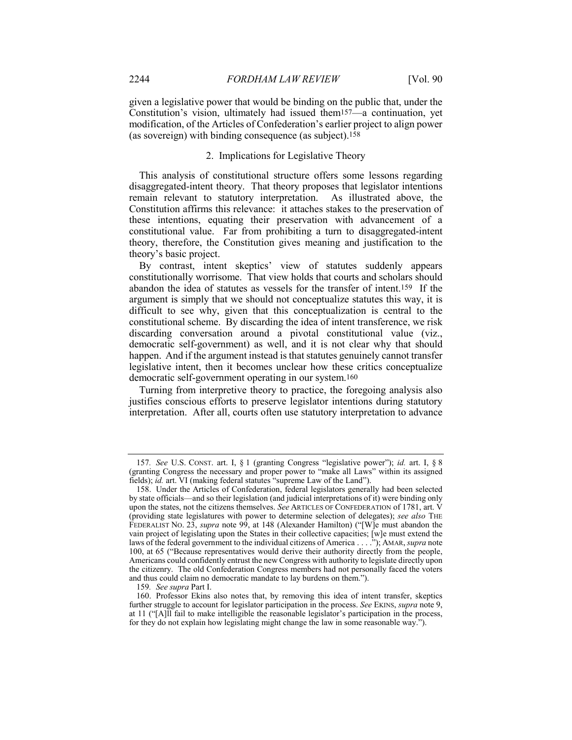given a legislative power that would be binding on the public that, under the Constitution's vision, ultimately had issued them[157]—a continuation, yet modification, of the Articles of Confederation's earlier project to align power (as sovereign) with binding consequence (as subject).[158]

### 2. Implications for Legislative Theory

This analysis of constitutional structure offers some lessons regarding disaggregated-intent theory. That theory proposes that legislator intentions remain relevant to statutory interpretation. As illustrated above, the Constitution affirms this relevance: it attaches stakes to the preservation of these intentions, equating their preservation with advancement of a constitutional value. Far from prohibiting a turn to disaggregated-intent theory, therefore, the Constitution gives meaning and justification to the theory's basic project.

By contrast, intent skeptics' view of statutes suddenly appears constitutionally worrisome. That view holds that courts and scholars should abandon the idea of statutes as vessels for the transfer of intent.[159] If the argument is simply that we should not conceptualize statutes this way, it is difficult to see why, given that this conceptualization is central to the constitutional scheme. By discarding the idea of intent transference, we risk discarding conversation around a pivotal constitutional value (viz., democratic self-government) as well, and it is not clear why that should happen. And if the argument instead is that statutes genuinely cannot transfer legislative intent, then it becomes unclear how these critics conceptualize democratic self-government operating in our system.[160]

Turning from interpretive theory to practice, the foregoing analysis also justifies conscious efforts to preserve legislator intentions during statutory interpretation. After all, courts often use statutory interpretation to advance

---

157. *See* U.S. CONST. art. I, § 1 (granting Congress "legislative power"); *id.* art. I, § 8 (granting Congress the necessary and proper power to "make all Laws" within its assigned fields); *id.* art. VI (making federal statutes "supreme Law of the Land").

158. Under the Articles of Confederation, federal legislators generally had been selected by state officials—and so their legislation (and judicial interpretations of it) were binding only upon the states, not the citizens themselves. *See* ARTICLES OF CONFEDERATION of 1781, art. V (providing state legislatures with power to determine selection of delegates); *see also* THE FEDERALIST NO. 23, *supra* note 99, at 148 (Alexander Hamilton) ("[W]e must abandon the vain project of legislating upon the States in their collective capacities; [w]e must extend the laws of the federal government to the individual citizens of America . . . ."); AMAR, *supra* note 100, at 65 ("Because representatives would derive their authority directly from the people, Americans could confidently entrust the new Congress with authority to legislate directly upon the citizenry. The old Confederation Congress members had not personally faced the voters and thus could claim no democratic mandate to lay burdens on them.").

159. *See supra* Part I.

160. Professor Ekins also notes that, by removing this idea of intent transfer, skeptics further struggle to account for legislator participation in the process. *See* EKINS, *supra* note 9, at 11 ("[A]ll fail to make intelligible the reasonable legislator's participation in the process, for they do not explain how legislating might change the law in some reasonable way.").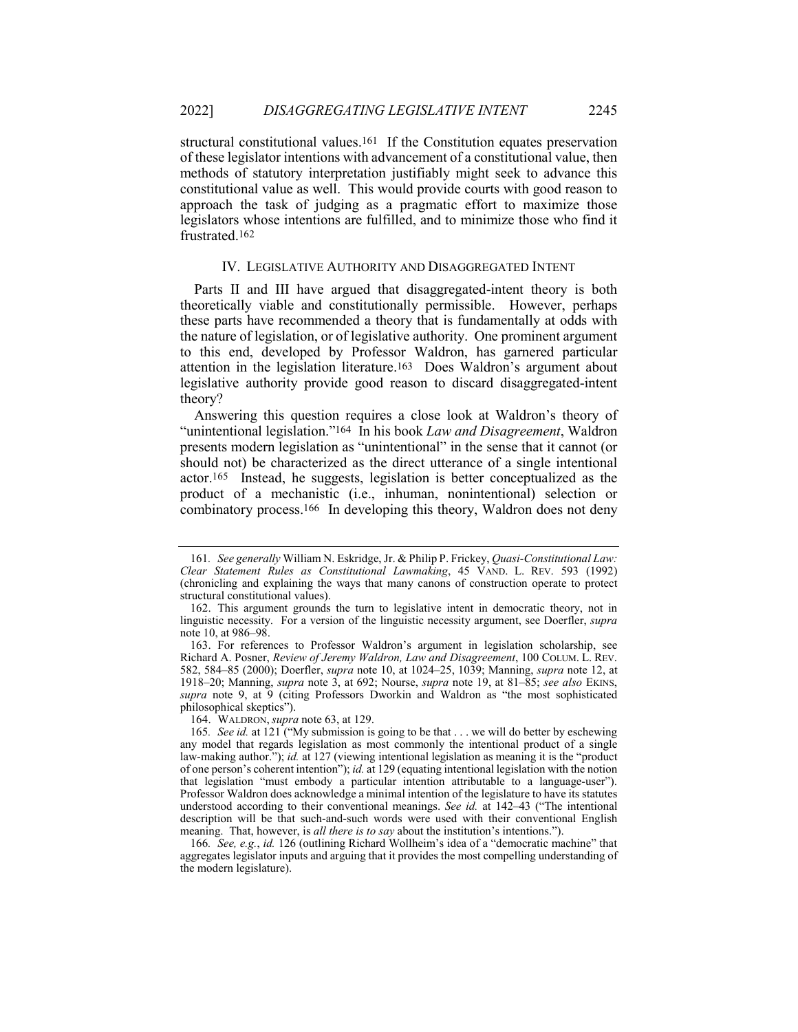structural constitutional values.[161] If the Constitution equates preservation of these legislator intentions with advancement of a constitutional value, then methods of statutory interpretation justifiably might seek to advance this constitutional value as well. This would provide courts with good reason to approach the task of judging as a pragmatic effort to maximize those legislators whose intentions are fulfilled, and to minimize those who find it frustrated.[162]

## IV. LEGISLATIVE AUTHORITY AND DISAGGREGATED INTENT

Parts II and III have argued that disaggregated-intent theory is both theoretically viable and constitutionally permissible. However, perhaps these parts have recommended a theory that is fundamentally at odds with the nature of legislation, or of legislative authority. One prominent argument to this end, developed by Professor Waldron, has garnered particular attention in the legislation literature.[163] Does Waldron's argument about legislative authority provide good reason to discard disaggregated-intent theory?

Answering this question requires a close look at Waldron's theory of "unintentional legislation."[164] In his book *Law and Disagreement*, Waldron presents modern legislation as "unintentional" in the sense that it cannot (or should not) be characterized as the direct utterance of a single intentional actor.[165] Instead, he suggests, legislation is better conceptualized as the product of a mechanistic (i.e., inhuman, nonintentional) selection or combinatory process.[166] In developing this theory, Waldron does not deny

---

161. *See generally* William N. Eskridge, Jr. & Philip P. Frickey, *Quasi-Constitutional Law: Clear Statement Rules as Constitutional Lawmaking*, 45 VAND. L. REV. 593 (1992) (chronicling and explaining the ways that many canons of construction operate to protect structural constitutional values).

162. This argument grounds the turn to legislative intent in democratic theory, not in linguistic necessity. For a version of the linguistic necessity argument, see Doerfler, *supra* note 10, at 986–98.

163. For references to Professor Waldron's argument in legislation scholarship, see Richard A. Posner, *Review of Jeremy Waldron, Law and Disagreement*, 100 COLUM. L. REV. 582, 584–85 (2000); Doerfler, *supra* note 10, at 1024–25, 1039; Manning, *supra* note 12, at 1918–20; Manning, *supra* note 3, at 692; Nourse, *supra* note 19, at 81–85; *see also* EKINS, *supra* note 9, at 9 (citing Professors Dworkin and Waldron as "the most sophisticated philosophical skeptics").

164. WALDRON, *supra* note 63, at 129.

165. *See id.* at 121 ("My submission is going to be that . . . we will do better by eschewing any model that regards legislation as most commonly the intentional product of a single law-making author."); *id.* at 127 (viewing intentional legislation as meaning it is the "product of one person's coherent intention"); *id.* at 129 (equating intentional legislation with the notion that legislation "must embody a particular intention attributable to a language-user"). Professor Waldron does acknowledge a minimal intention of the legislature to have its statutes understood according to their conventional meanings. *See id.* at 142–43 ("The intentional description will be that such-and-such words were used with their conventional English meaning. That, however, is *all there is to say* about the institution's intentions.").

166. *See, e.g.*, *id.* 126 (outlining Richard Wollheim's idea of a "democratic machine" that aggregates legislator inputs and arguing that it provides the most compelling understanding of the modern legislature).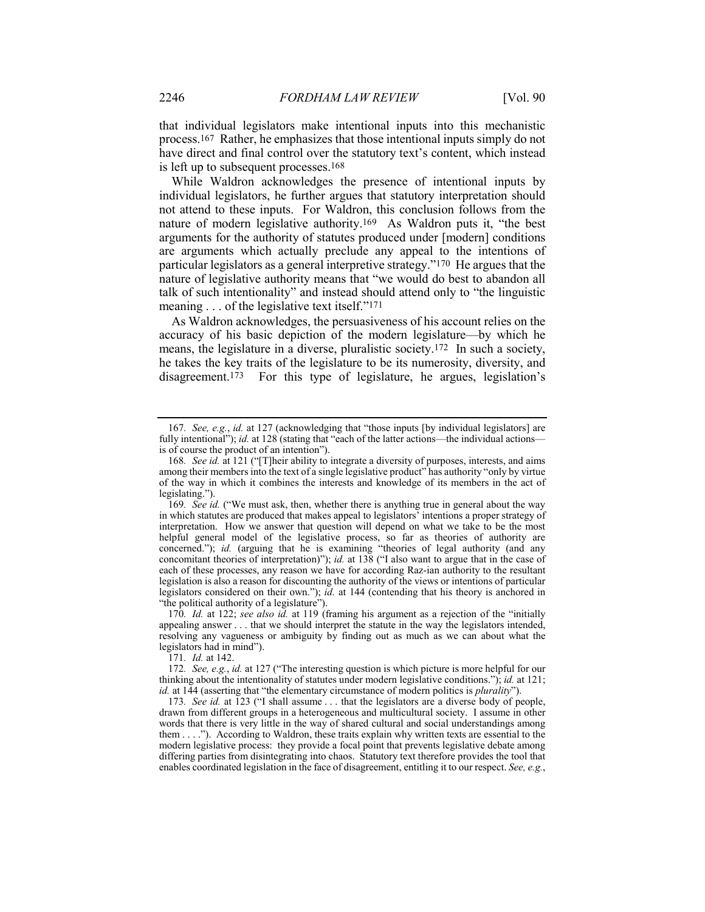that individual legislators make intentional inputs into this mechanistic process.[167] Rather, he emphasizes that those intentional inputs simply do not have direct and final control over the statutory text's content, which instead is left up to subsequent processes.[168]

While Waldron acknowledges the presence of intentional inputs by individual legislators, he further argues that statutory interpretation should not attend to these inputs. For Waldron, this conclusion follows from the nature of modern legislative authority.[169] As Waldron puts it, "the best arguments for the authority of statutes produced under [modern] conditions are arguments which actually preclude any appeal to the intentions of particular legislators as a general interpretive strategy."[170] He argues that the nature of legislative authority means that "we would do best to abandon all talk of such intentionality" and instead should attend only to "the linguistic meaning . . . of the legislative text itself."[171]

As Waldron acknowledges, the persuasiveness of his account relies on the accuracy of his basic depiction of the modern legislature—by which he means, the legislature in a diverse, pluralistic society.[172] In such a society, he takes the key traits of the legislature to be its numerosity, diversity, and disagreement.[173] For this type of legislature, he argues, legislation's

---

167. *See, e.g.*, *id.* at 127 (acknowledging that "those inputs [by individual legislators] are fully intentional"); *id.* at 128 (stating that "each of the latter actions—the individual actions—is of course the product of an intention").

168. *See id.* at 121 ("[T]heir ability to integrate a diversity of purposes, interests, and aims among their members into the text of a single legislative product" has authority "only by virtue of the way in which it combines the interests and knowledge of its members in the act of legislating.").

169. *See id.* ("We must ask, then, whether there is anything true in general about the way in which statutes are produced that makes appeal to legislators' intentions a proper strategy of interpretation. How we answer that question will depend on what we take to be the most helpful general model of the legislative process, so far as theories of authority are concerned."); *id.* (arguing that he is examining "theories of legal authority (and any concomitant theories of interpretation)"); *id.* at 138 ("I also want to argue that in the case of each of these processes, any reason we have for according Raz-ian authority to the resultant legislation is also a reason for discounting the authority of the views or intentions of particular legislators considered on their own."); *id.* at 144 (contending that his theory is anchored in "the political authority of a legislature").

170. *Id.* at 122; *see also id.* at 119 (framing his argument as a rejection of the "initially appealing answer . . . that we should interpret the statute in the way the legislators intended, resolving any vagueness or ambiguity by finding out as much as we can about what the legislators had in mind").

171. *Id.* at 142.

172. *See, e.g.*, *id.* at 127 ("The interesting question is which picture is more helpful for our thinking about the intentionality of statutes under modern legislative conditions."); *id.* at 121; *id.* at 144 (asserting that "the elementary circumstance of modern politics is *plurality*").

173. *See id.* at 123 ("I shall assume . . . that the legislators are a diverse body of people, drawn from different groups in a heterogeneous and multicultural society. I assume in other words that there is very little in the way of shared cultural and social understandings among them . . . ."). According to Waldron, these traits explain why written texts are essential to the modern legislative process: they provide a focal point that prevents legislative debate among differing parties from disintegrating into chaos. Statutory text therefore provides the tool that enables coordinated legislation in the face of disagreement, entitling it to our respect. *See, e.g.*,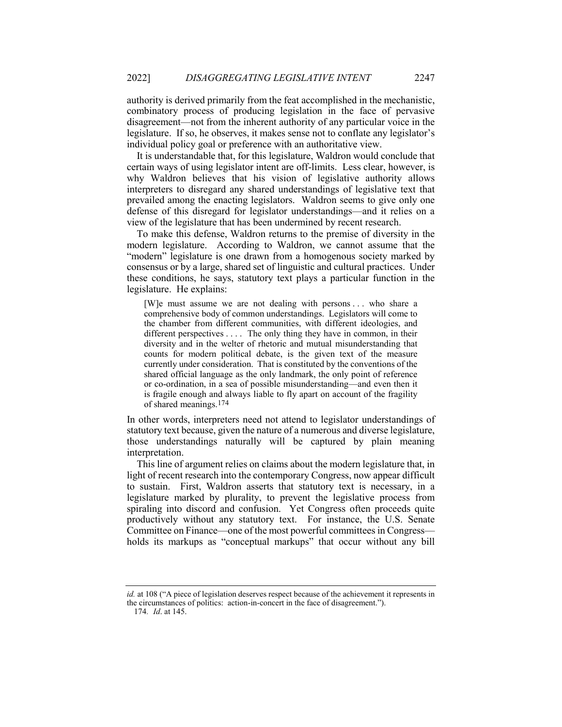authority is derived primarily from the feat accomplished in the mechanistic, combinatory process of producing legislation in the face of pervasive disagreement—not from the inherent authority of any particular voice in the legislature. If so, he observes, it makes sense not to conflate any legislator's individual policy goal or preference with an authoritative view.

It is understandable that, for this legislature, Waldron would conclude that certain ways of using legislator intent are off-limits. Less clear, however, is why Waldron believes that his vision of legislative authority allows interpreters to disregard any shared understandings of legislative text that prevailed among the enacting legislators. Waldron seems to give only one defense of this disregard for legislator understandings—and it relies on a view of the legislature that has been undermined by recent research.

To make this defense, Waldron returns to the premise of diversity in the modern legislature. According to Waldron, we cannot assume that the "modern" legislature is one drawn from a homogenous society marked by consensus or by a large, shared set of linguistic and cultural practices. Under these conditions, he says, statutory text plays a particular function in the legislature. He explains:

> [W]e must assume we are not dealing with persons . . . who share a comprehensive body of common understandings. Legislators will come to the chamber from different communities, with different ideologies, and different perspectives . . . . The only thing they have in common, in their diversity and in the welter of rhetoric and mutual misunderstanding that counts for modern political debate, is the given text of the measure currently under consideration. That is constituted by the conventions of the shared official language as the only landmark, the only point of reference or co-ordination, in a sea of possible misunderstanding—and even then it is fragile enough and always liable to fly apart on account of the fragility of shared meanings.[174]

In other words, interpreters need not attend to legislator understandings of statutory text because, given the nature of a numerous and diverse legislature, those understandings naturally will be captured by plain meaning interpretation.

This line of argument relies on claims about the modern legislature that, in light of recent research into the contemporary Congress, now appear difficult to sustain. First, Waldron asserts that statutory text is necessary, in a legislature marked by plurality, to prevent the legislative process from spiraling into discord and confusion. Yet Congress often proceeds quite productively without any statutory text. For instance, the U.S. Senate Committee on Finance—one of the most powerful committees in Congress—holds its markups as "conceptual markups" that occur without any bill

---

*id.* at 108 ("A piece of legislation deserves respect because of the achievement it represents in the circumstances of politics: action-in-concert in the face of disagreement.").

174. *Id*. at 145.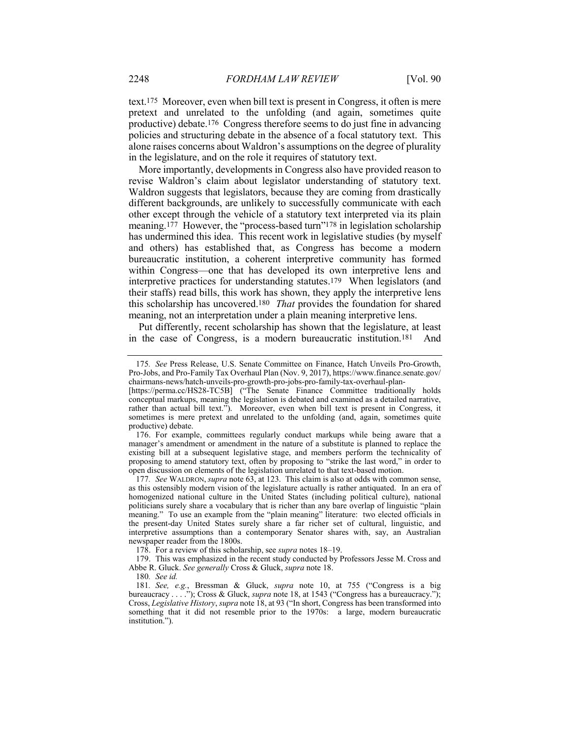text.[175] Moreover, even when bill text is present in Congress, it often is mere pretext and unrelated to the unfolding (and again, sometimes quite productive) debate.[176] Congress therefore seems to do just fine in advancing policies and structuring debate in the absence of a focal statutory text. This alone raises concerns about Waldron's assumptions on the degree of plurality in the legislature, and on the role it requires of statutory text.

More importantly, developments in Congress also have provided reason to revise Waldron's claim about legislator understanding of statutory text. Waldron suggests that legislators, because they are coming from drastically different backgrounds, are unlikely to successfully communicate with each other except through the vehicle of a statutory text interpreted via its plain meaning.[177] However, the "process-based turn"[178] in legislation scholarship has undermined this idea. This recent work in legislative studies (by myself and others) has established that, as Congress has become a modern bureaucratic institution, a coherent interpretive community has formed within Congress—one that has developed its own interpretive lens and interpretive practices for understanding statutes.[179] When legislators (and their staffs) read bills, this work has shown, they apply the interpretive lens this scholarship has uncovered.[180] *That* provides the foundation for shared meaning, not an interpretation under a plain meaning interpretive lens.

Put differently, recent scholarship has shown that the legislature, at least in the case of Congress, is a modern bureaucratic institution.[181] And

---

175. *See* Press Release, U.S. Senate Committee on Finance, Hatch Unveils Pro-Growth, Pro-Jobs, and Pro-Family Tax Overhaul Plan (Nov. 9, 2017), https://www.finance.senate.gov/chairmans-news/hatch-unveils-pro-growth-pro-jobs-pro-family-tax-overhaul-plan- [https://perma.cc/HS28-TC5B] ("The Senate Finance Committee traditionally holds conceptual markups, meaning the legislation is debated and examined as a detailed narrative, rather than actual bill text."). Moreover, even when bill text is present in Congress, it sometimes is mere pretext and unrelated to the unfolding (and, again, sometimes quite productive) debate.

176. For example, committees regularly conduct markups while being aware that a manager's amendment or amendment in the nature of a substitute is planned to replace the existing bill at a subsequent legislative stage, and members perform the technicality of proposing to amend statutory text, often by proposing to "strike the last word," in order to open discussion on elements of the legislation unrelated to that text-based motion.

177. *See* WALDRON, *supra* note 63, at 123. This claim is also at odds with common sense, as this ostensibly modern vision of the legislature actually is rather antiquated. In an era of homogenized national culture in the United States (including political culture), national politicians surely share a vocabulary that is richer than any bare overlap of linguistic "plain meaning." To use an example from the "plain meaning" literature: two elected officials in the present-day United States surely share a far richer set of cultural, linguistic, and interpretive assumptions than a contemporary Senator shares with, say, an Australian newspaper reader from the 1800s.

178. For a review of this scholarship, see *supra* notes 18–19.

179. This was emphasized in the recent study conducted by Professors Jesse M. Cross and Abbe R. Gluck. *See generally* Cross & Gluck, *supra* note 18.

180. *See id.*

181. *See, e.g.*, Bressman & Gluck, *supra* note 10, at 755 ("Congress is a big bureaucracy . . . ."); Cross & Gluck, *supra* note 18, at 1543 ("Congress has a bureaucracy."); Cross, *Legislative History*, *supra* note 18, at 93 ("In short, Congress has been transformed into something that it did not resemble prior to the 1970s: a large, modern bureaucratic institution.").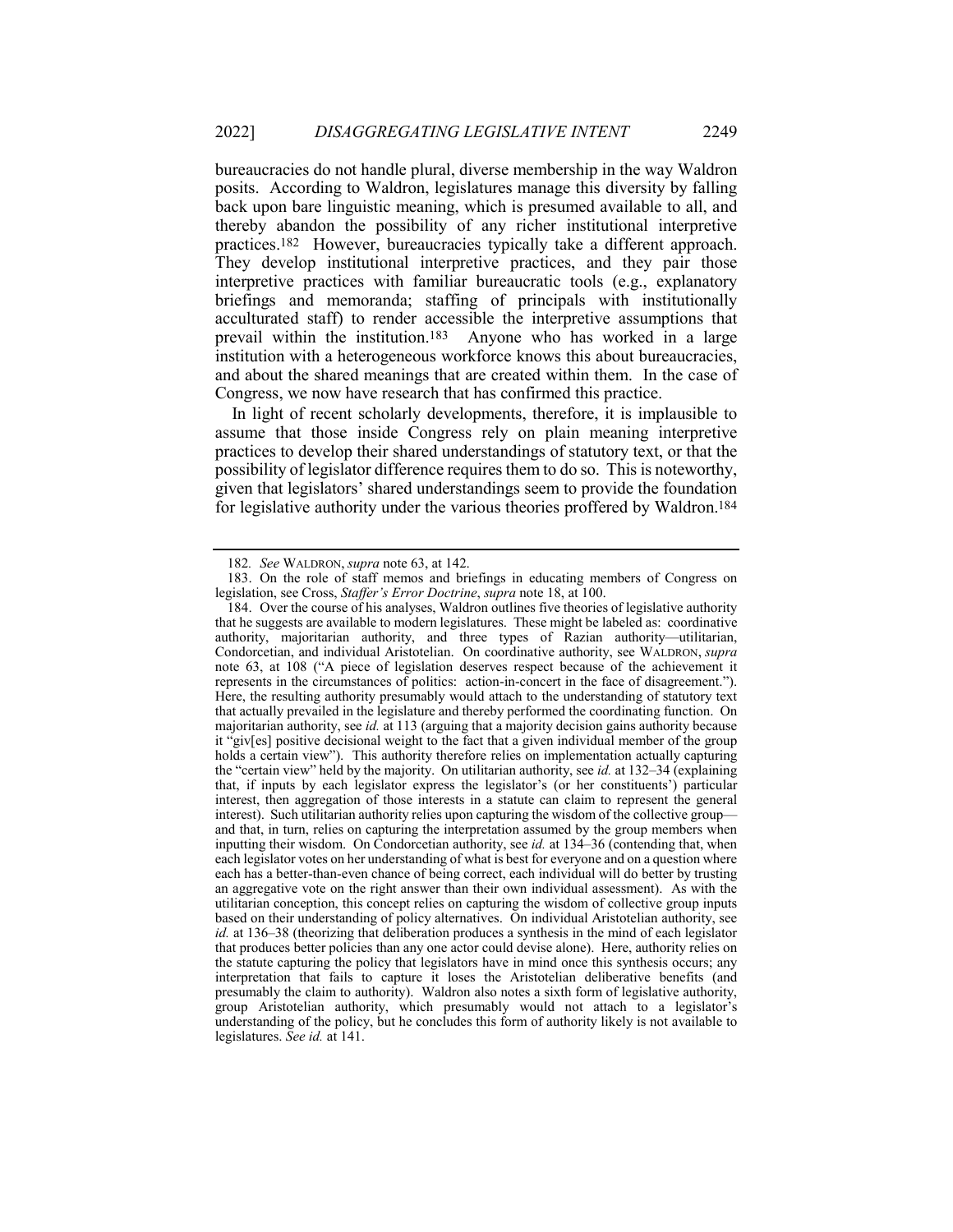bureaucracies do not handle plural, diverse membership in the way Waldron posits. According to Waldron, legislatures manage this diversity by falling back upon bare linguistic meaning, which is presumed available to all, and thereby abandon the possibility of any richer institutional interpretive practices.[182] However, bureaucracies typically take a different approach. They develop institutional interpretive practices, and they pair those interpretive practices with familiar bureaucratic tools (e.g., explanatory briefings and memoranda; staffing of principals with institutionally acculturated staff) to render accessible the interpretive assumptions that prevail within the institution.[183] Anyone who has worked in a large institution with a heterogeneous workforce knows this about bureaucracies, and about the shared meanings that are created within them. In the case of Congress, we now have research that has confirmed this practice.

In light of recent scholarly developments, therefore, it is implausible to assume that those inside Congress rely on plain meaning interpretive practices to develop their shared understandings of statutory text, or that the possibility of legislator difference requires them to do so. This is noteworthy, given that legislators' shared understandings seem to provide the foundation for legislative authority under the various theories proffered by Waldron.[184]

---

182. *See* WALDRON, *supra* note 63, at 142.

183. On the role of staff memos and briefings in educating members of Congress on legislation, see Cross, *Staffer's Error Doctrine*, *supra* note 18, at 100.

184. Over the course of his analyses, Waldron outlines five theories of legislative authority that he suggests are available to modern legislatures. These might be labeled as: coordinative authority, majoritarian authority, and three types of Razian authority—utilitarian, Condorcetian, and individual Aristotelian. On coordinative authority, see WALDRON, *supra* note 63, at 108 ("A piece of legislation deserves respect because of the achievement it represents in the circumstances of politics: action-in-concert in the face of disagreement."). Here, the resulting authority presumably would attach to the understanding of statutory text that actually prevailed in the legislature and thereby performed the coordinating function. On majoritarian authority, see *id.* at 113 (arguing that a majority decision gains authority because it "giv[es] positive decisional weight to the fact that a given individual member of the group holds a certain view"). This authority therefore relies on implementation actually capturing the "certain view" held by the majority. On utilitarian authority, see *id.* at 132–34 (explaining that, if inputs by each legislator express the legislator's (or her constituents') particular interest, then aggregation of those interests in a statute can claim to represent the general interest). Such utilitarian authority relies upon capturing the wisdom of the collective group—and that, in turn, relies on capturing the interpretation assumed by the group members when inputting their wisdom. On Condorcetian authority, see *id.* at 134–36 (contending that, when each legislator votes on her understanding of what is best for everyone and on a question where each has a better-than-even chance of being correct, each individual will do better by trusting an aggregative vote on the right answer than their own individual assessment). As with the utilitarian conception, this concept relies on capturing the wisdom of collective group inputs based on their understanding of policy alternatives. On individual Aristotelian authority, see *id.* at 136–38 (theorizing that deliberation produces a synthesis in the mind of each legislator that produces better policies than any one actor could devise alone). Here, authority relies on the statute capturing the policy that legislators have in mind once this synthesis occurs; any interpretation that fails to capture it loses the Aristotelian deliberative benefits (and presumably the claim to authority). Waldron also notes a sixth form of legislative authority, group Aristotelian authority, which presumably would not attach to a legislator's understanding of the policy, but he concludes this form of authority likely is not available to legislatures. *See id.* at 141.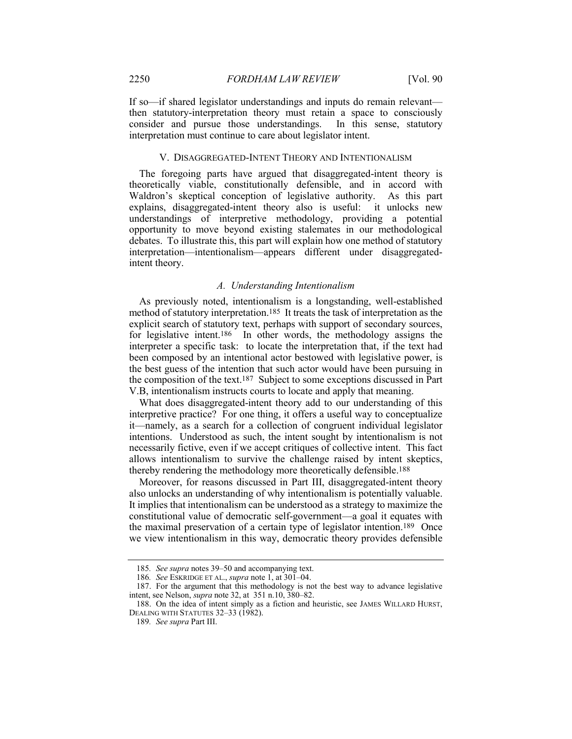If so—if shared legislator understandings and inputs do remain relevant—then statutory-interpretation theory must retain a space to consciously consider and pursue those understandings. In this sense, statutory interpretation must continue to care about legislator intent.

## V. Disaggregated-Intent Theory and Intentionalism

The foregoing parts have argued that disaggregated-intent theory is theoretically viable, constitutionally defensible, and in accord with Waldron's skeptical conception of legislative authority. As this part explains, disaggregated-intent theory also is useful: it unlocks new understandings of interpretive methodology, providing a potential opportunity to move beyond existing stalemates in our methodological debates. To illustrate this, this part will explain how one method of statutory interpretation—intentionalism—appears different under disaggregated-intent theory.

### *A. Understanding Intentionalism*

As previously noted, intentionalism is a longstanding, well-established method of statutory interpretation.[185] It treats the task of interpretation as the explicit search of statutory text, perhaps with support of secondary sources, for legislative intent.[186] In other words, the methodology assigns the interpreter a specific task: to locate the interpretation that, if the text had been composed by an intentional actor bestowed with legislative power, is the best guess of the intention that such actor would have been pursuing in the composition of the text.[187] Subject to some exceptions discussed in Part V.B, intentionalism instructs courts to locate and apply that meaning.

What does disaggregated-intent theory add to our understanding of this interpretive practice? For one thing, it offers a useful way to conceptualize it—namely, as a search for a collection of congruent individual legislator intentions. Understood as such, the intent sought by intentionalism is not necessarily fictive, even if we accept critiques of collective intent. This fact allows intentionalism to survive the challenge raised by intent skeptics, thereby rendering the methodology more theoretically defensible.[188]

Moreover, for reasons discussed in Part III, disaggregated-intent theory also unlocks an understanding of why intentionalism is potentially valuable. It implies that intentionalism can be understood as a strategy to maximize the constitutional value of democratic self-government—a goal it equates with the maximal preservation of a certain type of legislator intention.[189] Once we view intentionalism in this way, democratic theory provides defensible

---

185. *See supra* notes 39–50 and accompanying text.

186. *See* Eskridge et al., *supra* note 1, at 301–04.

187. For the argument that this methodology is not the best way to advance legislative intent, see Nelson, *supra* note 32, at 351 n.10, 380–82.

188. On the idea of intent simply as a fiction and heuristic, see James Willard Hurst, Dealing with Statutes 32–33 (1982).

189. *See supra* Part III.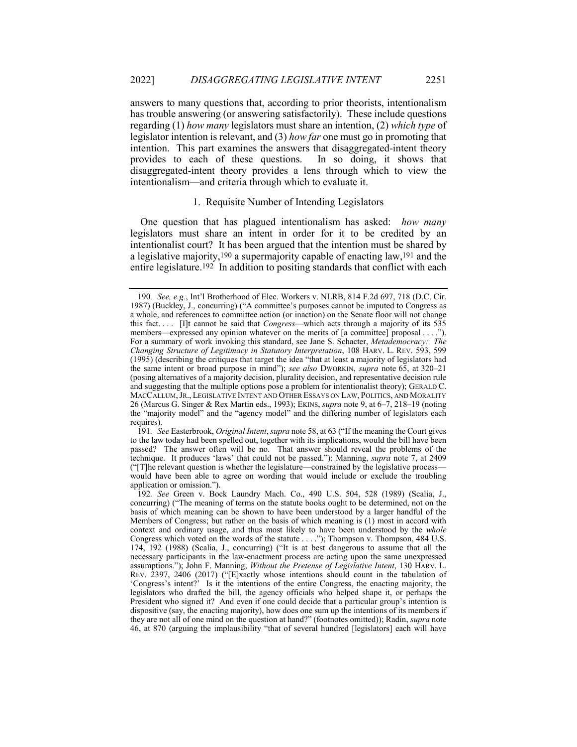answers to many questions that, according to prior theorists, intentionalism has trouble answering (or answering satisfactorily). These include questions regarding (1) *how many* legislators must share an intention, (2) *which type* of legislator intention is relevant, and (3) *how far* one must go in promoting that intention. This part examines the answers that disaggregated-intent theory provides to each of these questions. In so doing, it shows that disaggregated-intent theory provides a lens through which to view the intentionalism—and criteria through which to evaluate it.

### 1. Requisite Number of Intending Legislators

One question that has plagued intentionalism has asked: *how many* legislators must share an intent in order for it to be credited by an intentionalist court? It has been argued that the intention must be shared by a legislative majority,[190] a supermajority capable of enacting law,[191] and the entire legislature.[192] In addition to positing standards that conflict with each

---

190. *See, e.g.*, Int'l Brotherhood of Elec. Workers v. NLRB, 814 F.2d 697, 718 (D.C. Cir. 1987) (Buckley, J., concurring) ("A committee's purposes cannot be imputed to Congress as a whole, and references to committee action (or inaction) on the Senate floor will not change this fact. . . . [I]t cannot be said that *Congress*—which acts through a majority of its 535 members—expressed any opinion whatever on the merits of [a committee] proposal . . . ."). For a summary of work invoking this standard, see Jane S. Schacter, *Metademocracy: The Changing Structure of Legitimacy in Statutory Interpretation*, 108 HARV. L. REV. 593, 599 (1995) (describing the critiques that target the idea "that at least a majority of legislators had the same intent or broad purpose in mind"); *see also* DWORKIN, *supra* note 65, at 320–21 (posing alternatives of a majority decision, plurality decision, and representative decision rule and suggesting that the multiple options pose a problem for intentionalist theory); GERALD C. MACCALLUM, JR., LEGISLATIVE INTENT AND OTHER ESSAYS ON LAW, POLITICS, AND MORALITY 26 (Marcus G. Singer & Rex Martin eds., 1993); EKINS, *supra* note 9, at 6–7, 218–19 (noting the "majority model" and the "agency model" and the differing number of legislators each requires).

191. *See* Easterbrook, *Original Intent*, *supra* note 58, at 63 ("If the meaning the Court gives to the law today had been spelled out, together with its implications, would the bill have been passed? The answer often will be no. That answer should reveal the problems of the technique. It produces 'laws' that could not be passed."); Manning, *supra* note 7, at 2409 ("[T]he relevant question is whether the legislature—constrained by the legislative process—would have been able to agree on wording that would include or exclude the troubling application or omission.").

192. *See* Green v. Bock Laundry Mach. Co., 490 U.S. 504, 528 (1989) (Scalia, J., concurring) ("The meaning of terms on the statute books ought to be determined, not on the basis of which meaning can be shown to have been understood by a larger handful of the Members of Congress; but rather on the basis of which meaning is (1) most in accord with context and ordinary usage, and thus most likely to have been understood by the *whole* Congress which voted on the words of the statute . . . ."); Thompson v. Thompson, 484 U.S. 174, 192 (1988) (Scalia, J., concurring) ("It is at best dangerous to assume that all the necessary participants in the law-enactment process are acting upon the same unexpressed assumptions."); John F. Manning, *Without the Pretense of Legislative Intent*, 130 HARV. L. REV. 2397, 2406 (2017) ("[E]xactly whose intentions should count in the tabulation of 'Congress's intent?' Is it the intentions of the entire Congress, the enacting majority, the legislators who drafted the bill, the agency officials who helped shape it, or perhaps the President who signed it? And even if one could decide that a particular group's intention is dispositive (say, the enacting majority), how does one sum up the intentions of its members if they are not all of one mind on the question at hand?" (footnotes omitted)); Radin, *supra* note 46, at 870 (arguing the implausibility "that of several hundred [legislators] each will have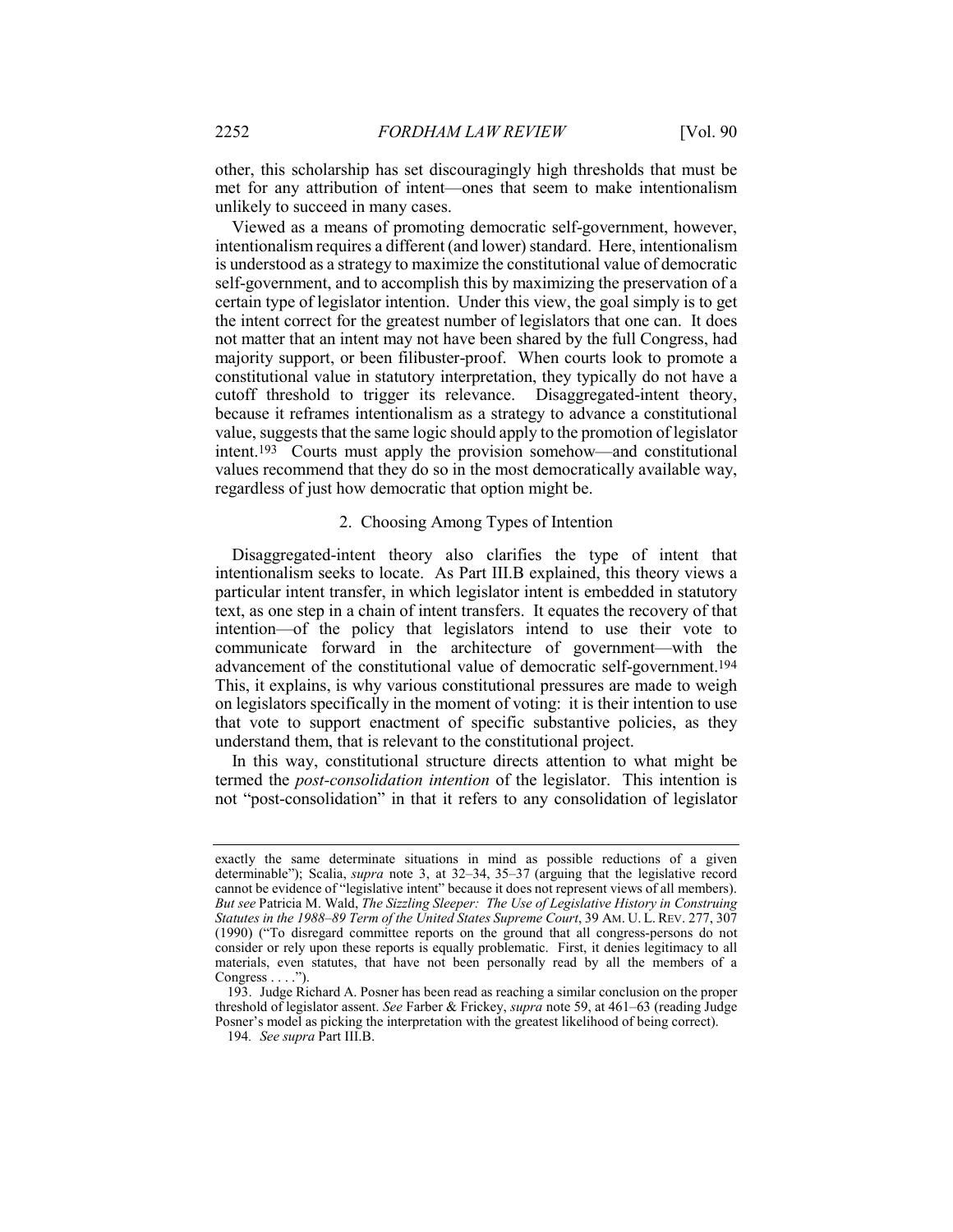other, this scholarship has set discouragingly high thresholds that must be met for any attribution of intent—ones that seem to make intentionalism unlikely to succeed in many cases.

Viewed as a means of promoting democratic self-government, however, intentionalism requires a different (and lower) standard. Here, intentionalism is understood as a strategy to maximize the constitutional value of democratic self-government, and to accomplish this by maximizing the preservation of a certain type of legislator intention. Under this view, the goal simply is to get the intent correct for the greatest number of legislators that one can. It does not matter that an intent may not have been shared by the full Congress, had majority support, or been filibuster-proof. When courts look to promote a constitutional value in statutory interpretation, they typically do not have a cutoff threshold to trigger its relevance. Disaggregated-intent theory, because it reframes intentionalism as a strategy to advance a constitutional value, suggests that the same logic should apply to the promotion of legislator intent.[193] Courts must apply the provision somehow—and constitutional values recommend that they do so in the most democratically available way, regardless of just how democratic that option might be.

### 2. Choosing Among Types of Intention

Disaggregated-intent theory also clarifies the type of intent that intentionalism seeks to locate. As Part III.B explained, this theory views a particular intent transfer, in which legislator intent is embedded in statutory text, as one step in a chain of intent transfers. It equates the recovery of that intention—of the policy that legislators intend to use their vote to communicate forward in the architecture of government—with the advancement of the constitutional value of democratic self-government.[194] This, it explains, is why various constitutional pressures are made to weigh on legislators specifically in the moment of voting: it is their intention to use that vote to support enactment of specific substantive policies, as they understand them, that is relevant to the constitutional project.

In this way, constitutional structure directs attention to what might be termed the *post-consolidation intention* of the legislator. This intention is not "post-consolidation" in that it refers to any consolidation of legislator

---

exactly the same determinate situations in mind as possible reductions of a given determinable"); Scalia, *supra* note 3, at 32–34, 35–37 (arguing that the legislative record cannot be evidence of "legislative intent" because it does not represent views of all members). *But see* Patricia M. Wald, *The Sizzling Sleeper: The Use of Legislative History in Construing Statutes in the 1988–89 Term of the United States Supreme Court*, 39 AM. U. L. REV. 277, 307 (1990) ("To disregard committee reports on the ground that all congress-persons do not consider or rely upon these reports is equally problematic. First, it denies legitimacy to all materials, even statutes, that have not been personally read by all the members of a Congress . . . .").

193. Judge Richard A. Posner has been read as reaching a similar conclusion on the proper threshold of legislator assent. *See* Farber & Frickey, *supra* note 59, at 461–63 (reading Judge Posner's model as picking the interpretation with the greatest likelihood of being correct).

194. *See supra* Part III.B.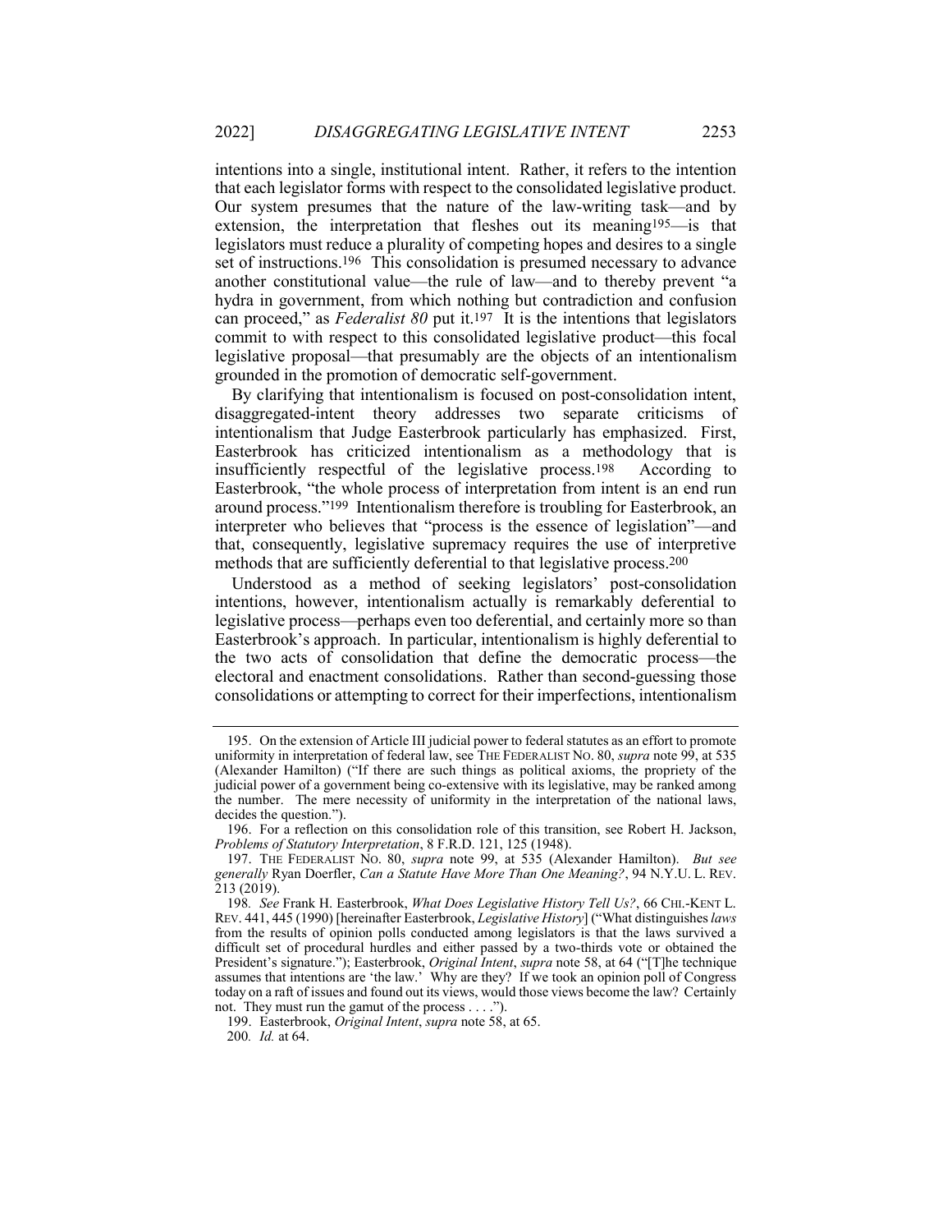intentions into a single, institutional intent. Rather, it refers to the intention that each legislator forms with respect to the consolidated legislative product. Our system presumes that the nature of the law-writing task—and by extension, the interpretation that fleshes out its meaning[195]—is that legislators must reduce a plurality of competing hopes and desires to a single set of instructions.[196] This consolidation is presumed necessary to advance another constitutional value—the rule of law—and to thereby prevent "a hydra in government, from which nothing but contradiction and confusion can proceed," as *Federalist 80* put it.[197] It is the intentions that legislators commit to with respect to this consolidated legislative product—this focal legislative proposal—that presumably are the objects of an intentionalism grounded in the promotion of democratic self-government.

By clarifying that intentionalism is focused on post-consolidation intent, disaggregated-intent theory addresses two separate criticisms of intentionalism that Judge Easterbrook particularly has emphasized. First, Easterbrook has criticized intentionalism as a methodology that is insufficiently respectful of the legislative process.[198] According to Easterbrook, "the whole process of interpretation from intent is an end run around process."[199] Intentionalism therefore is troubling for Easterbrook, an interpreter who believes that "process is the essence of legislation"—and that, consequently, legislative supremacy requires the use of interpretive methods that are sufficiently deferential to that legislative process.[200]

Understood as a method of seeking legislators' post-consolidation intentions, however, intentionalism actually is remarkably deferential to legislative process—perhaps even too deferential, and certainly more so than Easterbrook's approach. In particular, intentionalism is highly deferential to the two acts of consolidation that define the democratic process—the electoral and enactment consolidations. Rather than second-guessing those consolidations or attempting to correct for their imperfections, intentionalism

---

195. On the extension of Article III judicial power to federal statutes as an effort to promote uniformity in interpretation of federal law, see THE FEDERALIST NO. 80, *supra* note 99, at 535 (Alexander Hamilton) ("If there are such things as political axioms, the propriety of the judicial power of a government being co-extensive with its legislative, may be ranked among the number. The mere necessity of uniformity in the interpretation of the national laws, decides the question.").

196. For a reflection on this consolidation role of this transition, see Robert H. Jackson, *Problems of Statutory Interpretation*, 8 F.R.D. 121, 125 (1948).

197. THE FEDERALIST NO. 80, *supra* note 99, at 535 (Alexander Hamilton). *But see generally* Ryan Doerfler, *Can a Statute Have More Than One Meaning?*, 94 N.Y.U. L. REV. 213 (2019).

198. *See* Frank H. Easterbrook, *What Does Legislative History Tell Us?*, 66 CHI.-KENT L. REV. 441, 445 (1990) [hereinafter Easterbrook, *Legislative History*] ("What distinguishes *laws* from the results of opinion polls conducted among legislators is that the laws survived a difficult set of procedural hurdles and either passed by a two-thirds vote or obtained the President's signature."); Easterbrook, *Original Intent*, *supra* note 58, at 64 ("[T]he technique assumes that intentions are 'the law.' Why are they? If we took an opinion poll of Congress today on a raft of issues and found out its views, would those views become the law? Certainly not. They must run the gamut of the process . . . .").

199. Easterbrook, *Original Intent*, *supra* note 58, at 65.

200. *Id.* at 64.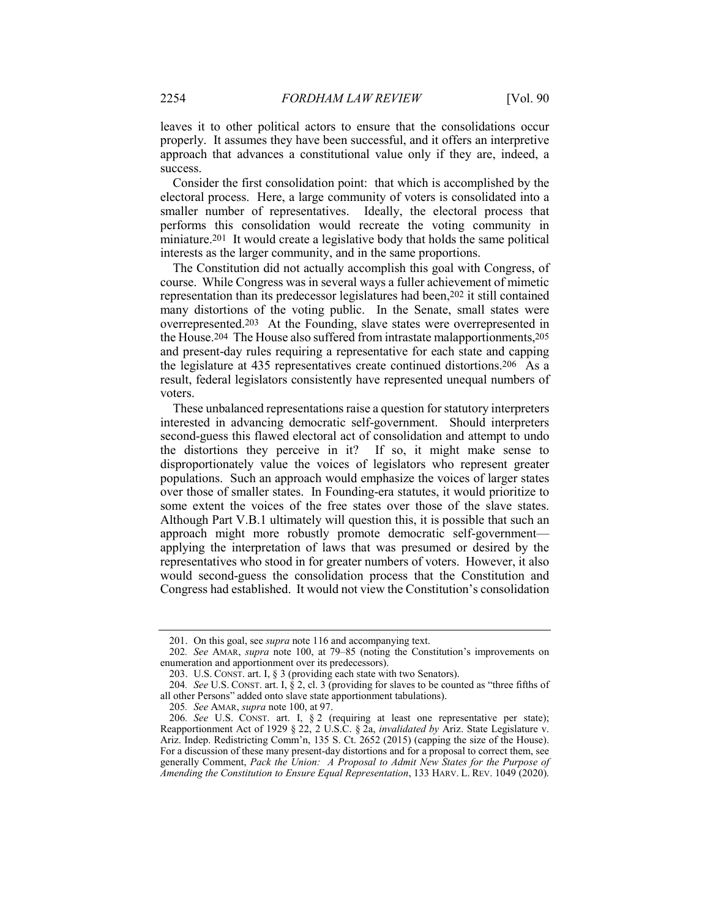leaves it to other political actors to ensure that the consolidations occur properly. It assumes they have been successful, and it offers an interpretive approach that advances a constitutional value only if they are, indeed, a success.

Consider the first consolidation point: that which is accomplished by the electoral process. Here, a large community of voters is consolidated into a smaller number of representatives. Ideally, the electoral process that performs this consolidation would recreate the voting community in miniature.[201] It would create a legislative body that holds the same political interests as the larger community, and in the same proportions.

The Constitution did not actually accomplish this goal with Congress, of course. While Congress was in several ways a fuller achievement of mimetic representation than its predecessor legislatures had been,[202] it still contained many distortions of the voting public. In the Senate, small states were overrepresented.[203] At the Founding, slave states were overrepresented in the House.[204] The House also suffered from intrastate malapportionments,[205] and present-day rules requiring a representative for each state and capping the legislature at 435 representatives create continued distortions.[206] As a result, federal legislators consistently have represented unequal numbers of voters.

These unbalanced representations raise a question for statutory interpreters interested in advancing democratic self-government. Should interpreters second-guess this flawed electoral act of consolidation and attempt to undo the distortions they perceive in it? If so, it might make sense to disproportionately value the voices of legislators who represent greater populations. Such an approach would emphasize the voices of larger states over those of smaller states. In Founding-era statutes, it would prioritize to some extent the voices of the free states over those of the slave states. Although Part V.B.1 ultimately will question this, it is possible that such an approach might more robustly promote democratic self-government—applying the interpretation of laws that was presumed or desired by the representatives who stood in for greater numbers of voters. However, it also would second-guess the consolidation process that the Constitution and Congress had established. It would not view the Constitution's consolidation

---

201. On this goal, see *supra* note 116 and accompanying text.

202. *See* AMAR, *supra* note 100, at 79–85 (noting the Constitution's improvements on enumeration and apportionment over its predecessors).

203. U.S. CONST. art. I, § 3 (providing each state with two Senators).

204. *See* U.S. CONST. art. I, § 2, cl. 3 (providing for slaves to be counted as "three fifths of all other Persons" added onto slave state apportionment tabulations).

205. *See* AMAR, *supra* note 100, at 97.

206. *See* U.S. CONST. art. I, § 2 (requiring at least one representative per state); Reapportionment Act of 1929 § 22, 2 U.S.C. § 2a, *invalidated by* Ariz. State Legislature v. Ariz. Indep. Redistricting Comm'n, 135 S. Ct. 2652 (2015) (capping the size of the House). For a discussion of these many present-day distortions and for a proposal to correct them, see generally Comment, *Pack the Union: A Proposal to Admit New States for the Purpose of Amending the Constitution to Ensure Equal Representation*, 133 HARV. L. REV. 1049 (2020).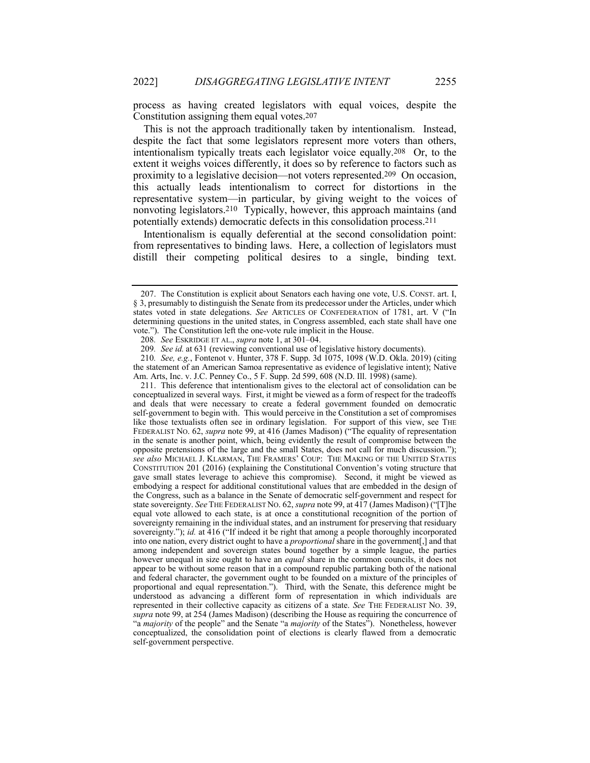process as having created legislators with equal voices, despite the Constitution assigning them equal votes.[207]

This is not the approach traditionally taken by intentionalism. Instead, despite the fact that some legislators represent more voters than others, intentionalism typically treats each legislator voice equally.[208] Or, to the extent it weighs voices differently, it does so by reference to factors such as proximity to a legislative decision—not voters represented.[209] On occasion, this actually leads intentionalism to correct for distortions in the representative system—in particular, by giving weight to the voices of nonvoting legislators.[210] Typically, however, this approach maintains (and potentially extends) democratic defects in this consolidation process.[211]

Intentionalism is equally deferential at the second consolidation point: from representatives to binding laws. Here, a collection of legislators must distill their competing political desires to a single, binding text.

---

207. The Constitution is explicit about Senators each having one vote, U.S. CONST. art. I, § 3, presumably to distinguish the Senate from its predecessor under the Articles, under which states voted in state delegations. *See* ARTICLES OF CONFEDERATION of 1781, art. V ("In determining questions in the united states, in Congress assembled, each state shall have one vote."). The Constitution left the one-vote rule implicit in the House.

208. *See* ESKRIDGE ET AL., *supra* note 1, at 301–04.

209. *See id.* at 631 (reviewing conventional use of legislative history documents).

210. *See, e.g.*, Fontenot v. Hunter, 378 F. Supp. 3d 1075, 1098 (W.D. Okla. 2019) (citing the statement of an American Samoa representative as evidence of legislative intent); Native Am. Arts, Inc. v. J.C. Penney Co., 5 F. Supp. 2d 599, 608 (N.D. Ill. 1998) (same).

211. This deference that intentionalism gives to the electoral act of consolidation can be conceptualized in several ways. First, it might be viewed as a form of respect for the tradeoffs and deals that were necessary to create a federal government founded on democratic self-government to begin with. This would perceive in the Constitution a set of compromises like those textualists often see in ordinary legislation. For support of this view, see THE FEDERALIST NO. 62, *supra* note 99, at 416 (James Madison) ("The equality of representation in the senate is another point, which, being evidently the result of compromise between the opposite pretensions of the large and the small States, does not call for much discussion."); *see also* MICHAEL J. KLARMAN, THE FRAMERS' COUP: THE MAKING OF THE UNITED STATES CONSTITUTION 201 (2016) (explaining the Constitutional Convention's voting structure that gave small states leverage to achieve this compromise). Second, it might be viewed as embodying a respect for additional constitutional values that are embedded in the design of the Congress, such as a balance in the Senate of democratic self-government and respect for state sovereignty. *See* THE FEDERALIST NO. 62, *supra* note 99, at 417 (James Madison) ("[T]he equal vote allowed to each state, is at once a constitutional recognition of the portion of sovereignty remaining in the individual states, and an instrument for preserving that residuary sovereignty."); *id.* at 416 ("If indeed it be right that among a people thoroughly incorporated into one nation, every district ought to have a *proportional* share in the government[,] and that among independent and sovereign states bound together by a simple league, the parties however unequal in size ought to have an *equal* share in the common councils, it does not appear to be without some reason that in a compound republic partaking both of the national and federal character, the government ought to be founded on a mixture of the principles of proportional and equal representation."). Third, with the Senate, this deference might be understood as advancing a different form of representation in which individuals are represented in their collective capacity as citizens of a state. *See* THE FEDERALIST NO. 39, *supra* note 99, at 254 (James Madison) (describing the House as requiring the concurrence of "a *majority* of the people" and the Senate "a *majority* of the States"). Nonetheless, however conceptualized, the consolidation point of elections is clearly flawed from a democratic self-government perspective.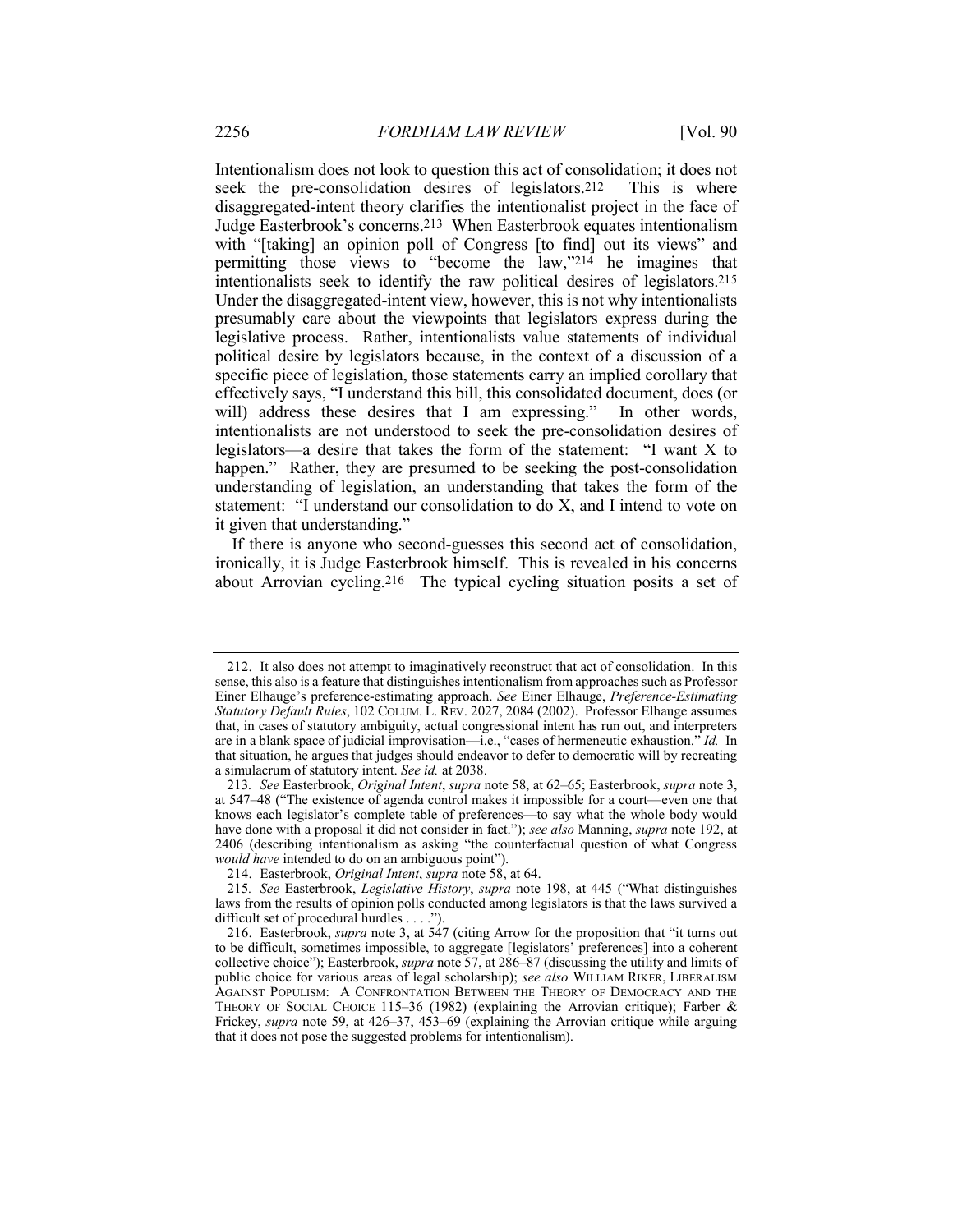Intentionalism does not look to question this act of consolidation; it does not seek the pre-consolidation desires of legislators.[212] This is where disaggregated-intent theory clarifies the intentionalist project in the face of Judge Easterbrook's concerns.[213] When Easterbrook equates intentionalism with "[taking] an opinion poll of Congress [to find] out its views" and permitting those views to "become the law,"[214] he imagines that intentionalists seek to identify the raw political desires of legislators.[215] Under the disaggregated-intent view, however, this is not why intentionalists presumably care about the viewpoints that legislators express during the legislative process. Rather, intentionalists value statements of individual political desire by legislators because, in the context of a discussion of a specific piece of legislation, those statements carry an implied corollary that effectively says, "I understand this bill, this consolidated document, does (or will) address these desires that I am expressing." In other words, intentionalists are not understood to seek the pre-consolidation desires of legislators—a desire that takes the form of the statement: "I want X to happen." Rather, they are presumed to be seeking the post-consolidation understanding of legislation, an understanding that takes the form of the statement: "I understand our consolidation to do X, and I intend to vote on it given that understanding."

If there is anyone who second-guesses this second act of consolidation, ironically, it is Judge Easterbrook himself. This is revealed in his concerns about Arrovian cycling.[216] The typical cycling situation posits a set of

---

212. It also does not attempt to imaginatively reconstruct that act of consolidation. In this sense, this also is a feature that distinguishes intentionalism from approaches such as Professor Einer Elhauge's preference-estimating approach. *See* Einer Elhauge, *Preference-Estimating Statutory Default Rules*, 102 COLUM. L. REV. 2027, 2084 (2002). Professor Elhauge assumes that, in cases of statutory ambiguity, actual congressional intent has run out, and interpreters are in a blank space of judicial improvisation—i.e., "cases of hermeneutic exhaustion." *Id.* In that situation, he argues that judges should endeavor to defer to democratic will by recreating a simulacrum of statutory intent. *See id.* at 2038.

213. *See* Easterbrook, *Original Intent*, *supra* note 58, at 62–65; Easterbrook, *supra* note 3, at 547–48 ("The existence of agenda control makes it impossible for a court—even one that knows each legislator's complete table of preferences—to say what the whole body would have done with a proposal it did not consider in fact."); *see also* Manning, *supra* note 192, at 2406 (describing intentionalism as asking "the counterfactual question of what Congress *would have* intended to do on an ambiguous point").

214. Easterbrook, *Original Intent*, *supra* note 58, at 64.

215. *See* Easterbrook, *Legislative History*, *supra* note 198, at 445 ("What distinguishes laws from the results of opinion polls conducted among legislators is that the laws survived a difficult set of procedural hurdles . . . .").

216. Easterbrook, *supra* note 3, at 547 (citing Arrow for the proposition that "it turns out to be difficult, sometimes impossible, to aggregate [legislators' preferences] into a coherent collective choice"); Easterbrook, *supra* note 57, at 286–87 (discussing the utility and limits of public choice for various areas of legal scholarship); *see also* WILLIAM RIKER, LIBERALISM AGAINST POPULISM: A CONFRONTATION BETWEEN THE THEORY OF DEMOCRACY AND THE THEORY OF SOCIAL CHOICE 115–36 (1982) (explaining the Arrovian critique); Farber & Frickey, *supra* note 59, at 426–37, 453–69 (explaining the Arrovian critique while arguing that it does not pose the suggested problems for intentionalism).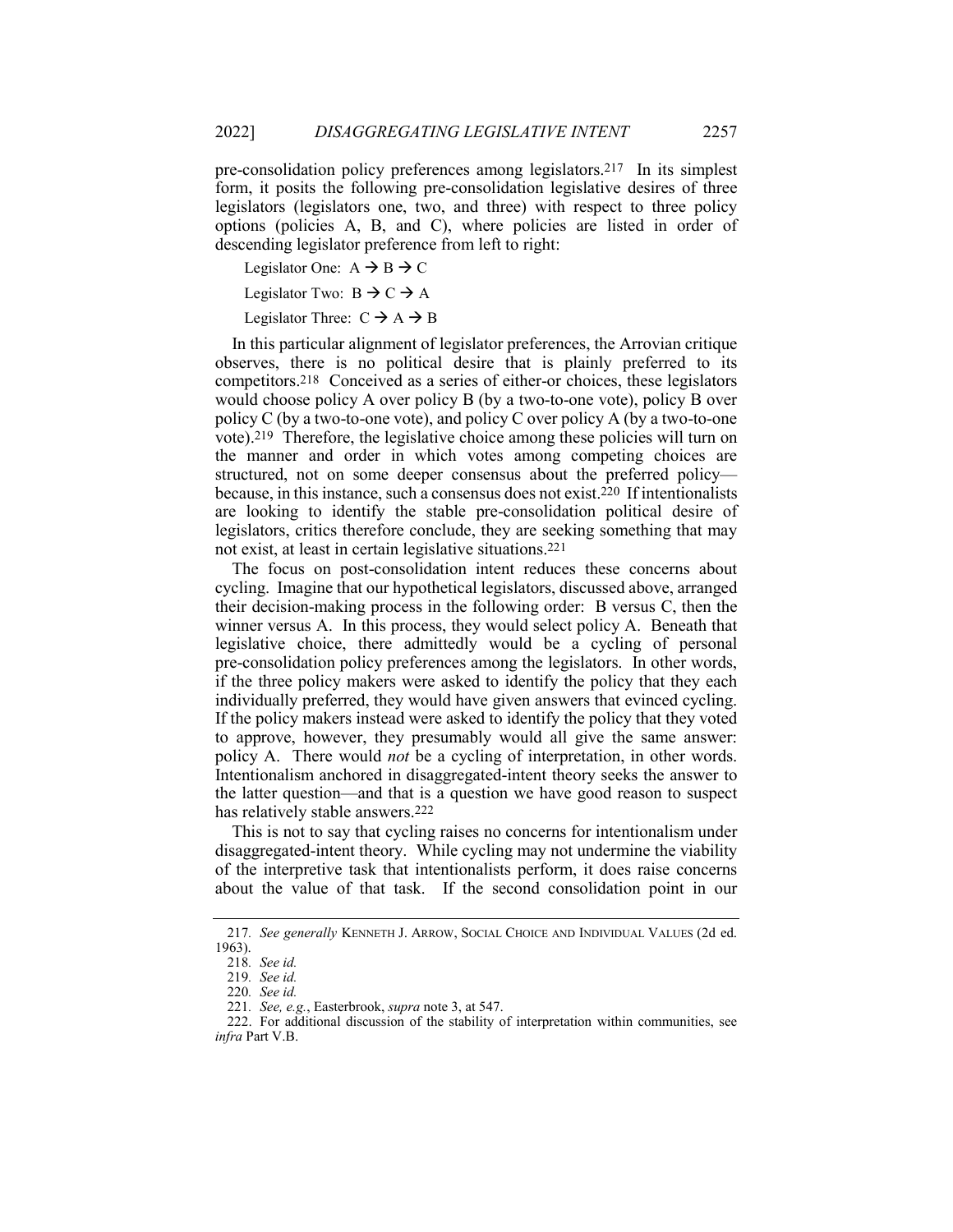pre-consolidation policy preferences among legislators.[217] In its simplest form, it posits the following pre-consolidation legislative desires of three legislators (legislators one, two, and three) with respect to three policy options (policies A, B, and C), where policies are listed in order of descending legislator preference from left to right:

Legislator One: A → B → C

Legislator Two: B → C → A

Legislator Three: C → A → B

In this particular alignment of legislator preferences, the Arrovian critique observes, there is no political desire that is plainly preferred to its competitors.[218] Conceived as a series of either-or choices, these legislators would choose policy A over policy B (by a two-to-one vote), policy B over policy C (by a two-to-one vote), and policy C over policy A (by a two-to-one vote).[219] Therefore, the legislative choice among these policies will turn on the manner and order in which votes among competing choices are structured, not on some deeper consensus about the preferred policy—because, in this instance, such a consensus does not exist.[220] If intentionalists are looking to identify the stable pre-consolidation political desire of legislators, critics therefore conclude, they are seeking something that may not exist, at least in certain legislative situations.[221]

The focus on post-consolidation intent reduces these concerns about cycling. Imagine that our hypothetical legislators, discussed above, arranged their decision-making process in the following order: B versus C, then the winner versus A. In this process, they would select policy A. Beneath that legislative choice, there admittedly would be a cycling of personal pre-consolidation policy preferences among the legislators. In other words, if the three policy makers were asked to identify the policy that they each individually preferred, they would have given answers that evinced cycling. If the policy makers instead were asked to identify the policy that they voted to approve, however, they presumably would all give the same answer: policy A. There would *not* be a cycling of interpretation, in other words. Intentionalism anchored in disaggregated-intent theory seeks the answer to the latter question—and that is a question we have good reason to suspect has relatively stable answers.[222]

This is not to say that cycling raises no concerns for intentionalism under disaggregated-intent theory. While cycling may not undermine the viability of the interpretive task that intentionalists perform, it does raise concerns about the value of that task. If the second consolidation point in our

---

217. *See generally* KENNETH J. ARROW, SOCIAL CHOICE AND INDIVIDUAL VALUES (2d ed. 1963).

218. *See id.*

219. *See id.*

220. *See id.*

221. *See, e.g.*, Easterbrook, *supra* note 3, at 547.

222. For additional discussion of the stability of interpretation within communities, see *infra* Part V.B.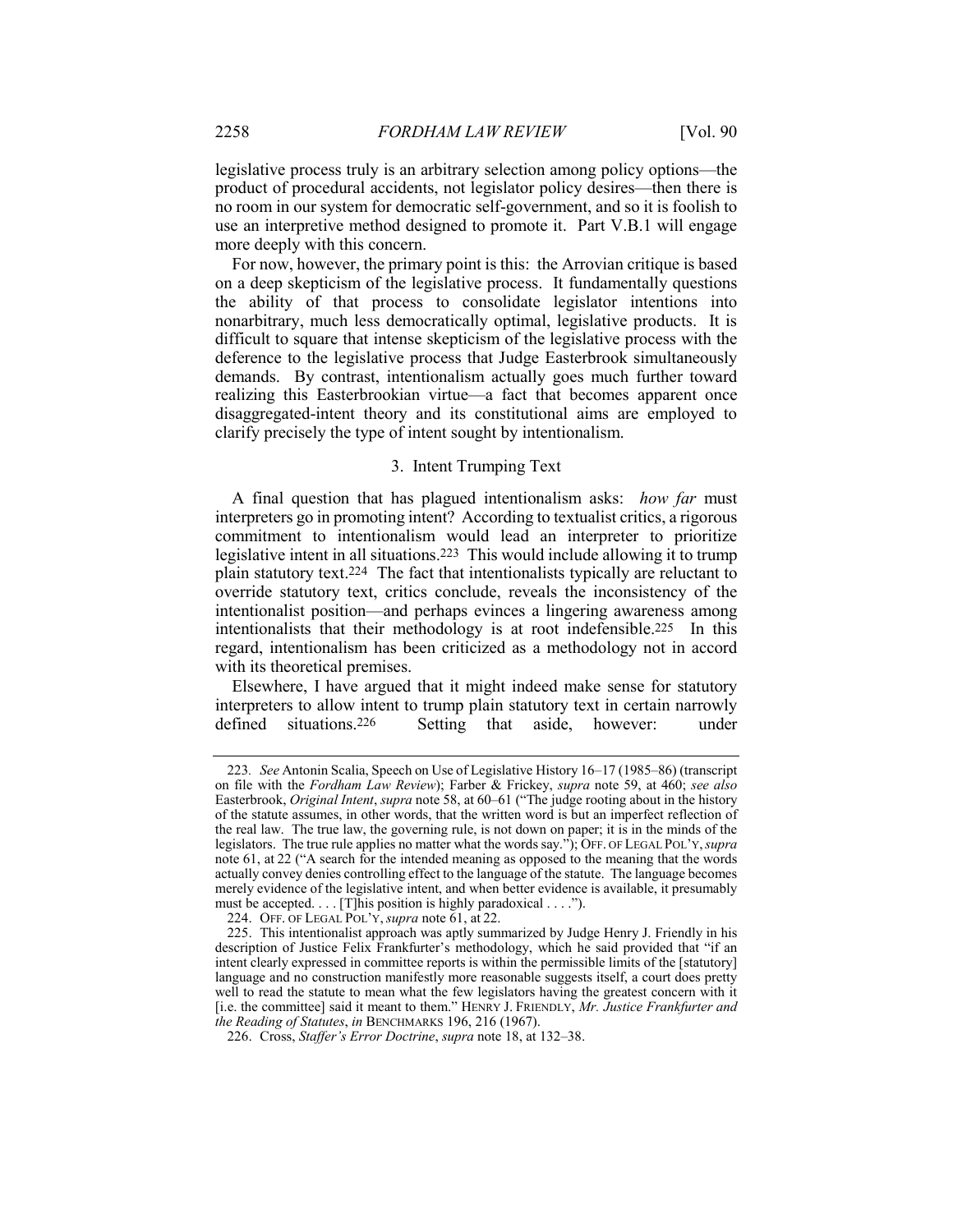legislative process truly is an arbitrary selection among policy options—the product of procedural accidents, not legislator policy desires—then there is no room in our system for democratic self-government, and so it is foolish to use an interpretive method designed to promote it. Part V.B.1 will engage more deeply with this concern.

For now, however, the primary point is this: the Arrovian critique is based on a deep skepticism of the legislative process. It fundamentally questions the ability of that process to consolidate legislator intentions into nonarbitrary, much less democratically optimal, legislative products. It is difficult to square that intense skepticism of the legislative process with the deference to the legislative process that Judge Easterbrook simultaneously demands. By contrast, intentionalism actually goes much further toward realizing this Easterbrookian virtue—a fact that becomes apparent once disaggregated-intent theory and its constitutional aims are employed to clarify precisely the type of intent sought by intentionalism.

### 3. Intent Trumping Text

A final question that has plagued intentionalism asks: *how far* must interpreters go in promoting intent? According to textualist critics, a rigorous commitment to intentionalism would lead an interpreter to prioritize legislative intent in all situations.[223] This would include allowing it to trump plain statutory text.[224] The fact that intentionalists typically are reluctant to override statutory text, critics conclude, reveals the inconsistency of the intentionalist position—and perhaps evinces a lingering awareness among intentionalists that their methodology is at root indefensible.[225] In this regard, intentionalism has been criticized as a methodology not in accord with its theoretical premises.

Elsewhere, I have argued that it might indeed make sense for statutory interpreters to allow intent to trump plain statutory text in certain narrowly defined situations.[226] Setting that aside, however: under

---

223. *See* Antonin Scalia, Speech on Use of Legislative History 16–17 (1985–86) (transcript on file with the *Fordham Law Review*); Farber & Frickey, *supra* note 59, at 460; *see also* Easterbrook, *Original Intent*, *supra* note 58, at 60–61 ("The judge rooting about in the history of the statute assumes, in other words, that the written word is but an imperfect reflection of the real law. The true law, the governing rule, is not down on paper; it is in the minds of the legislators. The true rule applies no matter what the words say."); OFF. OF LEGAL POL'Y, *supra* note 61, at 22 ("A search for the intended meaning as opposed to the meaning that the words actually convey denies controlling effect to the language of the statute. The language becomes merely evidence of the legislative intent, and when better evidence is available, it presumably must be accepted. . . . [T]his position is highly paradoxical . . . .").

224. OFF. OF LEGAL POL'Y, *supra* note 61, at 22.

225. This intentionalist approach was aptly summarized by Judge Henry J. Friendly in his description of Justice Felix Frankfurter's methodology, which he said provided that "if an intent clearly expressed in committee reports is within the permissible limits of the [statutory] language and no construction manifestly more reasonable suggests itself, a court does pretty well to read the statute to mean what the few legislators having the greatest concern with it [i.e. the committee] said it meant to them." HENRY J. FRIENDLY, *Mr. Justice Frankfurter and the Reading of Statutes*, *in* BENCHMARKS 196, 216 (1967).

226. Cross, *Staffer's Error Doctrine*, *supra* note 18, at 132–38.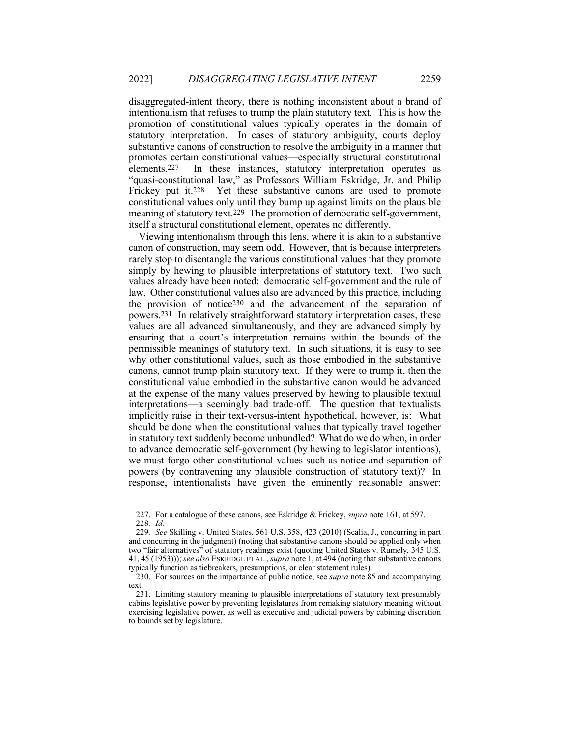disaggregated-intent theory, there is nothing inconsistent about a brand of intentionalism that refuses to trump the plain statutory text. This is how the promotion of constitutional values typically operates in the domain of statutory interpretation. In cases of statutory ambiguity, courts deploy substantive canons of construction to resolve the ambiguity in a manner that promotes certain constitutional values—especially structural constitutional elements.[227] In these instances, statutory interpretation operates as "quasi-constitutional law," as Professors William Eskridge, Jr. and Philip Frickey put it.[228] Yet these substantive canons are used to promote constitutional values only until they bump up against limits on the plausible meaning of statutory text.[229] The promotion of democratic self-government, itself a structural constitutional element, operates no differently.

Viewing intentionalism through this lens, where it is akin to a substantive canon of construction, may seem odd. However, that is because interpreters rarely stop to disentangle the various constitutional values that they promote simply by hewing to plausible interpretations of statutory text. Two such values already have been noted: democratic self-government and the rule of law. Other constitutional values also are advanced by this practice, including the provision of notice[230] and the advancement of the separation of powers.[231] In relatively straightforward statutory interpretation cases, these values are all advanced simultaneously, and they are advanced simply by ensuring that a court's interpretation remains within the bounds of the permissible meanings of statutory text. In such situations, it is easy to see why other constitutional values, such as those embodied in the substantive canons, cannot trump plain statutory text. If they were to trump it, then the constitutional value embodied in the substantive canon would be advanced at the expense of the many values preserved by hewing to plausible textual interpretations—a seemingly bad trade-off. The question that textualists implicitly raise in their text-versus-intent hypothetical, however, is: What should be done when the constitutional values that typically travel together in statutory text suddenly become unbundled? What do we do when, in order to advance democratic self-government (by hewing to legislator intentions), we must forgo other constitutional values such as notice and separation of powers (by contravening any plausible construction of statutory text)? In response, intentionalists have given the eminently reasonable answer:

---

227. For a catalogue of these canons, see Eskridge & Frickey, *supra* note 161, at 597.

228. *Id.*

229. *See* Skilling v. United States, 561 U.S. 358, 423 (2010) (Scalia, J., concurring in part and concurring in the judgment) (noting that substantive canons should be applied only when two "fair alternatives" of statutory readings exist (quoting United States v. Rumely, 345 U.S. 41, 45 (1953))); *see also* ESKRIDGE ET AL., *supra* note 1, at 494 (noting that substantive canons typically function as tiebreakers, presumptions, or clear statement rules).

230. For sources on the importance of public notice, see *supra* note 85 and accompanying text.

231. Limiting statutory meaning to plausible interpretations of statutory text presumably cabins legislative power by preventing legislatures from remaking statutory meaning without exercising legislative power, as well as executive and judicial powers by cabining discretion to bounds set by legislature.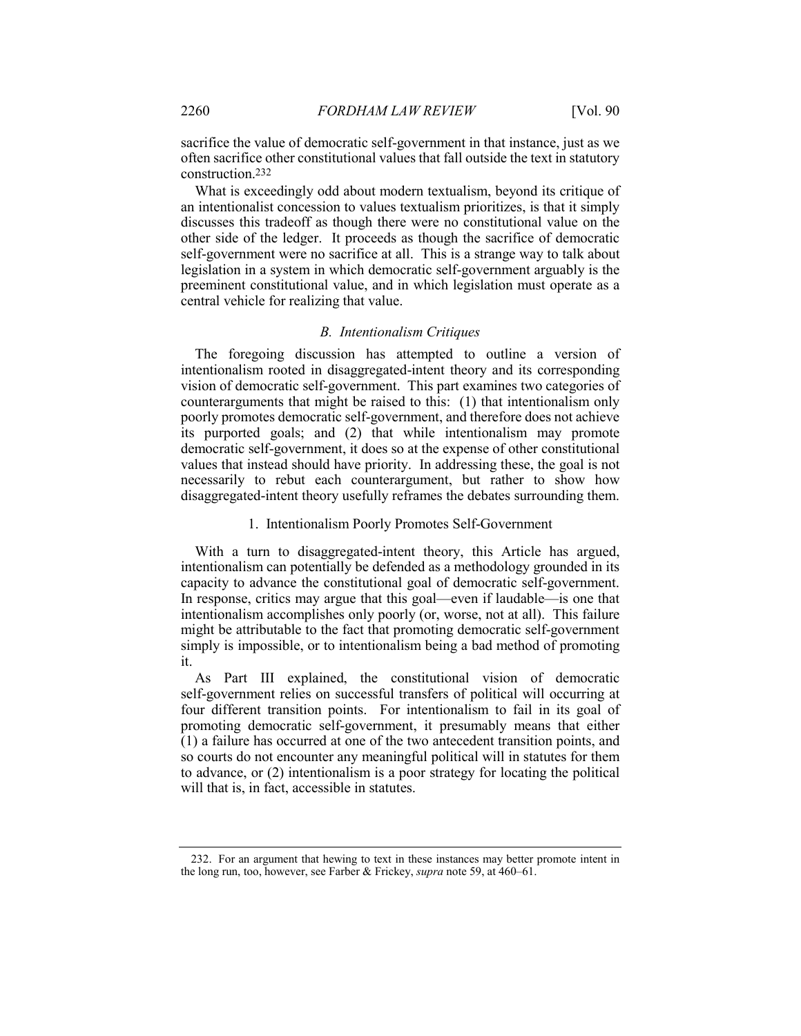sacrifice the value of democratic self-government in that instance, just as we often sacrifice other constitutional values that fall outside the text in statutory construction.[232]

What is exceedingly odd about modern textualism, beyond its critique of an intentionalist concession to values textualism prioritizes, is that it simply discusses this tradeoff as though there were no constitutional value on the other side of the ledger. It proceeds as though the sacrifice of democratic self-government were no sacrifice at all. This is a strange way to talk about legislation in a system in which democratic self-government arguably is the preeminent constitutional value, and in which legislation must operate as a central vehicle for realizing that value.

### *B. Intentionalism Critiques*

The foregoing discussion has attempted to outline a version of intentionalism rooted in disaggregated-intent theory and its corresponding vision of democratic self-government. This part examines two categories of counterarguments that might be raised to this: (1) that intentionalism only poorly promotes democratic self-government, and therefore does not achieve its purported goals; and (2) that while intentionalism may promote democratic self-government, it does so at the expense of other constitutional values that instead should have priority. In addressing these, the goal is not necessarily to rebut each counterargument, but rather to show how disaggregated-intent theory usefully reframes the debates surrounding them.

#### 1. Intentionalism Poorly Promotes Self-Government

With a turn to disaggregated-intent theory, this Article has argued, intentionalism can potentially be defended as a methodology grounded in its capacity to advance the constitutional goal of democratic self-government. In response, critics may argue that this goal—even if laudable—is one that intentionalism accomplishes only poorly (or, worse, not at all). This failure might be attributable to the fact that promoting democratic self-government simply is impossible, or to intentionalism being a bad method of promoting it.

As Part III explained, the constitutional vision of democratic self-government relies on successful transfers of political will occurring at four different transition points. For intentionalism to fail in its goal of promoting democratic self-government, it presumably means that either (1) a failure has occurred at one of the two antecedent transition points, and so courts do not encounter any meaningful political will in statutes for them to advance, or (2) intentionalism is a poor strategy for locating the political will that is, in fact, accessible in statutes.

---

232. For an argument that hewing to text in these instances may better promote intent in the long run, too, however, see Farber & Frickey, *supra* note 59, at 460–61.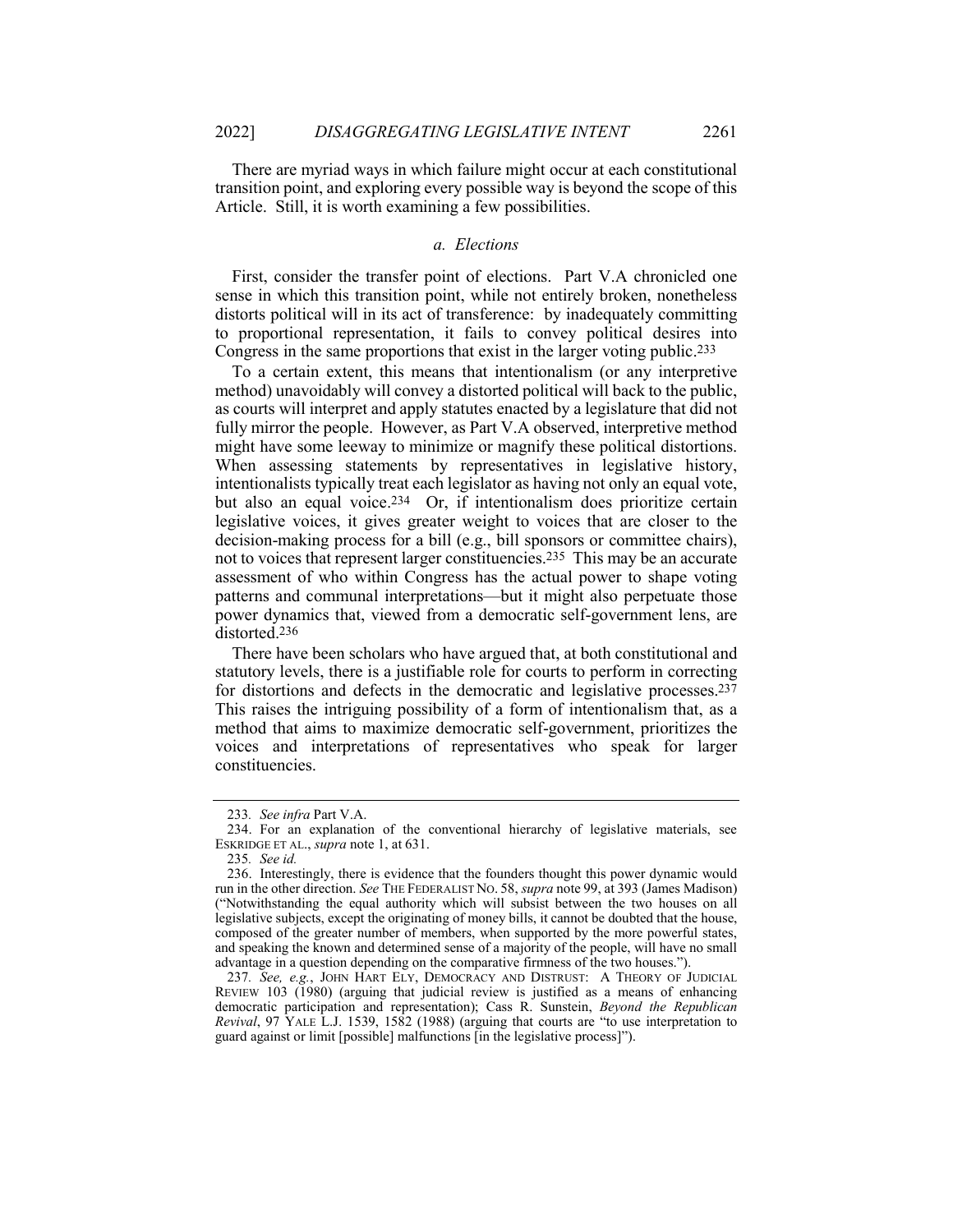There are myriad ways in which failure might occur at each constitutional transition point, and exploring every possible way is beyond the scope of this Article. Still, it is worth examining a few possibilities.

#### *a. Elections*

First, consider the transfer point of elections. Part V.A chronicled one sense in which this transition point, while not entirely broken, nonetheless distorts political will in its act of transference: by inadequately committing to proportional representation, it fails to convey political desires into Congress in the same proportions that exist in the larger voting public.[233]

To a certain extent, this means that intentionalism (or any interpretive method) unavoidably will convey a distorted political will back to the public, as courts will interpret and apply statutes enacted by a legislature that did not fully mirror the people. However, as Part V.A observed, interpretive method might have some leeway to minimize or magnify these political distortions. When assessing statements by representatives in legislative history, intentionalists typically treat each legislator as having not only an equal vote, but also an equal voice.[234] Or, if intentionalism does prioritize certain legislative voices, it gives greater weight to voices that are closer to the decision-making process for a bill (e.g., bill sponsors or committee chairs), not to voices that represent larger constituencies.[235] This may be an accurate assessment of who within Congress has the actual power to shape voting patterns and communal interpretations—but it might also perpetuate those power dynamics that, viewed from a democratic self-government lens, are distorted.[236]

There have been scholars who have argued that, at both constitutional and statutory levels, there is a justifiable role for courts to perform in correcting for distortions and defects in the democratic and legislative processes.[237] This raises the intriguing possibility of a form of intentionalism that, as a method that aims to maximize democratic self-government, prioritizes the voices and interpretations of representatives who speak for larger constituencies.

---

233. *See infra* Part V.A.

234. For an explanation of the conventional hierarchy of legislative materials, see ESKRIDGE ET AL., *supra* note 1, at 631.

235. *See id.*

236. Interestingly, there is evidence that the founders thought this power dynamic would run in the other direction. *See* THE FEDERALIST NO. 58, *supra* note 99, at 393 (James Madison) ("Notwithstanding the equal authority which will subsist between the two houses on all legislative subjects, except the originating of money bills, it cannot be doubted that the house, composed of the greater number of members, when supported by the more powerful states, and speaking the known and determined sense of a majority of the people, will have no small advantage in a question depending on the comparative firmness of the two houses.").

237. *See, e.g.*, JOHN HART ELY, DEMOCRACY AND DISTRUST: A THEORY OF JUDICIAL REVIEW 103 (1980) (arguing that judicial review is justified as a means of enhancing democratic participation and representation); Cass R. Sunstein, *Beyond the Republican Revival*, 97 YALE L.J. 1539, 1582 (1988) (arguing that courts are "to use interpretation to guard against or limit [possible] malfunctions [in the legislative process]").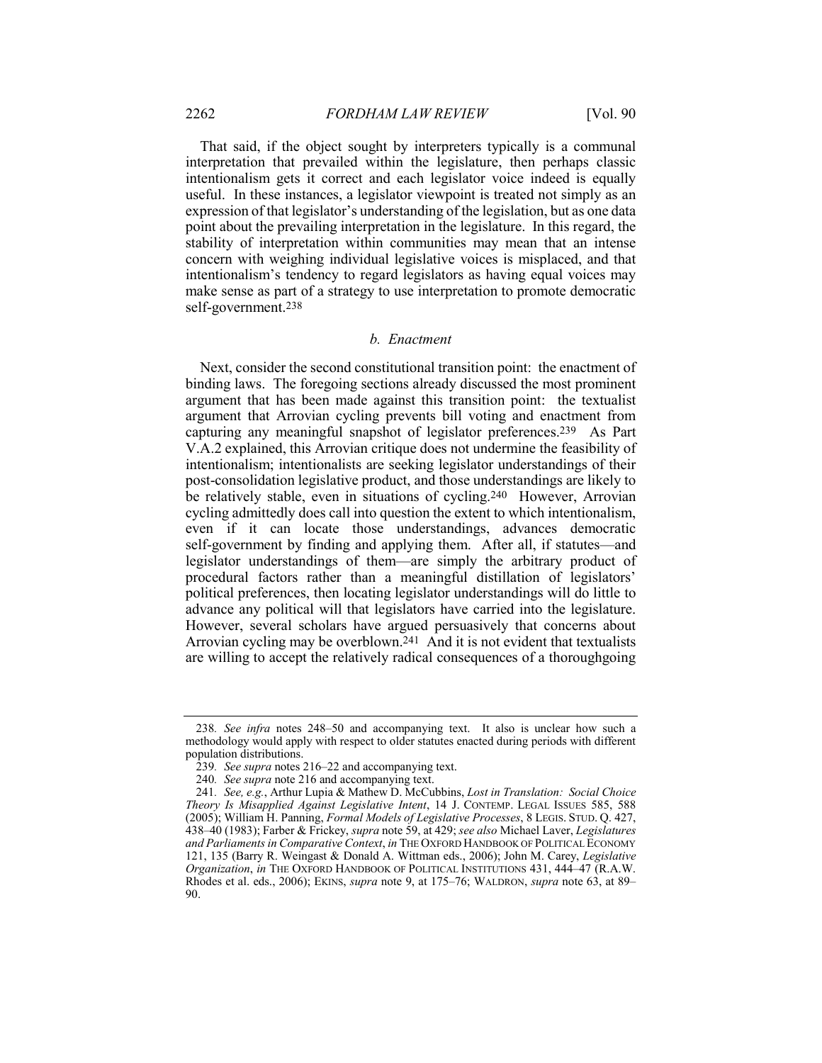That said, if the object sought by interpreters typically is a communal interpretation that prevailed within the legislature, then perhaps classic intentionalism gets it correct and each legislator voice indeed is equally useful. In these instances, a legislator viewpoint is treated not simply as an expression of that legislator's understanding of the legislation, but as one data point about the prevailing interpretation in the legislature. In this regard, the stability of interpretation within communities may mean that an intense concern with weighing individual legislative voices is misplaced, and that intentionalism's tendency to regard legislators as having equal voices may make sense as part of a strategy to use interpretation to promote democratic self-government.[238]

### *b. Enactment*

Next, consider the second constitutional transition point: the enactment of binding laws. The foregoing sections already discussed the most prominent argument that has been made against this transition point: the textualist argument that Arrovian cycling prevents bill voting and enactment from capturing any meaningful snapshot of legislator preferences.[239] As Part V.A.2 explained, this Arrovian critique does not undermine the feasibility of intentionalism; intentionalists are seeking legislator understandings of their post-consolidation legislative product, and those understandings are likely to be relatively stable, even in situations of cycling.[240] However, Arrovian cycling admittedly does call into question the extent to which intentionalism, even if it can locate those understandings, advances democratic self-government by finding and applying them. After all, if statutes—and legislator understandings of them—are simply the arbitrary product of procedural factors rather than a meaningful distillation of legislators' political preferences, then locating legislator understandings will do little to advance any political will that legislators have carried into the legislature. However, several scholars have argued persuasively that concerns about Arrovian cycling may be overblown.[241] And it is not evident that textualists are willing to accept the relatively radical consequences of a thoroughgoing

---

238. *See infra* notes 248–50 and accompanying text. It also is unclear how such a methodology would apply with respect to older statutes enacted during periods with different population distributions.

239. *See supra* notes 216–22 and accompanying text.

240. *See supra* note 216 and accompanying text.

241. *See, e.g.*, Arthur Lupia & Mathew D. McCubbins, *Lost in Translation: Social Choice Theory Is Misapplied Against Legislative Intent*, 14 J. CONTEMP. LEGAL ISSUES 585, 588 (2005); William H. Panning, *Formal Models of Legislative Processes*, 8 LEGIS. STUD. Q. 427, 438–40 (1983); Farber & Frickey, *supra* note 59, at 429; *see also* Michael Laver, *Legislatures and Parliaments in Comparative Context*, *in* THE OXFORD HANDBOOK OF POLITICAL ECONOMY 121, 135 (Barry R. Weingast & Donald A. Wittman eds., 2006); John M. Carey, *Legislative Organization*, *in* THE OXFORD HANDBOOK OF POLITICAL INSTITUTIONS 431, 444–47 (R.A.W. Rhodes et al. eds., 2006); EKINS, *supra* note 9, at 175–76; WALDRON, *supra* note 63, at 89–90.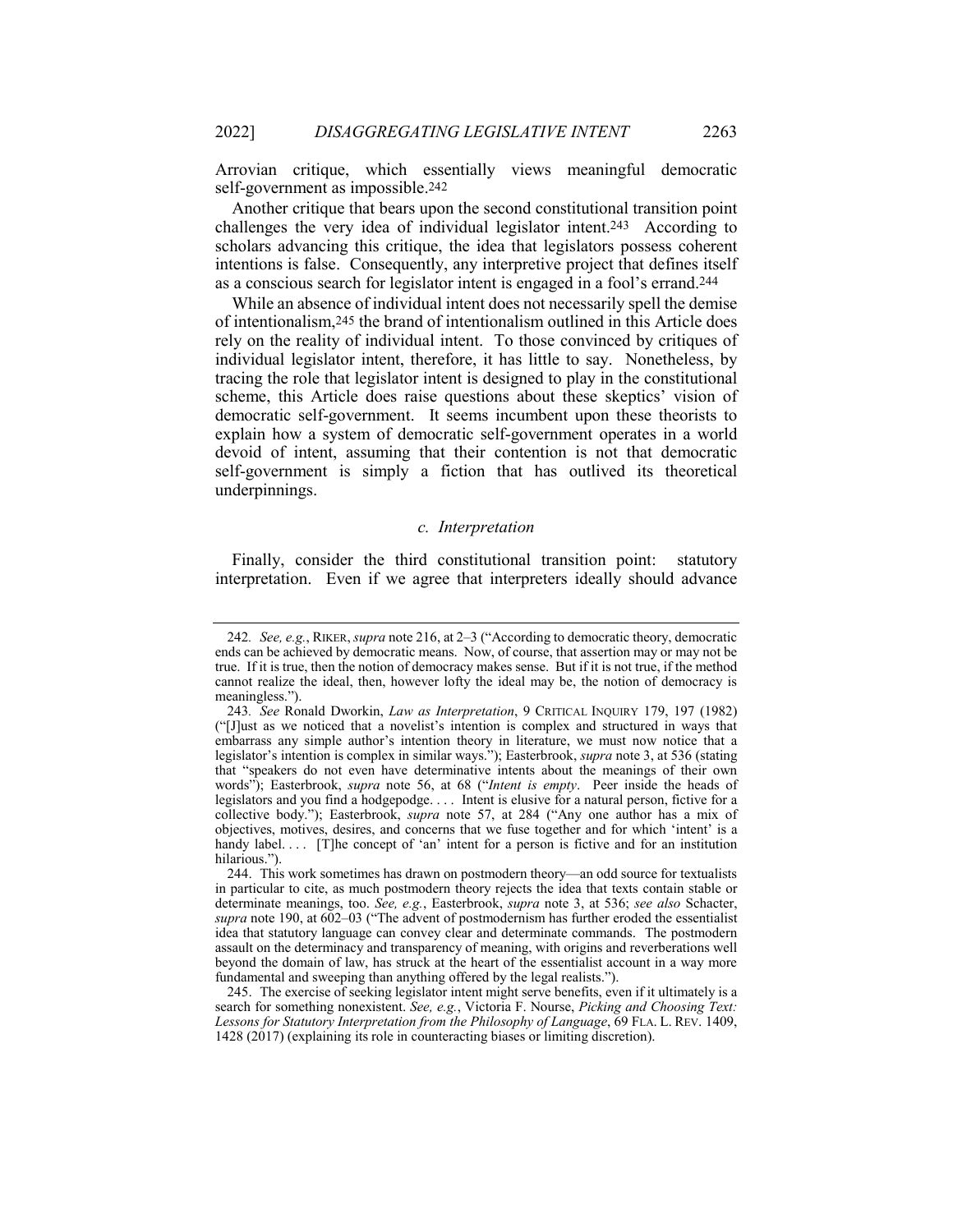Arrovian critique, which essentially views meaningful democratic self-government as impossible.[242]

Another critique that bears upon the second constitutional transition point challenges the very idea of individual legislator intent.[243] According to scholars advancing this critique, the idea that legislators possess coherent intentions is false. Consequently, any interpretive project that defines itself as a conscious search for legislator intent is engaged in a fool's errand.[244]

While an absence of individual intent does not necessarily spell the demise of intentionalism,[245] the brand of intentionalism outlined in this Article does rely on the reality of individual intent. To those convinced by critiques of individual legislator intent, therefore, it has little to say. Nonetheless, by tracing the role that legislator intent is designed to play in the constitutional scheme, this Article does raise questions about these skeptics' vision of democratic self-government. It seems incumbent upon these theorists to explain how a system of democratic self-government operates in a world devoid of intent, assuming that their contention is not that democratic self-government is simply a fiction that has outlived its theoretical underpinnings.

#### *c. Interpretation*

Finally, consider the third constitutional transition point: statutory interpretation. Even if we agree that interpreters ideally should advance

---

242. *See, e.g.*, RIKER, *supra* note 216, at 2–3 ("According to democratic theory, democratic ends can be achieved by democratic means. Now, of course, that assertion may or may not be true. If it is true, then the notion of democracy makes sense. But if it is not true, if the method cannot realize the ideal, then, however lofty the ideal may be, the notion of democracy is meaningless.").

243. *See* Ronald Dworkin, *Law as Interpretation*, 9 CRITICAL INQUIRY 179, 197 (1982) ("[J]ust as we noticed that a novelist's intention is complex and structured in ways that embarrass any simple author's intention theory in literature, we must now notice that a legislator's intention is complex in similar ways."); Easterbrook, *supra* note 3, at 536 (stating that "speakers do not even have determinative intents about the meanings of their own words"); Easterbrook, *supra* note 56, at 68 ("*Intent is empty*. Peer inside the heads of legislators and you find a hodgepodge. . . . Intent is elusive for a natural person, fictive for a collective body."); Easterbrook, *supra* note 57, at 284 ("Any one author has a mix of objectives, motives, desires, and concerns that we fuse together and for which 'intent' is a handy label. . . . [T]he concept of 'an' intent for a person is fictive and for an institution hilarious.").

244. This work sometimes has drawn on postmodern theory—an odd source for textualists in particular to cite, as much postmodern theory rejects the idea that texts contain stable or determinate meanings, too. *See, e.g.*, Easterbrook, *supra* note 3, at 536; *see also* Schacter, *supra* note 190, at 602–03 ("The advent of postmodernism has further eroded the essentialist idea that statutory language can convey clear and determinate commands. The postmodern assault on the determinacy and transparency of meaning, with origins and reverberations well beyond the domain of law, has struck at the heart of the essentialist account in a way more fundamental and sweeping than anything offered by the legal realists.").

245. The exercise of seeking legislator intent might serve benefits, even if it ultimately is a search for something nonexistent. *See, e.g.*, Victoria F. Nourse, *Picking and Choosing Text: Lessons for Statutory Interpretation from the Philosophy of Language*, 69 FLA. L. REV. 1409, 1428 (2017) (explaining its role in counteracting biases or limiting discretion).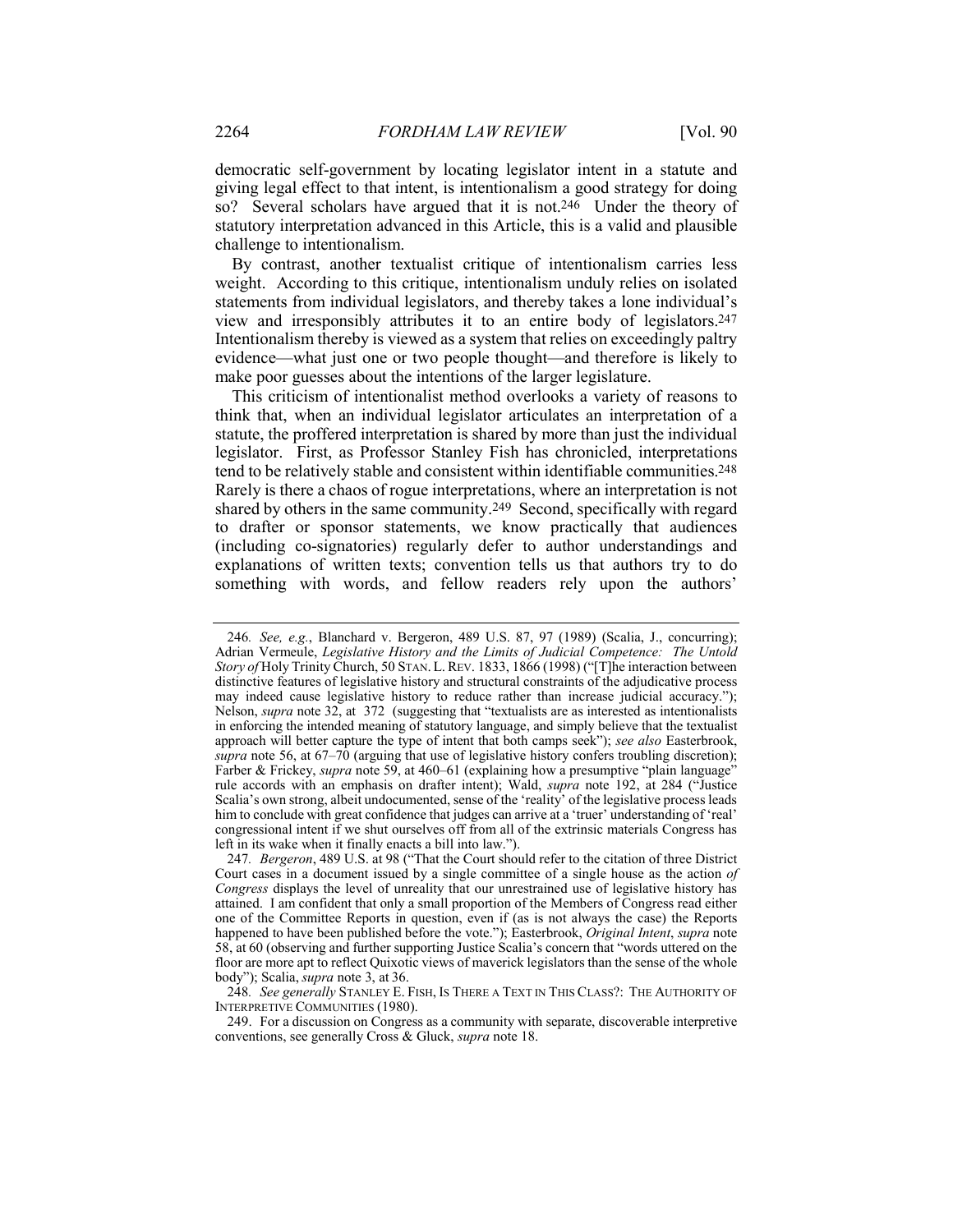democratic self-government by locating legislator intent in a statute and giving legal effect to that intent, is intentionalism a good strategy for doing so? Several scholars have argued that it is not.[246] Under the theory of statutory interpretation advanced in this Article, this is a valid and plausible challenge to intentionalism.

By contrast, another textualist critique of intentionalism carries less weight. According to this critique, intentionalism unduly relies on isolated statements from individual legislators, and thereby takes a lone individual's view and irresponsibly attributes it to an entire body of legislators.[247] Intentionalism thereby is viewed as a system that relies on exceedingly paltry evidence—what just one or two people thought—and therefore is likely to make poor guesses about the intentions of the larger legislature.

This criticism of intentionalist method overlooks a variety of reasons to think that, when an individual legislator articulates an interpretation of a statute, the proffered interpretation is shared by more than just the individual legislator. First, as Professor Stanley Fish has chronicled, interpretations tend to be relatively stable and consistent within identifiable communities.[248] Rarely is there a chaos of rogue interpretations, where an interpretation is not shared by others in the same community.[249] Second, specifically with regard to drafter or sponsor statements, we know practically that audiences (including co-signatories) regularly defer to author understandings and explanations of written texts; convention tells us that authors try to do something with words, and fellow readers rely upon the authors'

---

246. *See, e.g.*, Blanchard v. Bergeron, 489 U.S. 87, 97 (1989) (Scalia, J., concurring); Adrian Vermeule, *Legislative History and the Limits of Judicial Competence: The Untold Story of* Holy Trinity Church, 50 STAN. L. REV. 1833, 1866 (1998) ("[T]he interaction between distinctive features of legislative history and structural constraints of the adjudicative process may indeed cause legislative history to reduce rather than increase judicial accuracy."); Nelson, *supra* note 32, at 372 (suggesting that "textualists are as interested as intentionalists in enforcing the intended meaning of statutory language, and simply believe that the textualist approach will better capture the type of intent that both camps seek"); *see also* Easterbrook, *supra* note 56, at 67–70 (arguing that use of legislative history confers troubling discretion); Farber & Frickey, *supra* note 59, at 460–61 (explaining how a presumptive "plain language" rule accords with an emphasis on drafter intent); Wald, *supra* note 192, at 284 ("Justice Scalia's own strong, albeit undocumented, sense of the 'reality' of the legislative process leads him to conclude with great confidence that judges can arrive at a 'truer' understanding of 'real' congressional intent if we shut ourselves off from all of the extrinsic materials Congress has left in its wake when it finally enacts a bill into law.").

247. *Bergeron*, 489 U.S. at 98 ("That the Court should refer to the citation of three District Court cases in a document issued by a single committee of a single house as the action *of Congress* displays the level of unreality that our unrestrained use of legislative history has attained. I am confident that only a small proportion of the Members of Congress read either one of the Committee Reports in question, even if (as is not always the case) the Reports happened to have been published before the vote."); Easterbrook, *Original Intent*, *supra* note 58, at 60 (observing and further supporting Justice Scalia's concern that "words uttered on the floor are more apt to reflect Quixotic views of maverick legislators than the sense of the whole body"); Scalia, *supra* note 3, at 36.

248. *See generally* STANLEY E. FISH, IS THERE A TEXT IN THIS CLASS?: THE AUTHORITY OF INTERPRETIVE COMMUNITIES (1980).

249. For a discussion on Congress as a community with separate, discoverable interpretive conventions, see generally Cross & Gluck, *supra* note 18.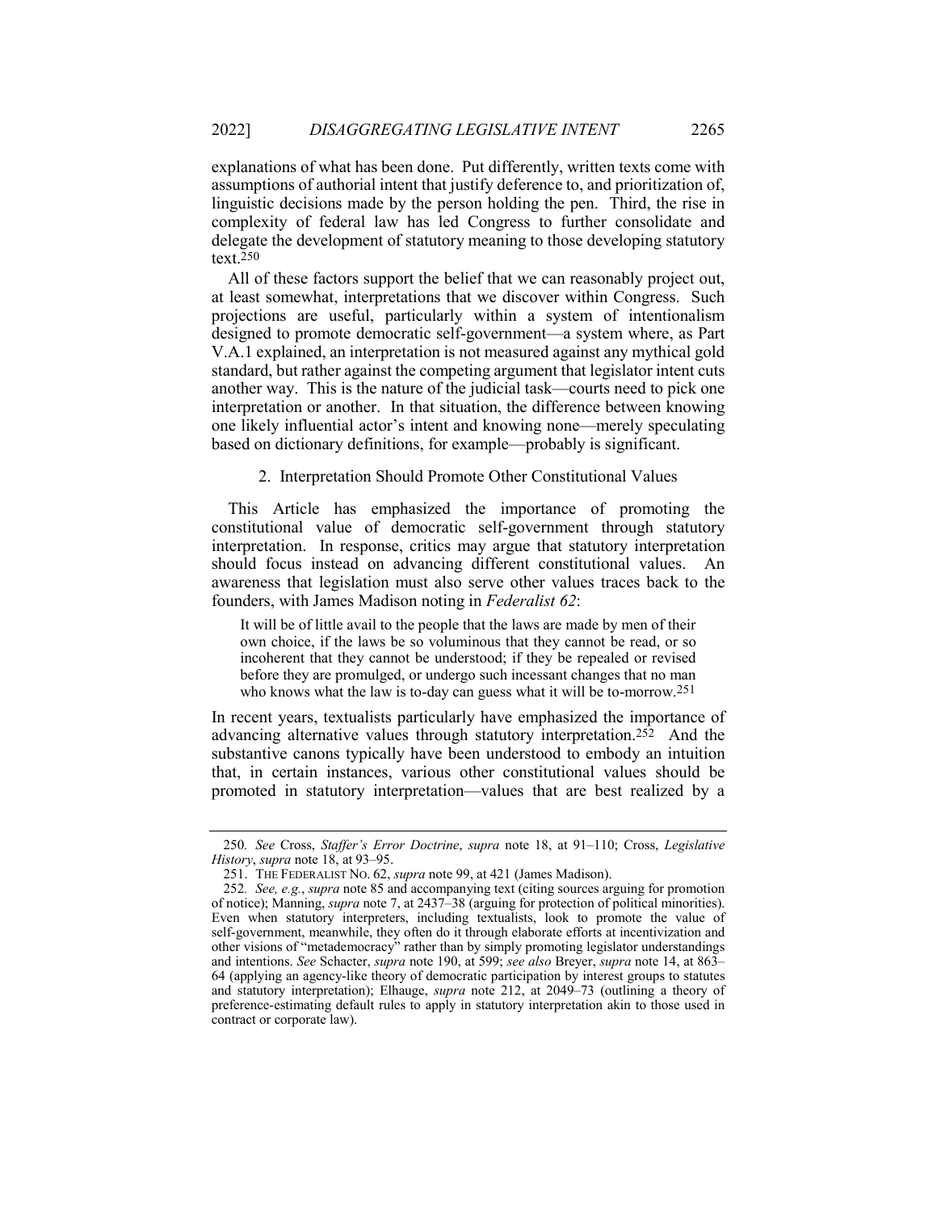explanations of what has been done. Put differently, written texts come with assumptions of authorial intent that justify deference to, and prioritization of, linguistic decisions made by the person holding the pen. Third, the rise in complexity of federal law has led Congress to further consolidate and delegate the development of statutory meaning to those developing statutory text.[250]

All of these factors support the belief that we can reasonably project out, at least somewhat, interpretations that we discover within Congress. Such projections are useful, particularly within a system of intentionalism designed to promote democratic self-government—a system where, as Part V.A.1 explained, an interpretation is not measured against any mythical gold standard, but rather against the competing argument that legislator intent cuts another way. This is the nature of the judicial task—courts need to pick one interpretation or another. In that situation, the difference between knowing one likely influential actor's intent and knowing none—merely speculating based on dictionary definitions, for example—probably is significant.

### 2. Interpretation Should Promote Other Constitutional Values

This Article has emphasized the importance of promoting the constitutional value of democratic self-government through statutory interpretation. In response, critics may argue that statutory interpretation should focus instead on advancing different constitutional values. An awareness that legislation must also serve other values traces back to the founders, with James Madison noting in *Federalist 62*:

> It will be of little avail to the people that the laws are made by men of their own choice, if the laws be so voluminous that they cannot be read, or so incoherent that they cannot be understood; if they be repealed or revised before they are promulged, or undergo such incessant changes that no man who knows what the law is to-day can guess what it will be to-morrow.[251]

In recent years, textualists particularly have emphasized the importance of advancing alternative values through statutory interpretation.[252] And the substantive canons typically have been understood to embody an intuition that, in certain instances, various other constitutional values should be promoted in statutory interpretation—values that are best realized by a

---

250. *See* Cross, *Staffer's Error Doctrine*, *supra* note 18, at 91–110; Cross, *Legislative History*, *supra* note 18, at 93–95.

251. THE FEDERALIST NO. 62, *supra* note 99, at 421 (James Madison).

252. *See, e.g.*, *supra* note 85 and accompanying text (citing sources arguing for promotion of notice); Manning, *supra* note 7, at 2437–38 (arguing for protection of political minorities). Even when statutory interpreters, including textualists, look to promote the value of self-government, meanwhile, they often do it through elaborate efforts at incentivization and other visions of "metademocracy" rather than by simply promoting legislator understandings and intentions. *See* Schacter, *supra* note 190, at 599; *see also* Breyer, *supra* note 14, at 863–64 (applying an agency-like theory of democratic participation by interest groups to statutes and statutory interpretation); Elhauge, *supra* note 212, at 2049–73 (outlining a theory of preference-estimating default rules to apply in statutory interpretation akin to those used in contract or corporate law).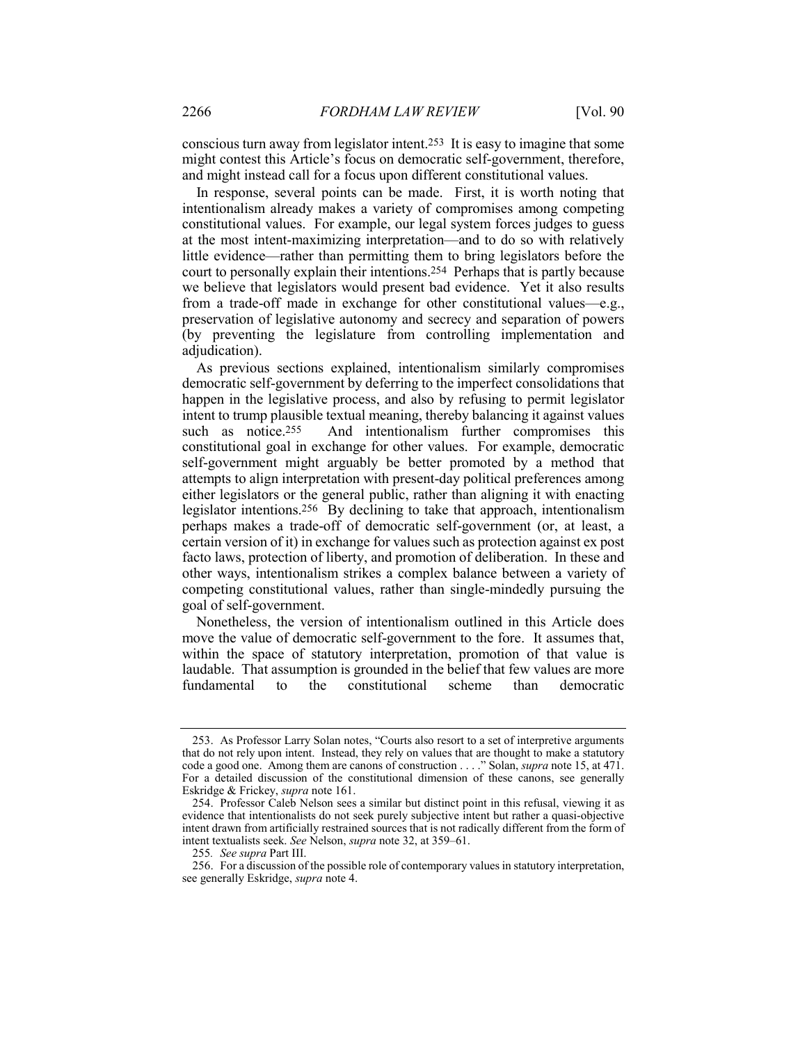conscious turn away from legislator intent.[253] It is easy to imagine that some might contest this Article's focus on democratic self-government, therefore, and might instead call for a focus upon different constitutional values.

In response, several points can be made. First, it is worth noting that intentionalism already makes a variety of compromises among competing constitutional values. For example, our legal system forces judges to guess at the most intent-maximizing interpretation—and to do so with relatively little evidence—rather than permitting them to bring legislators before the court to personally explain their intentions.[254] Perhaps that is partly because we believe that legislators would present bad evidence. Yet it also results from a trade-off made in exchange for other constitutional values—e.g., preservation of legislative autonomy and secrecy and separation of powers (by preventing the legislature from controlling implementation and adjudication).

As previous sections explained, intentionalism similarly compromises democratic self-government by deferring to the imperfect consolidations that happen in the legislative process, and also by refusing to permit legislator intent to trump plausible textual meaning, thereby balancing it against values such as notice.[255] And intentionalism further compromises this constitutional goal in exchange for other values. For example, democratic self-government might arguably be better promoted by a method that attempts to align interpretation with present-day political preferences among either legislators or the general public, rather than aligning it with enacting legislator intentions.[256] By declining to take that approach, intentionalism perhaps makes a trade-off of democratic self-government (or, at least, a certain version of it) in exchange for values such as protection against ex post facto laws, protection of liberty, and promotion of deliberation. In these and other ways, intentionalism strikes a complex balance between a variety of competing constitutional values, rather than single-mindedly pursuing the goal of self-government.

Nonetheless, the version of intentionalism outlined in this Article does move the value of democratic self-government to the fore. It assumes that, within the space of statutory interpretation, promotion of that value is laudable. That assumption is grounded in the belief that few values are more fundamental to the constitutional scheme than democratic

---

253. As Professor Larry Solan notes, "Courts also resort to a set of interpretive arguments that do not rely upon intent. Instead, they rely on values that are thought to make a statutory code a good one. Among them are canons of construction . . . ." Solan, *supra* note 15, at 471. For a detailed discussion of the constitutional dimension of these canons, see generally Eskridge & Frickey, *supra* note 161.

254. Professor Caleb Nelson sees a similar but distinct point in this refusal, viewing it as evidence that intentionalists do not seek purely subjective intent but rather a quasi-objective intent drawn from artificially restrained sources that is not radically different from the form of intent textualists seek. *See* Nelson, *supra* note 32, at 359–61.

255. *See supra* Part III.

256. For a discussion of the possible role of contemporary values in statutory interpretation, see generally Eskridge, *supra* note 4.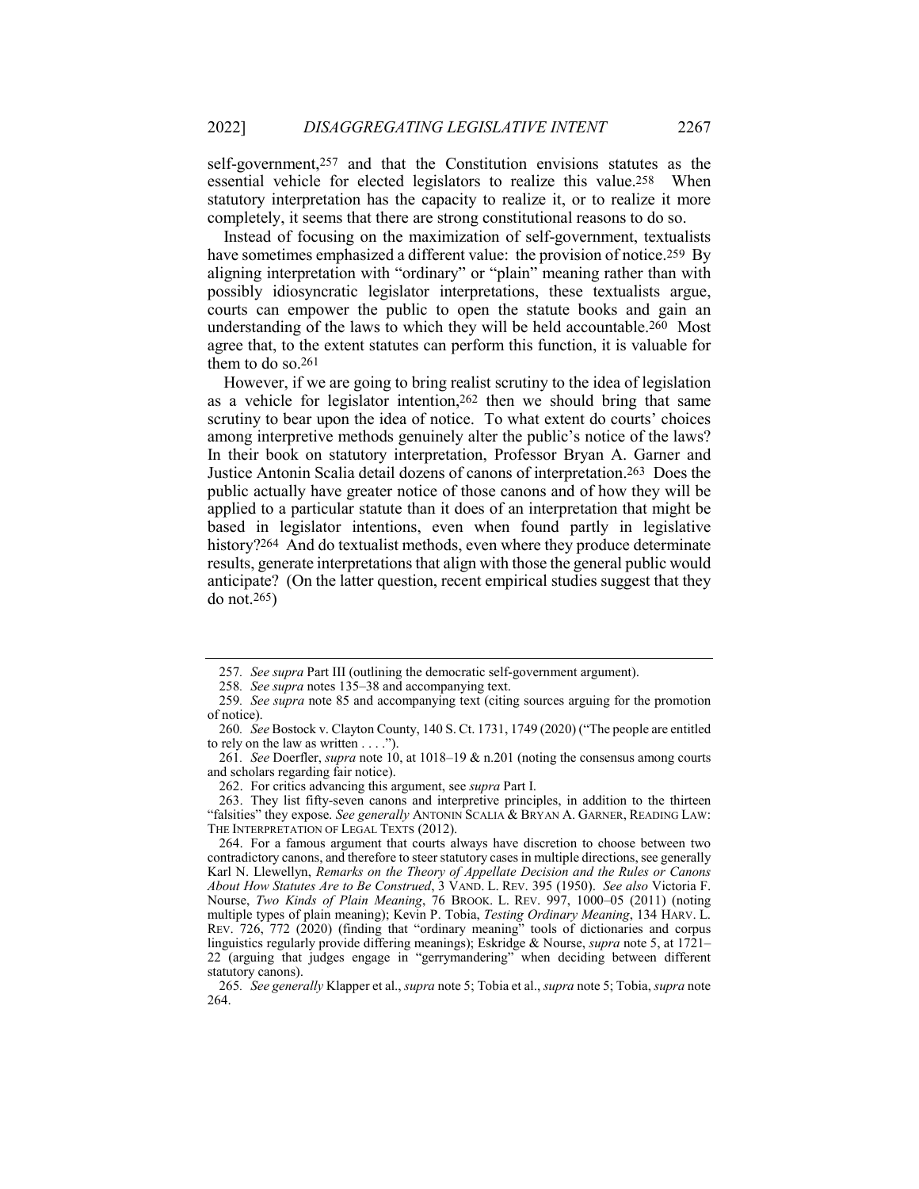self-government,[257] and that the Constitution envisions statutes as the essential vehicle for elected legislators to realize this value.[258] When statutory interpretation has the capacity to realize it, or to realize it more completely, it seems that there are strong constitutional reasons to do so.

Instead of focusing on the maximization of self-government, textualists have sometimes emphasized a different value: the provision of notice.[259] By aligning interpretation with "ordinary" or "plain" meaning rather than with possibly idiosyncratic legislator interpretations, these textualists argue, courts can empower the public to open the statute books and gain an understanding of the laws to which they will be held accountable.[260] Most agree that, to the extent statutes can perform this function, it is valuable for them to do so.[261]

However, if we are going to bring realist scrutiny to the idea of legislation as a vehicle for legislator intention,[262] then we should bring that same scrutiny to bear upon the idea of notice. To what extent do courts' choices among interpretive methods genuinely alter the public's notice of the laws? In their book on statutory interpretation, Professor Bryan A. Garner and Justice Antonin Scalia detail dozens of canons of interpretation.[263] Does the public actually have greater notice of those canons and of how they will be applied to a particular statute than it does of an interpretation that might be based in legislator intentions, even when found partly in legislative history?[264] And do textualist methods, even where they produce determinate results, generate interpretations that align with those the general public would anticipate? (On the latter question, recent empirical studies suggest that they do not.[265])

---

257. *See supra* Part III (outlining the democratic self-government argument).

258. *See supra* notes 135–38 and accompanying text.

259. *See supra* note 85 and accompanying text (citing sources arguing for the promotion of notice).

260. *See* Bostock v. Clayton County, 140 S. Ct. 1731, 1749 (2020) ("The people are entitled to rely on the law as written . . . .").

261. *See* Doerfler, *supra* note 10, at 1018–19 & n.201 (noting the consensus among courts and scholars regarding fair notice).

262. For critics advancing this argument, see *supra* Part I.

263. They list fifty-seven canons and interpretive principles, in addition to the thirteen "falsities" they expose. *See generally* ANTONIN SCALIA & BRYAN A. GARNER, READING LAW: THE INTERPRETATION OF LEGAL TEXTS (2012).

264. For a famous argument that courts always have discretion to choose between two contradictory canons, and therefore to steer statutory cases in multiple directions, see generally Karl N. Llewellyn, *Remarks on the Theory of Appellate Decision and the Rules or Canons About How Statutes Are to Be Construed*, 3 VAND. L. REV. 395 (1950). *See also* Victoria F. Nourse, *Two Kinds of Plain Meaning*, 76 BROOK. L. REV. 997, 1000–05 (2011) (noting multiple types of plain meaning); Kevin P. Tobia, *Testing Ordinary Meaning*, 134 HARV. L. REV. 726, 772 (2020) (finding that "ordinary meaning" tools of dictionaries and corpus linguistics regularly provide differing meanings); Eskridge & Nourse, *supra* note 5, at 1721–22 (arguing that judges engage in "gerrymandering" when deciding between different statutory canons).

265. *See generally* Klapper et al., *supra* note 5; Tobia et al., *supra* note 5; Tobia, *supra* note 264.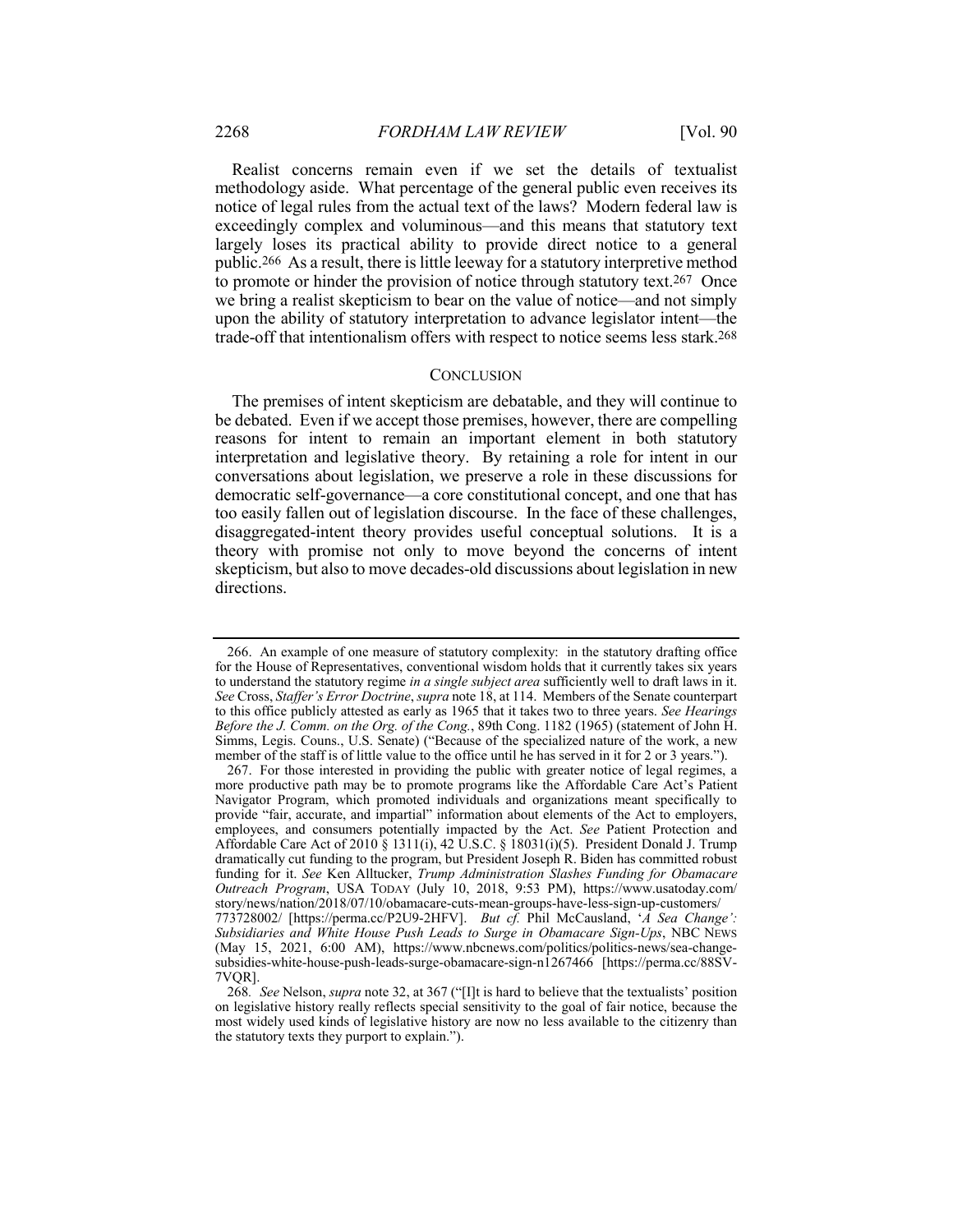Realist concerns remain even if we set the details of textualist methodology aside. What percentage of the general public even receives its notice of legal rules from the actual text of the laws? Modern federal law is exceedingly complex and voluminous—and this means that statutory text largely loses its practical ability to provide direct notice to a general public.[266] As a result, there is little leeway for a statutory interpretive method to promote or hinder the provision of notice through statutory text.[267] Once we bring a realist skepticism to bear on the value of notice—and not simply upon the ability of statutory interpretation to advance legislator intent—the trade-off that intentionalism offers with respect to notice seems less stark.[268]

## CONCLUSION

The premises of intent skepticism are debatable, and they will continue to be debated. Even if we accept those premises, however, there are compelling reasons for intent to remain an important element in both statutory interpretation and legislative theory. By retaining a role for intent in our conversations about legislation, we preserve a role in these discussions for democratic self-governance—a core constitutional concept, and one that has too easily fallen out of legislation discourse. In the face of these challenges, disaggregated-intent theory provides useful conceptual solutions. It is a theory with promise not only to move beyond the concerns of intent skepticism, but also to move decades-old discussions about legislation in new directions.

---

266. An example of one measure of statutory complexity: in the statutory drafting office for the House of Representatives, conventional wisdom holds that it currently takes six years to understand the statutory regime *in a single subject area* sufficiently well to draft laws in it. *See* Cross, *Staffer's Error Doctrine*, *supra* note 18, at 114. Members of the Senate counterpart to this office publicly attested as early as 1965 that it takes two to three years. *See Hearings Before the J. Comm. on the Org. of the Cong.*, 89th Cong. 1182 (1965) (statement of John H. Simms, Legis. Couns., U.S. Senate) ("Because of the specialized nature of the work, a new member of the staff is of little value to the office until he has served in it for 2 or 3 years.").

267. For those interested in providing the public with greater notice of legal regimes, a more productive path may be to promote programs like the Affordable Care Act's Patient Navigator Program, which promoted individuals and organizations meant specifically to provide "fair, accurate, and impartial" information about elements of the Act to employers, employees, and consumers potentially impacted by the Act. *See* Patient Protection and Affordable Care Act of 2010 § 1311(i), 42 U.S.C. § 18031(i)(5). President Donald J. Trump dramatically cut funding to the program, but President Joseph R. Biden has committed robust funding for it. *See* Ken Alltucker, *Trump Administration Slashes Funding for Obamacare Outreach Program*, USA TODAY (July 10, 2018, 9:53 PM), https://www.usatoday.com/story/news/nation/2018/07/10/obamacare-cuts-mean-groups-have-less-sign-up-customers/773728002/ [https://perma.cc/P2U9-2HFV]. *But cf.* Phil McCausland, '*A Sea Change': Subsidiaries and White House Push Leads to Surge in Obamacare Sign-Ups*, NBC NEWS (May 15, 2021, 6:00 AM), https://www.nbcnews.com/politics/politics-news/sea-change-subsidies-white-house-push-leads-surge-obamacare-sign-n1267466 [https://perma.cc/88SV-7VQR].

268. *See* Nelson, *supra* note 32, at 367 ("[I]t is hard to believe that the textualists' position on legislative history really reflects special sensitivity to the goal of fair notice, because the most widely used kinds of legislative history are now no less available to the citizenry than the statutory texts they purport to explain.").